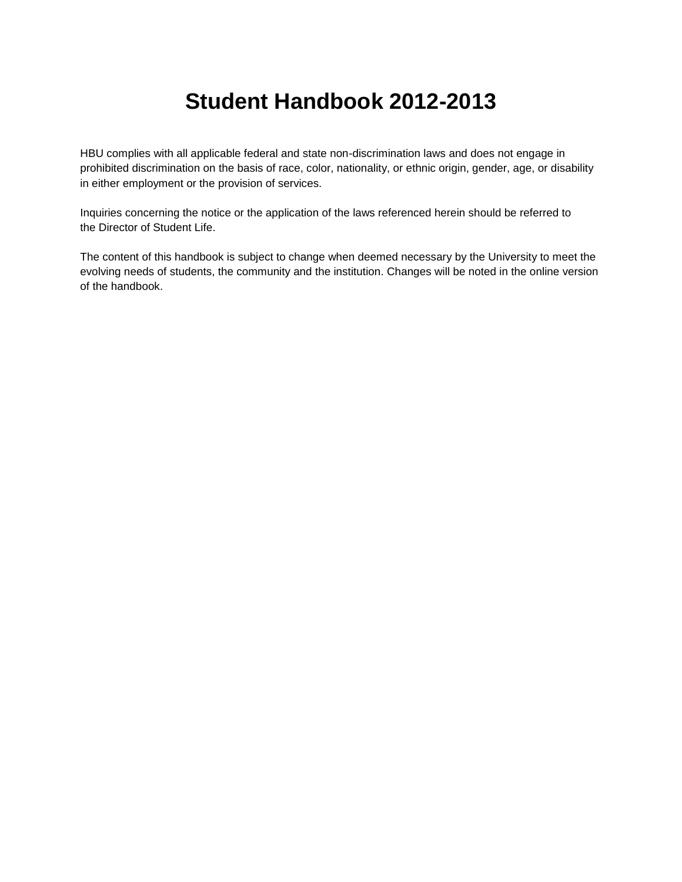# Student Handbook 2012-2013

HBU complies with all applicable federal and state non-discrimination laws and does not engage in prohibited discrimination on the basis of race, color, nationality, or ethnic origin, gender, age, or disability in either employment or the provision of services.

Inquiries concerning the notice or the application of the laws referenced herein should be referred to the Director of Student Life.

The content of this handbook is subject to change when deemed necessary by the University to meet the evolving needs of students, the community and the institution. Changes will be noted in the online version of the handbook.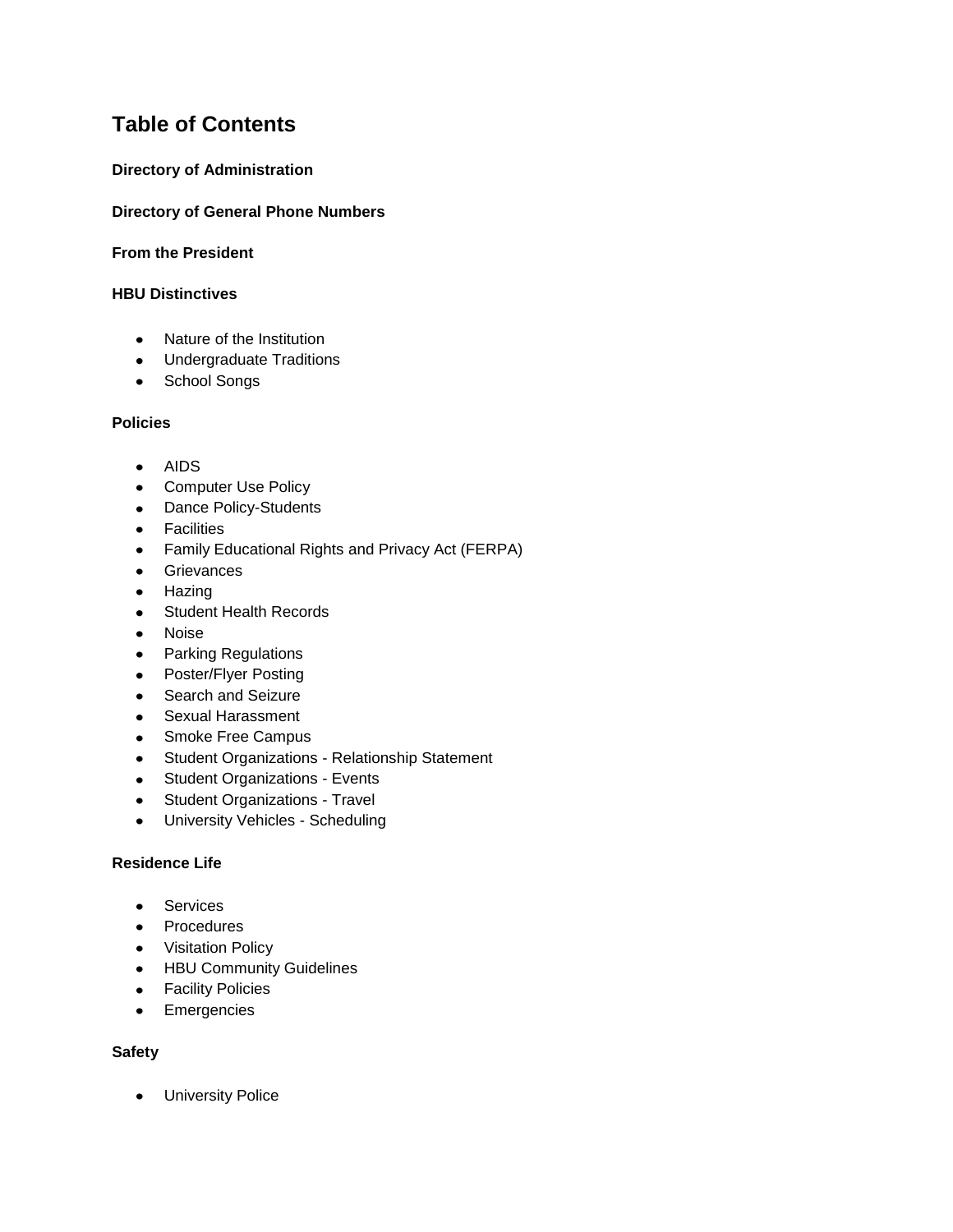# Table of Contents

**Directory of Administration**

**Directory of General Phone Numbers**

**From the President**

**HBU Distinctives**

- Nature of the Institution
- Undergraduate Traditions
- School Songs

**Policies**

- AIDS
- Computer Use Policy
- Dance Policy-Students
- Facilities
- Family Educational Rights and Privacy Act (FERPA)
- Grievances
- Hazing
- Student Health Records
- Noise
- Parking Regulations
- Poster/Flyer Posting
- Search and Seizure
- Sexual Harassment
- Smoke Free Campus
- Student Organizations - Relationship Statement
- Student Organizations - Events
- Student Organizations - Travel
- University Vehicles - Scheduling

**Residence Life**

- Services
- Procedures
- Visitation Policy
- HBU Community Guidelines
- Facility Policies
- Emergencies

**Safety**

- University Police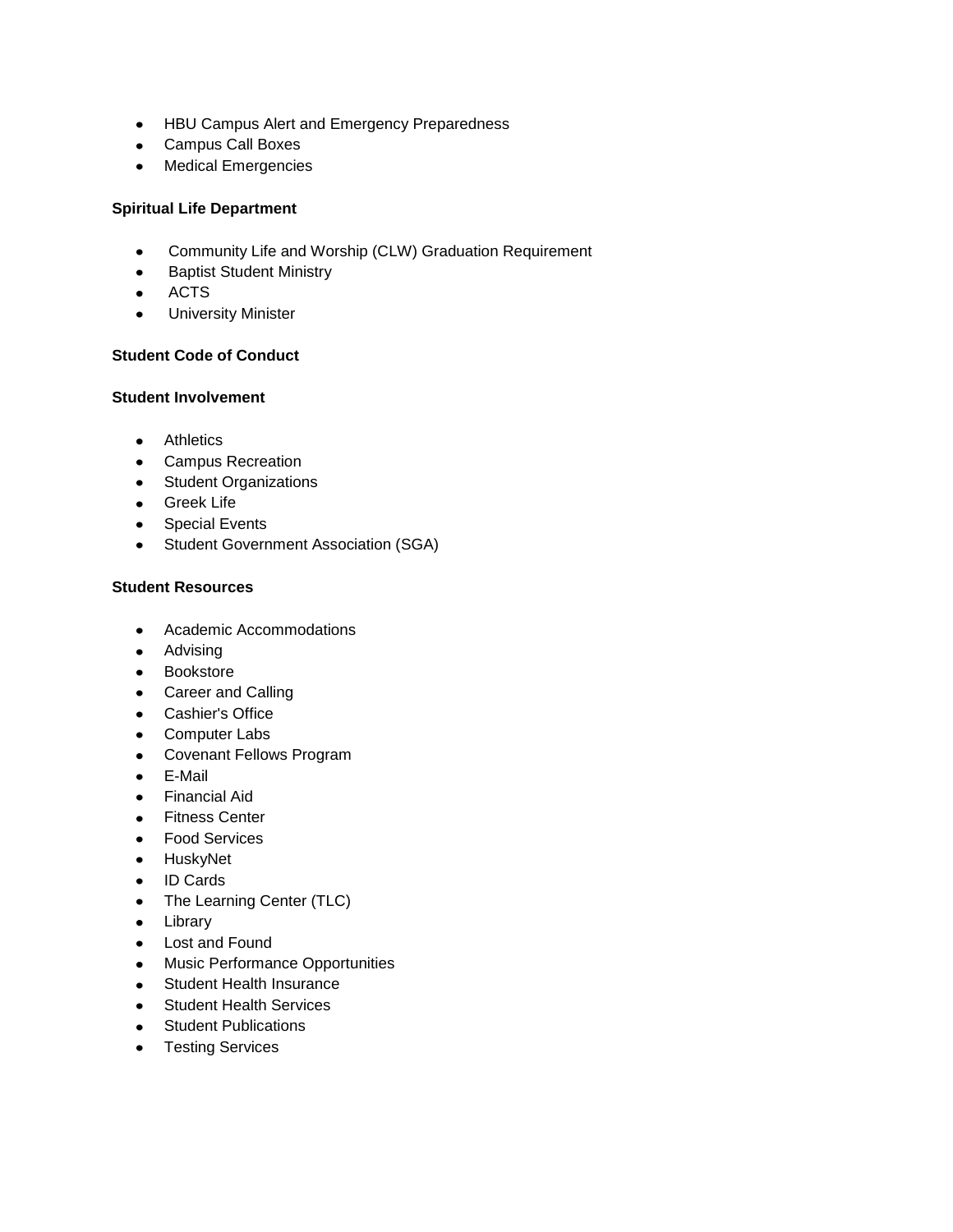- HBU Campus Alert and Emergency Preparedness
- Campus Call Boxes
- Medical Emergencies

**Spiritual Life Department**

- Community Life and Worship (CLW) Graduation Requirement
- Baptist Student Ministry
- ACTS
- University Minister

**Student Code of Conduct**

**Student Involvement**

- Athletics
- Campus Recreation
- Student Organizations
- Greek Life
- Special Events
- Student Government Association (SGA)

**Student Resources**

- Academic Accommodations
- Advising
- Bookstore
- Career and Calling
- Cashier's Office
- Computer Labs
- Covenant Fellows Program
- E-Mail
- Financial Aid
- Fitness Center
- Food Services
- HuskyNet
- ID Cards
- The Learning Center (TLC)
- Library
- Lost and Found
- Music Performance Opportunities
- Student Health Insurance
- Student Health Services
- Student Publications
- Testing Services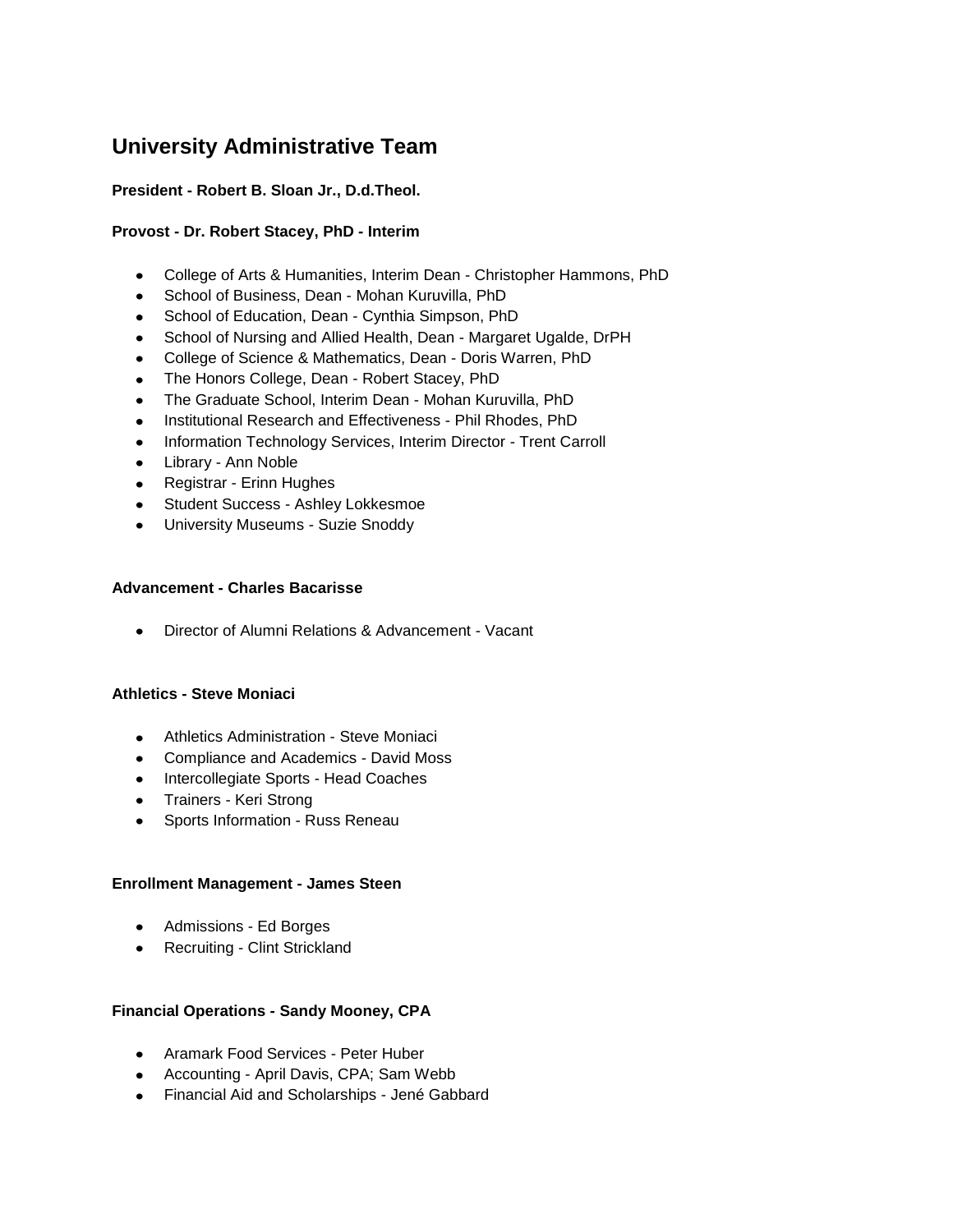# University Administrative Team

**President - Robert B. Sloan Jr., D.d.Theol.**

**Provost - Dr. Robert Stacey, PhD - Interim**

- College of Arts & Humanities, Interim Dean - Christopher Hammons, PhD
- School of Business, Dean - Mohan Kuruvilla, PhD
- School of Education, Dean - Cynthia Simpson, PhD
- School of Nursing and Allied Health, Dean - Margaret Ugalde, DrPH
- College of Science & Mathematics, Dean - Doris Warren, PhD
- The Honors College, Dean - Robert Stacey, PhD
- The Graduate School, Interim Dean - Mohan Kuruvilla, PhD
- Institutional Research and Effectiveness - Phil Rhodes, PhD
- Information Technology Services, Interim Director - Trent Carroll
- Library - Ann Noble
- Registrar - Erinn Hughes
- Student Success - Ashley Lokkesmoe
- University Museums - Suzie Snoddy

**Advancement - Charles Bacarisse**

- Director of Alumni Relations & Advancement - Vacant

**Athletics - Steve Moniaci**

- Athletics Administration - Steve Moniaci
- Compliance and Academics - David Moss
- Intercollegiate Sports - Head Coaches
- Trainers - Keri Strong
- Sports Information - Russ Reneau

**Enrollment Management - James Steen**

- Admissions - Ed Borges
- Recruiting - Clint Strickland

**Financial Operations - Sandy Mooney, CPA**

- Aramark Food Services - Peter Huber
- Accounting - April Davis, CPA; Sam Webb
- Financial Aid and Scholarships - Jené Gabbard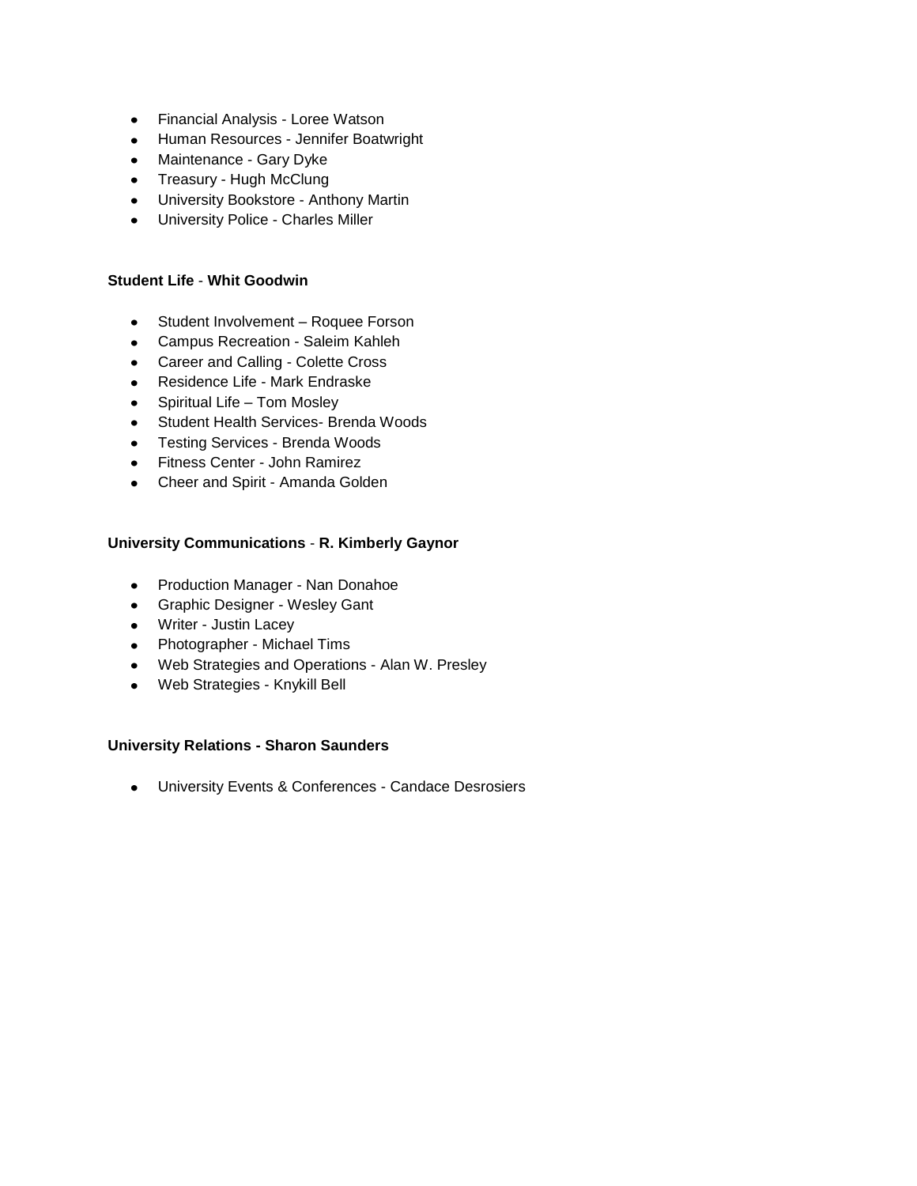- Financial Analysis - Loree Watson
- Human Resources - Jennifer Boatwright
- Maintenance - Gary Dyke
- Treasury - Hugh McClung
- University Bookstore - Anthony Martin
- University Police - Charles Miller

**Student Life** - **Whit Goodwin**

- Student Involvement – Roquee Forson
- Campus Recreation - Saleim Kahleh
- Career and Calling - Colette Cross
- Residence Life - Mark Endraske
- Spiritual Life – Tom Mosley
- Student Health Services- Brenda Woods
- Testing Services - Brenda Woods
- Fitness Center - John Ramirez
- Cheer and Spirit - Amanda Golden

**University Communications** - **R. Kimberly Gaynor**

- Production Manager - Nan Donahoe
- Graphic Designer - Wesley Gant
- Writer - Justin Lacey
- Photographer - Michael Tims
- Web Strategies and Operations - Alan W. Presley
- Web Strategies - Knykill Bell

**University Relations - Sharon Saunders**

- University Events & Conferences - Candace Desrosiers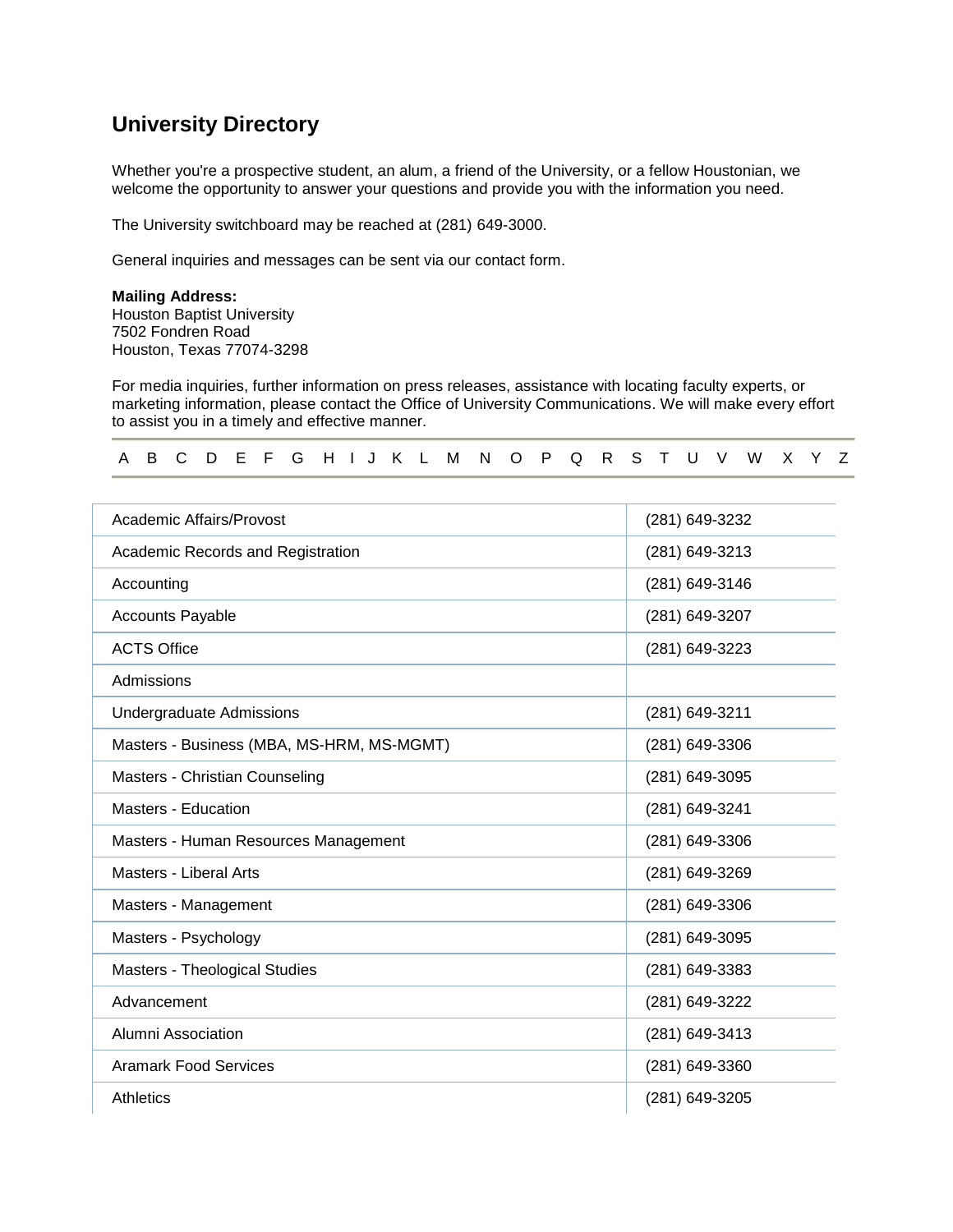## University Directory

Whether you're a prospective student, an alum, a friend of the University, or a fellow Houstonian, we welcome the opportunity to answer your questions and provide you with the information you need.

The University switchboard may be reached at (281) 649-3000.

General inquiries and messages can be sent via our contact form.

**Mailing Address:**
Houston Baptist University
7502 Fondren Road
Houston, Texas 77074-3298

For media inquiries, further information on press releases, assistance with locating faculty experts, or marketing information, please contact the Office of University Communications. We will make every effort to assist you in a timely and effective manner.

A B C D E F G H I J K L M N O P Q R S T U V W X Y Z

| | |
|---|---|
| Academic Affairs/Provost | (281) 649-3232 |
| Academic Records and Registration | (281) 649-3213 |
| Accounting | (281) 649-3146 |
| Accounts Payable | (281) 649-3207 |
| ACTS Office | (281) 649-3223 |
| Admissions | |
| Undergraduate Admissions | (281) 649-3211 |
| Masters - Business (MBA, MS-HRM, MS-MGMT) | (281) 649-3306 |
| Masters - Christian Counseling | (281) 649-3095 |
| Masters - Education | (281) 649-3241 |
| Masters - Human Resources Management | (281) 649-3306 |
| Masters - Liberal Arts | (281) 649-3269 |
| Masters - Management | (281) 649-3306 |
| Masters - Psychology | (281) 649-3095 |
| Masters - Theological Studies | (281) 649-3383 |
| Advancement | (281) 649-3222 |
| Alumni Association | (281) 649-3413 |
| Aramark Food Services | (281) 649-3360 |
| Athletics | (281) 649-3205 |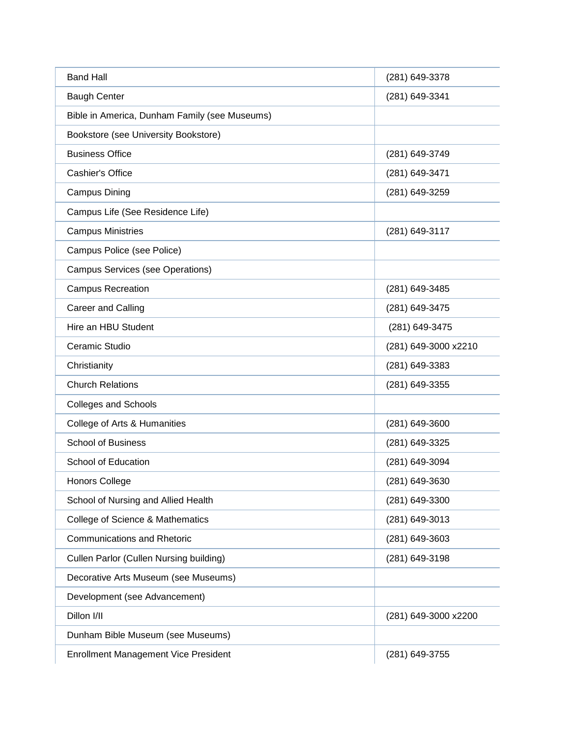| | |
|---|---|
| Band Hall | (281) 649-3378 |
| Baugh Center | (281) 649-3341 |
| Bible in America, Dunham Family (see Museums) | |
| Bookstore (see University Bookstore) | |
| Business Office | (281) 649-3749 |
| Cashier's Office | (281) 649-3471 |
| Campus Dining | (281) 649-3259 |
| Campus Life (See Residence Life) | |
| Campus Ministries | (281) 649-3117 |
| Campus Police (see Police) | |
| Campus Services (see Operations) | |
| Campus Recreation | (281) 649-3485 |
| Career and Calling | (281) 649-3475 |
| Hire an HBU Student | (281) 649-3475 |
| Ceramic Studio | (281) 649-3000 x2210 |
| Christianity | (281) 649-3383 |
| Church Relations | (281) 649-3355 |
| Colleges and Schools | |
| College of Arts & Humanities | (281) 649-3600 |
| School of Business | (281) 649-3325 |
| School of Education | (281) 649-3094 |
| Honors College | (281) 649-3630 |
| School of Nursing and Allied Health | (281) 649-3300 |
| College of Science & Mathematics | (281) 649-3013 |
| Communications and Rhetoric | (281) 649-3603 |
| Cullen Parlor (Cullen Nursing building) | (281) 649-3198 |
| Decorative Arts Museum (see Museums) | |
| Development (see Advancement) | |
| Dillon I/II | (281) 649-3000 x2200 |
| Dunham Bible Museum (see Museums) | |
| Enrollment Management Vice President | (281) 649-3755 |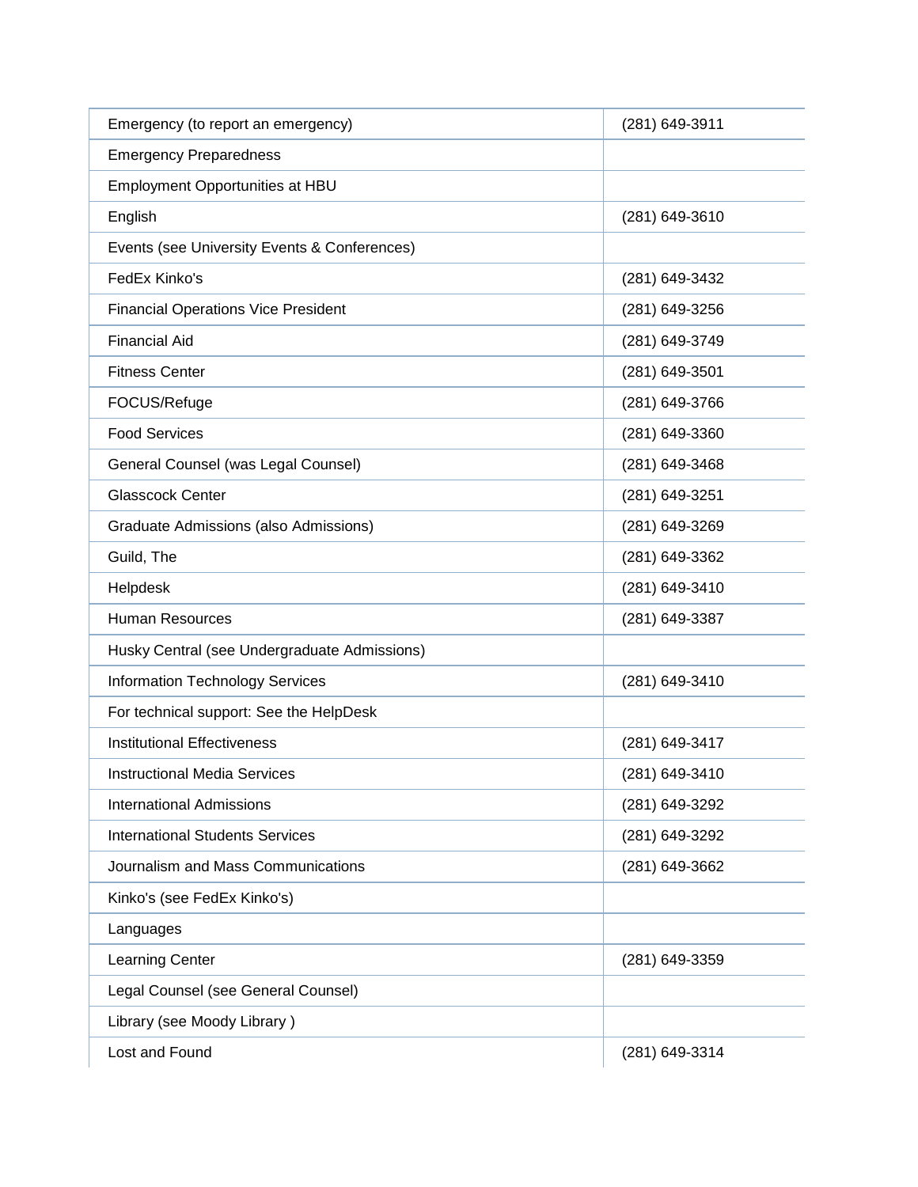| | |
|---|---|
| Emergency (to report an emergency) | (281) 649-3911 |
| Emergency Preparedness | |
| Employment Opportunities at HBU | |
| English | (281) 649-3610 |
| Events (see University Events & Conferences) | |
| FedEx Kinko's | (281) 649-3432 |
| Financial Operations Vice President | (281) 649-3256 |
| Financial Aid | (281) 649-3749 |
| Fitness Center | (281) 649-3501 |
| FOCUS/Refuge | (281) 649-3766 |
| Food Services | (281) 649-3360 |
| General Counsel (was Legal Counsel) | (281) 649-3468 |
| Glasscock Center | (281) 649-3251 |
| Graduate Admissions (also Admissions) | (281) 649-3269 |
| Guild, The | (281) 649-3362 |
| Helpdesk | (281) 649-3410 |
| Human Resources | (281) 649-3387 |
| Husky Central (see Undergraduate Admissions) | |
| Information Technology Services | (281) 649-3410 |
| For technical support: See the HelpDesk | |
| Institutional Effectiveness | (281) 649-3417 |
| Instructional Media Services | (281) 649-3410 |
| International Admissions | (281) 649-3292 |
| International Students Services | (281) 649-3292 |
| Journalism and Mass Communications | (281) 649-3662 |
| Kinko's (see FedEx Kinko's) | |
| Languages | |
| Learning Center | (281) 649-3359 |
| Legal Counsel (see General Counsel) | |
| Library (see Moody Library ) | |
| Lost and Found | (281) 649-3314 |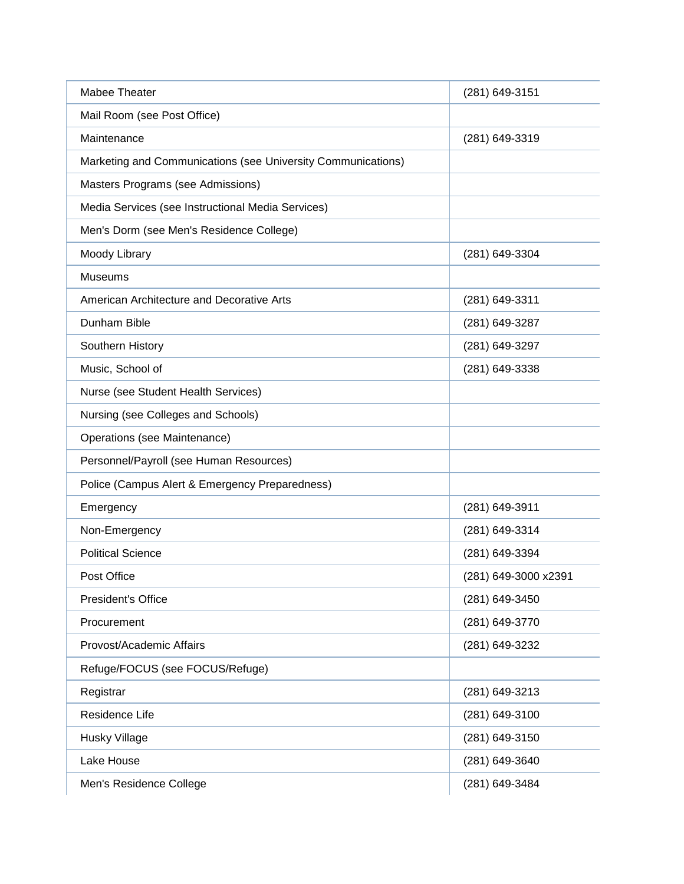| | |
|---|---|
| Mabee Theater | (281) 649-3151 |
| Mail Room (see Post Office) | |
| Maintenance | (281) 649-3319 |
| Marketing and Communications (see University Communications) | |
| Masters Programs (see Admissions) | |
| Media Services (see Instructional Media Services) | |
| Men's Dorm (see Men's Residence College) | |
| Moody Library | (281) 649-3304 |
| Museums | |
| American Architecture and Decorative Arts | (281) 649-3311 |
| Dunham Bible | (281) 649-3287 |
| Southern History | (281) 649-3297 |
| Music, School of | (281) 649-3338 |
| Nurse (see Student Health Services) | |
| Nursing (see Colleges and Schools) | |
| Operations (see Maintenance) | |
| Personnel/Payroll (see Human Resources) | |
| Police (Campus Alert & Emergency Preparedness) | |
| Emergency | (281) 649-3911 |
| Non-Emergency | (281) 649-3314 |
| Political Science | (281) 649-3394 |
| Post Office | (281) 649-3000 x2391 |
| President's Office | (281) 649-3450 |
| Procurement | (281) 649-3770 |
| Provost/Academic Affairs | (281) 649-3232 |
| Refuge/FOCUS (see FOCUS/Refuge) | |
| Registrar | (281) 649-3213 |
| Residence Life | (281) 649-3100 |
| Husky Village | (281) 649-3150 |
| Lake House | (281) 649-3640 |
| Men's Residence College | (281) 649-3484 |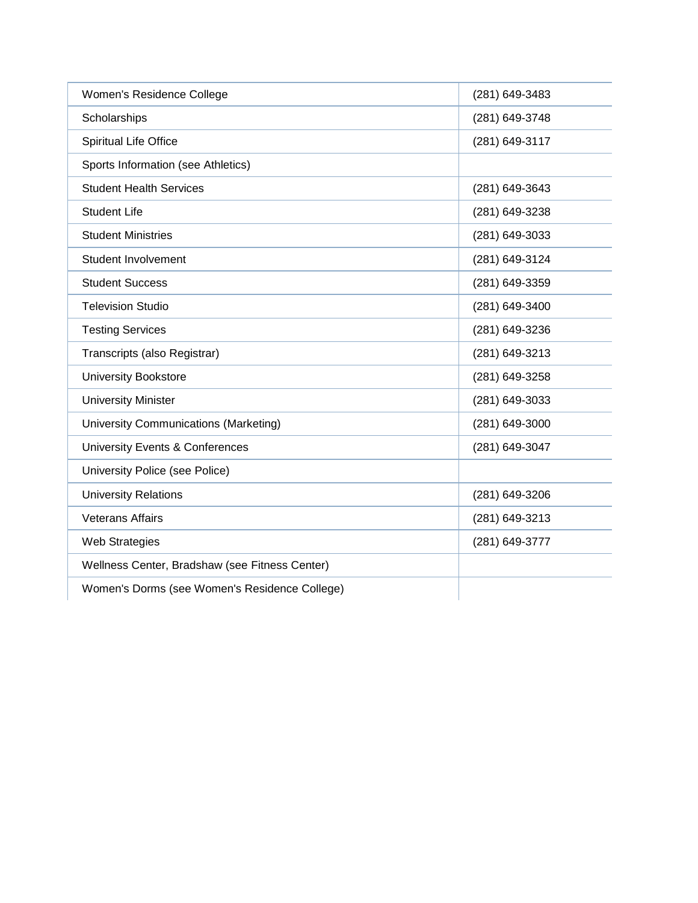| | |
|---|---|
| Women's Residence College | (281) 649-3483 |
| Scholarships | (281) 649-3748 |
| Spiritual Life Office | (281) 649-3117 |
| Sports Information (see Athletics) | |
| Student Health Services | (281) 649-3643 |
| Student Life | (281) 649-3238 |
| Student Ministries | (281) 649-3033 |
| Student Involvement | (281) 649-3124 |
| Student Success | (281) 649-3359 |
| Television Studio | (281) 649-3400 |
| Testing Services | (281) 649-3236 |
| Transcripts (also Registrar) | (281) 649-3213 |
| University Bookstore | (281) 649-3258 |
| University Minister | (281) 649-3033 |
| University Communications (Marketing) | (281) 649-3000 |
| University Events & Conferences | (281) 649-3047 |
| University Police (see Police) | |
| University Relations | (281) 649-3206 |
| Veterans Affairs | (281) 649-3213 |
| Web Strategies | (281) 649-3777 |
| Wellness Center, Bradshaw (see Fitness Center) | |
| Women's Dorms (see Women's Residence College) | |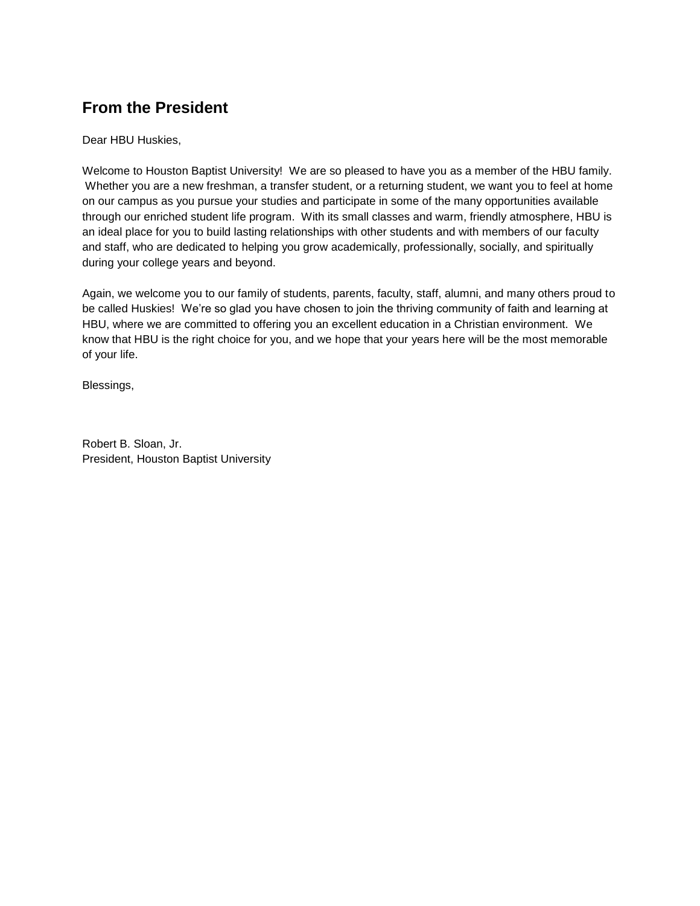## From the President

Dear HBU Huskies,

Welcome to Houston Baptist University! We are so pleased to have you as a member of the HBU family. Whether you are a new freshman, a transfer student, or a returning student, we want you to feel at home on our campus as you pursue your studies and participate in some of the many opportunities available through our enriched student life program. With its small classes and warm, friendly atmosphere, HBU is an ideal place for you to build lasting relationships with other students and with members of our faculty and staff, who are dedicated to helping you grow academically, professionally, socially, and spiritually during your college years and beyond.

Again, we welcome you to our family of students, parents, faculty, staff, alumni, and many others proud to be called Huskies! We're so glad you have chosen to join the thriving community of faith and learning at HBU, where we are committed to offering you an excellent education in a Christian environment. We know that HBU is the right choice for you, and we hope that your years here will be the most memorable of your life.

Blessings,

Robert B. Sloan, Jr.
President, Houston Baptist University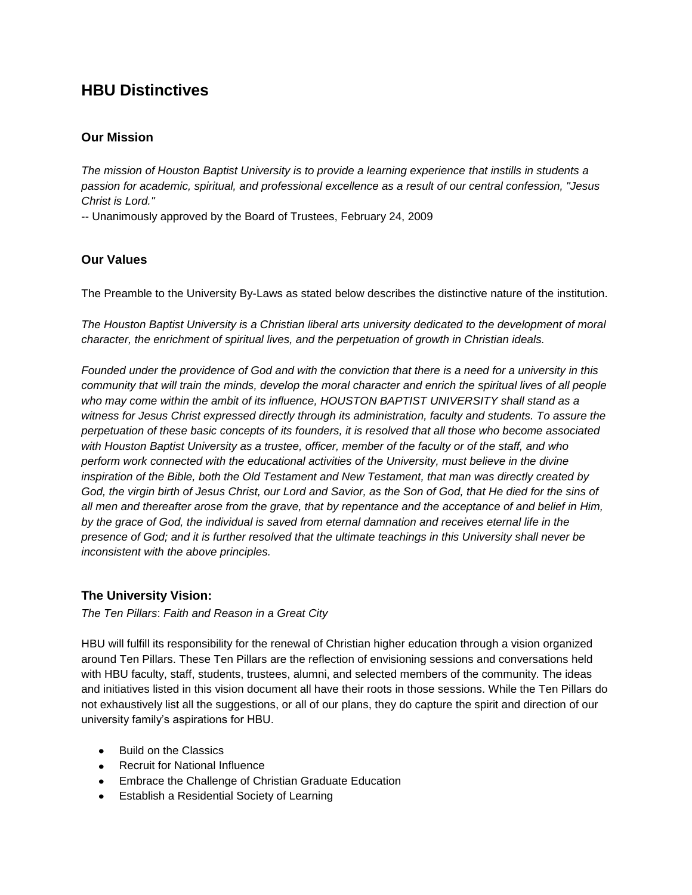# HBU Distinctives

### Our Mission

*The mission of Houston Baptist University is to provide a learning experience that instills in students a passion for academic, spiritual, and professional excellence as a result of our central confession, "Jesus Christ is Lord."*

-- Unanimously approved by the Board of Trustees, February 24, 2009

### Our Values

The Preamble to the University By-Laws as stated below describes the distinctive nature of the institution.

*The Houston Baptist University is a Christian liberal arts university dedicated to the development of moral character, the enrichment of spiritual lives, and the perpetuation of growth in Christian ideals.*

*Founded under the providence of God and with the conviction that there is a need for a university in this community that will train the minds, develop the moral character and enrich the spiritual lives of all people who may come within the ambit of its influence, HOUSTON BAPTIST UNIVERSITY shall stand as a witness for Jesus Christ expressed directly through its administration, faculty and students. To assure the perpetuation of these basic concepts of its founders, it is resolved that all those who become associated with Houston Baptist University as a trustee, officer, member of the faculty or of the staff, and who perform work connected with the educational activities of the University, must believe in the divine inspiration of the Bible, both the Old Testament and New Testament, that man was directly created by God, the virgin birth of Jesus Christ, our Lord and Savior, as the Son of God, that He died for the sins of all men and thereafter arose from the grave, that by repentance and the acceptance of and belief in Him, by the grace of God, the individual is saved from eternal damnation and receives eternal life in the presence of God; and it is further resolved that the ultimate teachings in this University shall never be inconsistent with the above principles.*

### The University Vision:

*The Ten Pillars*: *Faith and Reason in a Great City*

HBU will fulfill its responsibility for the renewal of Christian higher education through a vision organized around Ten Pillars. These Ten Pillars are the reflection of envisioning sessions and conversations held with HBU faculty, staff, students, trustees, alumni, and selected members of the community. The ideas and initiatives listed in this vision document all have their roots in those sessions. While the Ten Pillars do not exhaustively list all the suggestions, or all of our plans, they do capture the spirit and direction of our university family's aspirations for HBU.

- Build on the Classics
- Recruit for National Influence
- Embrace the Challenge of Christian Graduate Education
- Establish a Residential Society of Learning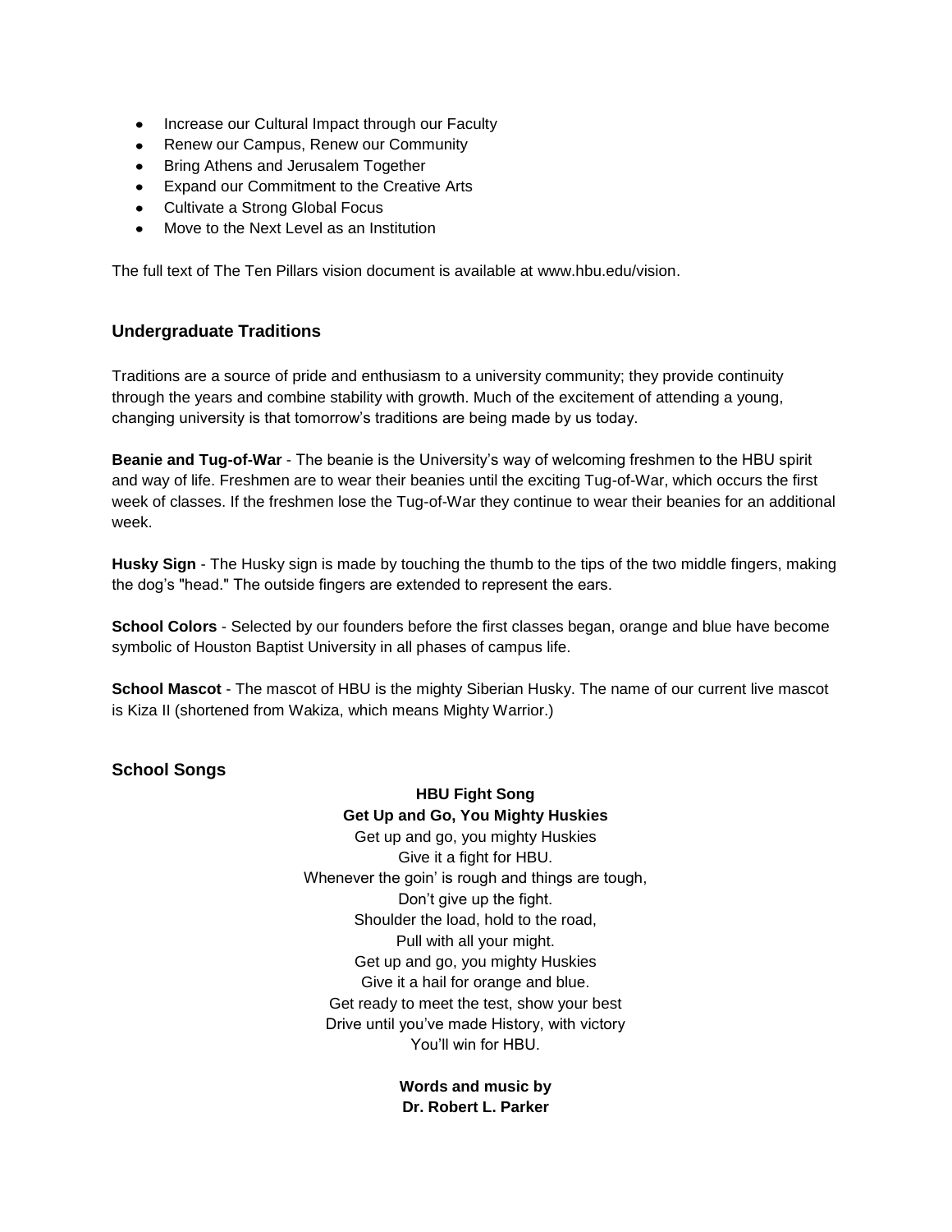- Increase our Cultural Impact through our Faculty
- Renew our Campus, Renew our Community
- Bring Athens and Jerusalem Together
- Expand our Commitment to the Creative Arts
- Cultivate a Strong Global Focus
- Move to the Next Level as an Institution

The full text of The Ten Pillars vision document is available at www.hbu.edu/vision.

## Undergraduate Traditions

Traditions are a source of pride and enthusiasm to a university community; they provide continuity through the years and combine stability with growth. Much of the excitement of attending a young, changing university is that tomorrow's traditions are being made by us today.

**Beanie and Tug-of-War** - The beanie is the University's way of welcoming freshmen to the HBU spirit and way of life. Freshmen are to wear their beanies until the exciting Tug-of-War, which occurs the first week of classes. If the freshmen lose the Tug-of-War they continue to wear their beanies for an additional week.

**Husky Sign** - The Husky sign is made by touching the thumb to the tips of the two middle fingers, making the dog's "head." The outside fingers are extended to represent the ears.

**School Colors** - Selected by our founders before the first classes began, orange and blue have become symbolic of Houston Baptist University in all phases of campus life.

**School Mascot** - The mascot of HBU is the mighty Siberian Husky. The name of our current live mascot is Kiza II (shortened from Wakiza, which means Mighty Warrior.)

## School Songs

**HBU Fight Song**
**Get Up and Go, You Mighty Huskies**

Get up and go, you mighty Huskies
Give it a fight for HBU.
Whenever the goin' is rough and things are tough,
Don't give up the fight.
Shoulder the load, hold to the road,
Pull with all your might.
Get up and go, you mighty Huskies
Give it a hail for orange and blue.
Get ready to meet the test, show your best
Drive until you've made History, with victory
You'll win for HBU.

**Words and music by**
**Dr. Robert L. Parker**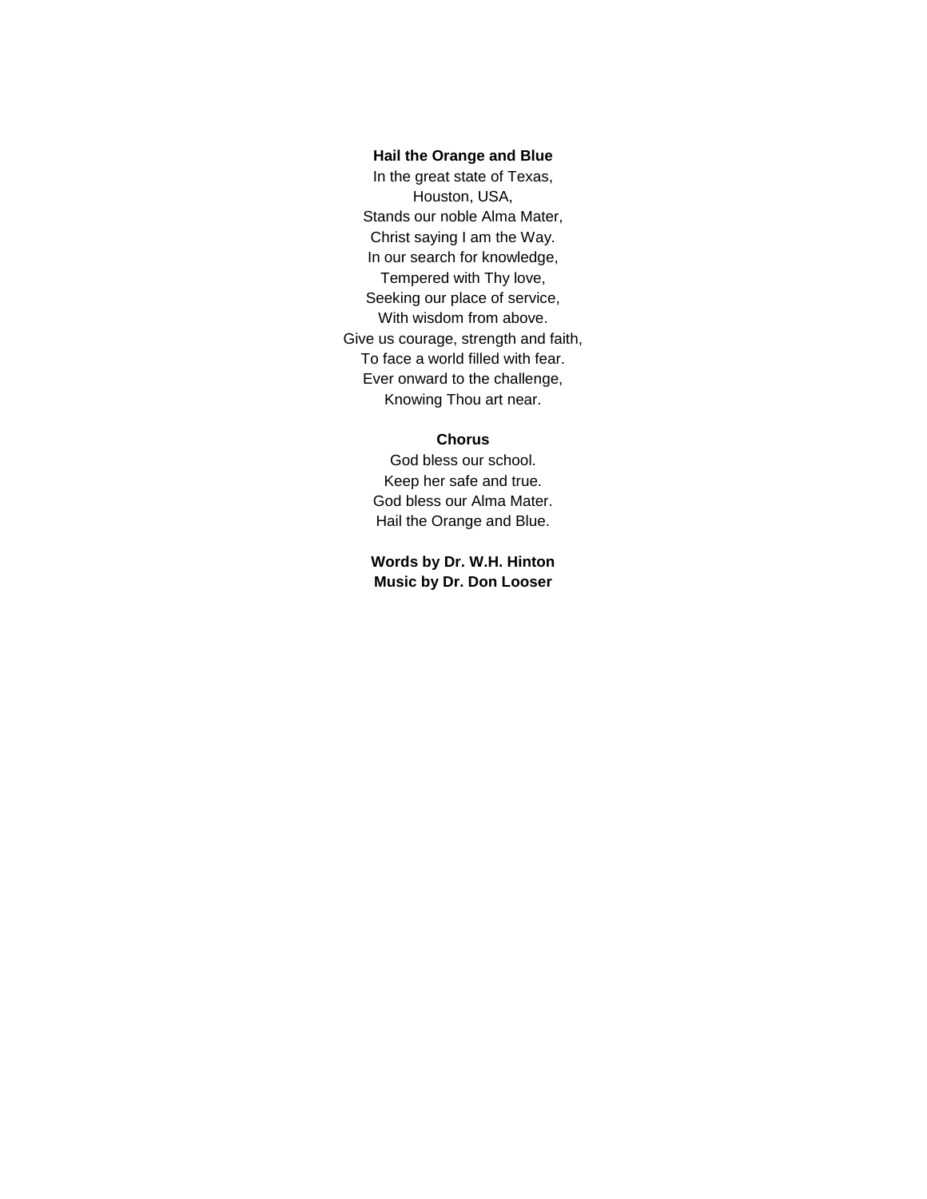**Hail the Orange and Blue**

In the great state of Texas,
Houston, USA,
Stands our noble Alma Mater,
Christ saying I am the Way.
In our search for knowledge,
Tempered with Thy love,
Seeking our place of service,
With wisdom from above.
Give us courage, strength and faith,
To face a world filled with fear.
Ever onward to the challenge,
Knowing Thou art near.

**Chorus**

God bless our school.
Keep her safe and true.
God bless our Alma Mater.
Hail the Orange and Blue.

**Words by Dr. W.H. Hinton**
**Music by Dr. Don Looser**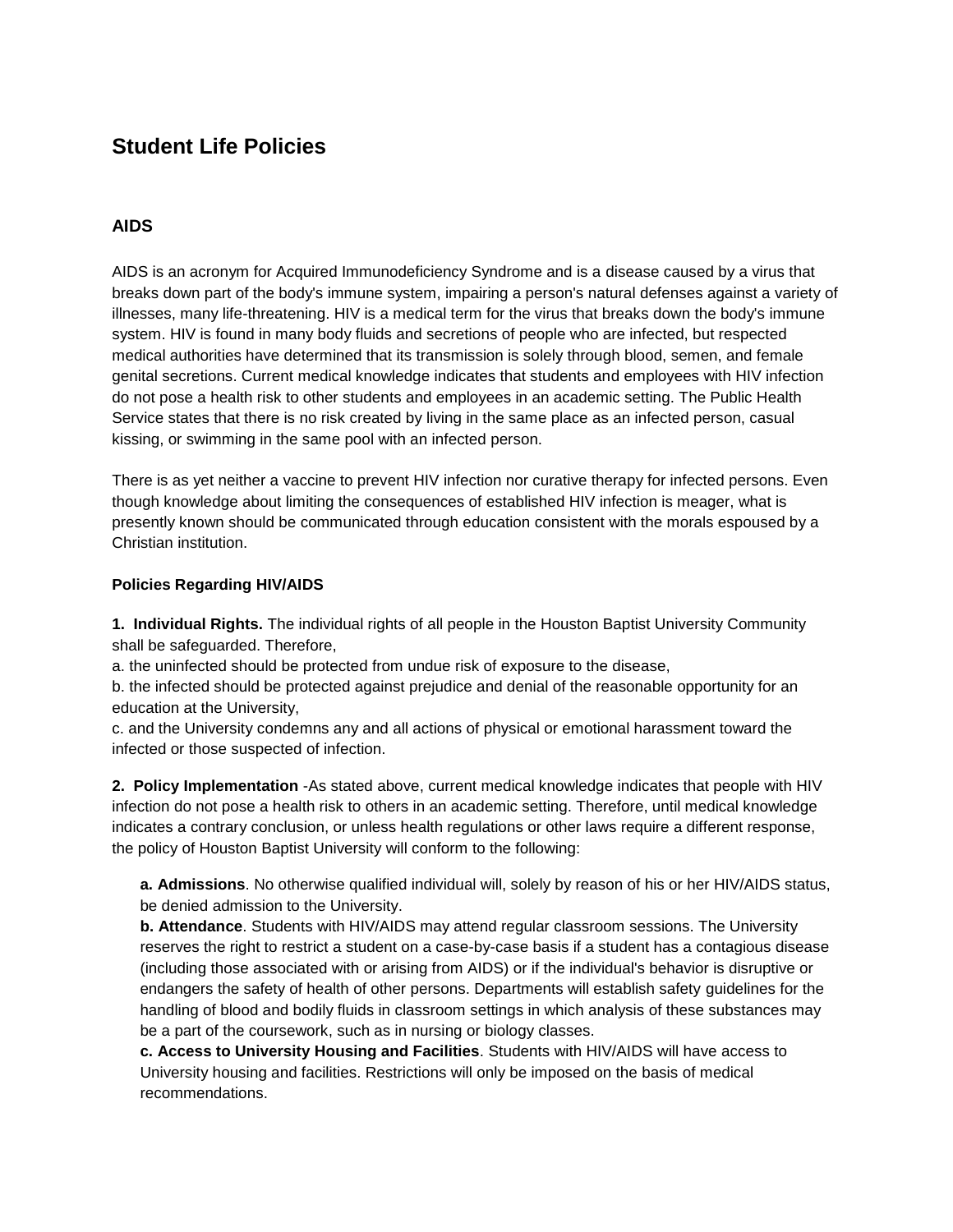# Student Life Policies

## AIDS

AIDS is an acronym for Acquired Immunodeficiency Syndrome and is a disease caused by a virus that breaks down part of the body's immune system, impairing a person's natural defenses against a variety of illnesses, many life-threatening. HIV is a medical term for the virus that breaks down the body's immune system. HIV is found in many body fluids and secretions of people who are infected, but respected medical authorities have determined that its transmission is solely through blood, semen, and female genital secretions. Current medical knowledge indicates that students and employees with HIV infection do not pose a health risk to other students and employees in an academic setting. The Public Health Service states that there is no risk created by living in the same place as an infected person, casual kissing, or swimming in the same pool with an infected person.

There is as yet neither a vaccine to prevent HIV infection nor curative therapy for infected persons. Even though knowledge about limiting the consequences of established HIV infection is meager, what is presently known should be communicated through education consistent with the morals espoused by a Christian institution.

### Policies Regarding HIV/AIDS

**1. Individual Rights.** The individual rights of all people in the Houston Baptist University Community shall be safeguarded. Therefore,
a. the uninfected should be protected from undue risk of exposure to the disease,
b. the infected should be protected against prejudice and denial of the reasonable opportunity for an education at the University,
c. and the University condemns any and all actions of physical or emotional harassment toward the infected or those suspected of infection.

**2. Policy Implementation** -As stated above, current medical knowledge indicates that people with HIV infection do not pose a health risk to others in an academic setting. Therefore, until medical knowledge indicates a contrary conclusion, or unless health regulations or other laws require a different response, the policy of Houston Baptist University will conform to the following:

> **a. Admissions**. No otherwise qualified individual will, solely by reason of his or her HIV/AIDS status, be denied admission to the University.
> **b. Attendance**. Students with HIV/AIDS may attend regular classroom sessions. The University reserves the right to restrict a student on a case-by-case basis if a student has a contagious disease (including those associated with or arising from AIDS) or if the individual's behavior is disruptive or endangers the safety of health of other persons. Departments will establish safety guidelines for the handling of blood and bodily fluids in classroom settings in which analysis of these substances may be a part of the coursework, such as in nursing or biology classes.
> **c. Access to University Housing and Facilities**. Students with HIV/AIDS will have access to University housing and facilities. Restrictions will only be imposed on the basis of medical recommendations.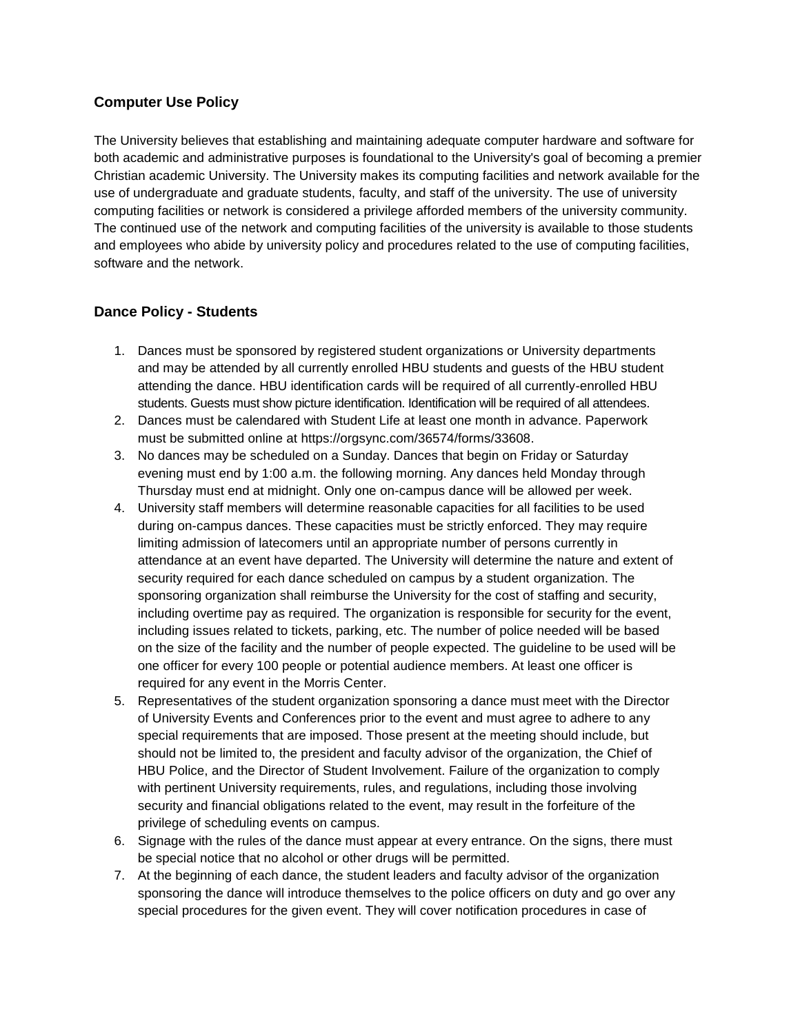### Computer Use Policy

The University believes that establishing and maintaining adequate computer hardware and software for both academic and administrative purposes is foundational to the University's goal of becoming a premier Christian academic University. The University makes its computing facilities and network available for the use of undergraduate and graduate students, faculty, and staff of the university. The use of university computing facilities or network is considered a privilege afforded members of the university community. The continued use of the network and computing facilities of the university is available to those students and employees who abide by university policy and procedures related to the use of computing facilities, software and the network.

### Dance Policy - Students

1. Dances must be sponsored by registered student organizations or University departments and may be attended by all currently enrolled HBU students and guests of the HBU student attending the dance. HBU identification cards will be required of all currently-enrolled HBU students. Guests must show picture identification. Identification will be required of all attendees.
2. Dances must be calendared with Student Life at least one month in advance. Paperwork must be submitted online at https://orgsync.com/36574/forms/33608.
3. No dances may be scheduled on a Sunday. Dances that begin on Friday or Saturday evening must end by 1:00 a.m. the following morning. Any dances held Monday through Thursday must end at midnight. Only one on-campus dance will be allowed per week.
4. University staff members will determine reasonable capacities for all facilities to be used during on-campus dances. These capacities must be strictly enforced. They may require limiting admission of latecomers until an appropriate number of persons currently in attendance at an event have departed. The University will determine the nature and extent of security required for each dance scheduled on campus by a student organization. The sponsoring organization shall reimburse the University for the cost of staffing and security, including overtime pay as required. The organization is responsible for security for the event, including issues related to tickets, parking, etc. The number of police needed will be based on the size of the facility and the number of people expected. The guideline to be used will be one officer for every 100 people or potential audience members. At least one officer is required for any event in the Morris Center.
5. Representatives of the student organization sponsoring a dance must meet with the Director of University Events and Conferences prior to the event and must agree to adhere to any special requirements that are imposed. Those present at the meeting should include, but should not be limited to, the president and faculty advisor of the organization, the Chief of HBU Police, and the Director of Student Involvement. Failure of the organization to comply with pertinent University requirements, rules, and regulations, including those involving security and financial obligations related to the event, may result in the forfeiture of the privilege of scheduling events on campus.
6. Signage with the rules of the dance must appear at every entrance. On the signs, there must be special notice that no alcohol or other drugs will be permitted.
7. At the beginning of each dance, the student leaders and faculty advisor of the organization sponsoring the dance will introduce themselves to the police officers on duty and go over any special procedures for the given event. They will cover notification procedures in case of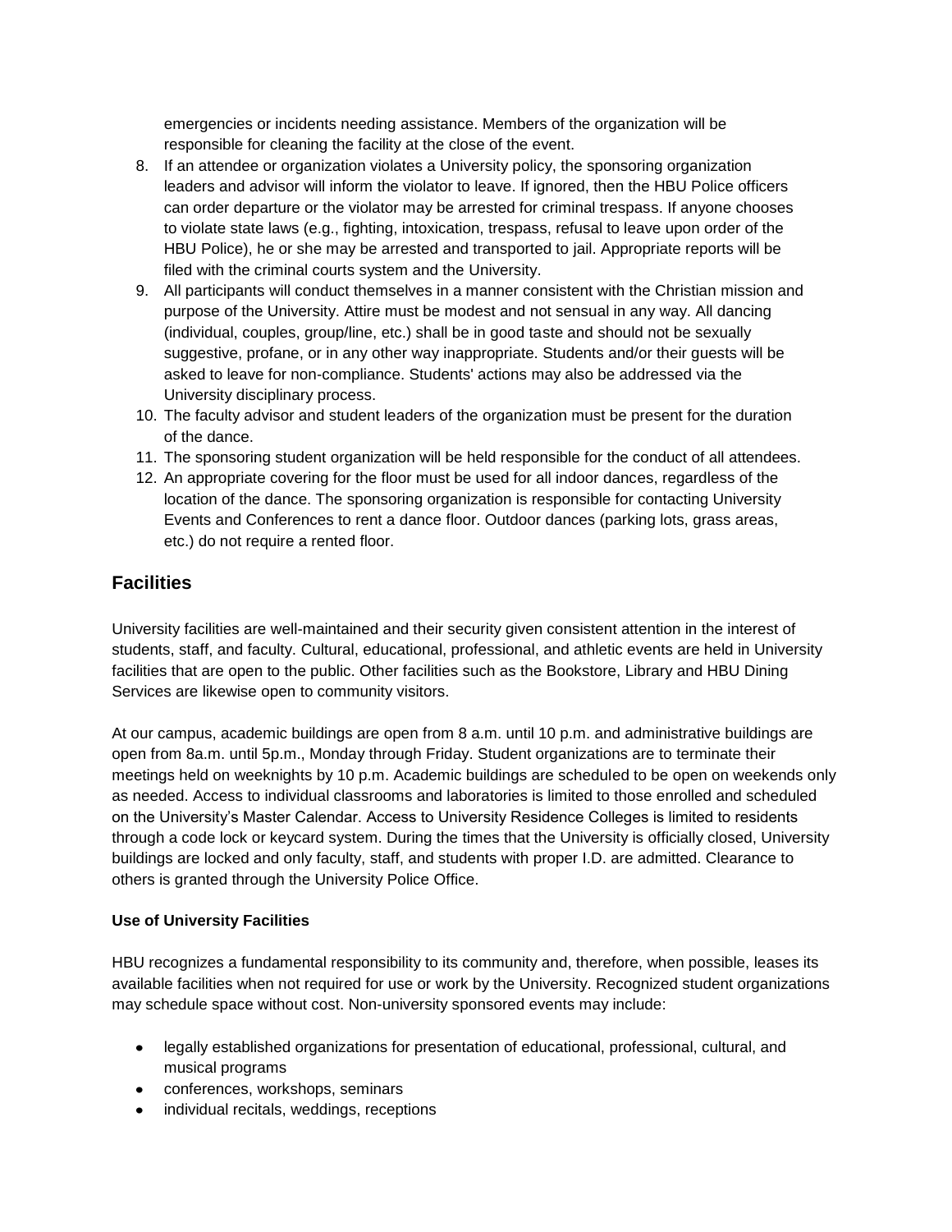emergencies or incidents needing assistance. Members of the organization will be responsible for cleaning the facility at the close of the event.

8. If an attendee or organization violates a University policy, the sponsoring organization leaders and advisor will inform the violator to leave. If ignored, then the HBU Police officers can order departure or the violator may be arrested for criminal trespass. If anyone chooses to violate state laws (e.g., fighting, intoxication, trespass, refusal to leave upon order of the HBU Police), he or she may be arrested and transported to jail. Appropriate reports will be filed with the criminal courts system and the University.
9. All participants will conduct themselves in a manner consistent with the Christian mission and purpose of the University. Attire must be modest and not sensual in any way. All dancing (individual, couples, group/line, etc.) shall be in good taste and should not be sexually suggestive, profane, or in any other way inappropriate. Students and/or their guests will be asked to leave for non-compliance. Students' actions may also be addressed via the University disciplinary process.
10. The faculty advisor and student leaders of the organization must be present for the duration of the dance.
11. The sponsoring student organization will be held responsible for the conduct of all attendees.
12. An appropriate covering for the floor must be used for all indoor dances, regardless of the location of the dance. The sponsoring organization is responsible for contacting University Events and Conferences to rent a dance floor. Outdoor dances (parking lots, grass areas, etc.) do not require a rented floor.

## Facilities

University facilities are well-maintained and their security given consistent attention in the interest of students, staff, and faculty. Cultural, educational, professional, and athletic events are held in University facilities that are open to the public. Other facilities such as the Bookstore, Library and HBU Dining Services are likewise open to community visitors.

At our campus, academic buildings are open from 8 a.m. until 10 p.m. and administrative buildings are open from 8a.m. until 5p.m., Monday through Friday. Student organizations are to terminate their meetings held on weeknights by 10 p.m. Academic buildings are scheduled to be open on weekends only as needed. Access to individual classrooms and laboratories is limited to those enrolled and scheduled on the University's Master Calendar. Access to University Residence Colleges is limited to residents through a code lock or keycard system. During the times that the University is officially closed, University buildings are locked and only faculty, staff, and students with proper I.D. are admitted. Clearance to others is granted through the University Police Office.

**Use of University Facilities**

HBU recognizes a fundamental responsibility to its community and, therefore, when possible, leases its available facilities when not required for use or work by the University. Recognized student organizations may schedule space without cost. Non-university sponsored events may include:

- legally established organizations for presentation of educational, professional, cultural, and musical programs
- conferences, workshops, seminars
- individual recitals, weddings, receptions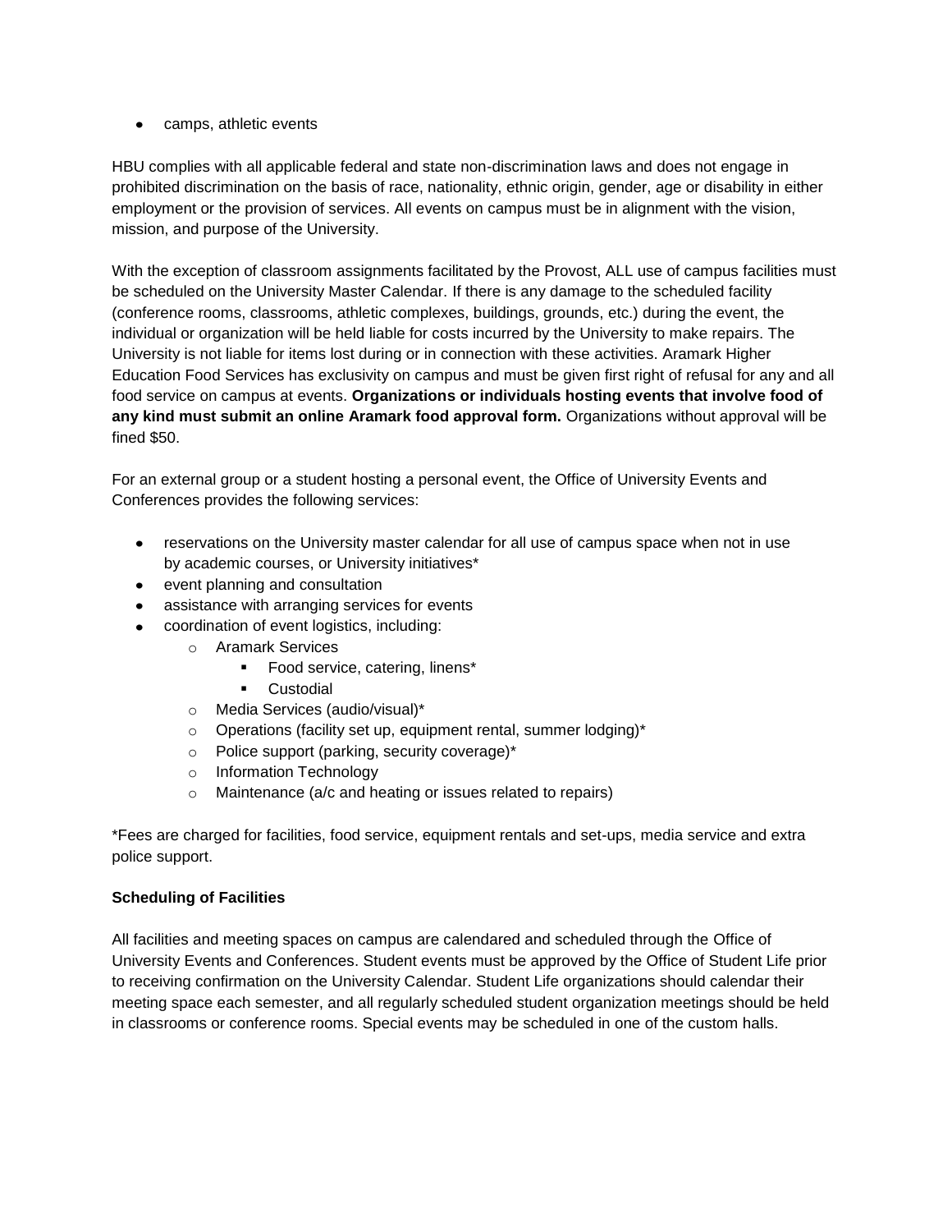- camps, athletic events

HBU complies with all applicable federal and state non-discrimination laws and does not engage in prohibited discrimination on the basis of race, nationality, ethnic origin, gender, age or disability in either employment or the provision of services. All events on campus must be in alignment with the vision, mission, and purpose of the University.

With the exception of classroom assignments facilitated by the Provost, ALL use of campus facilities must be scheduled on the University Master Calendar. If there is any damage to the scheduled facility (conference rooms, classrooms, athletic complexes, buildings, grounds, etc.) during the event, the individual or organization will be held liable for costs incurred by the University to make repairs. The University is not liable for items lost during or in connection with these activities. Aramark Higher Education Food Services has exclusivity on campus and must be given first right of refusal for any and all food service on campus at events. **Organizations or individuals hosting events that involve food of any kind must submit an online Aramark food approval form.** Organizations without approval will be fined $50.

For an external group or a student hosting a personal event, the Office of University Events and Conferences provides the following services:

- reservations on the University master calendar for all use of campus space when not in use by academic courses, or University initiatives*
- event planning and consultation
- assistance with arranging services for events
- coordination of event logistics, including:
    - Aramark Services
        - Food service, catering, linens*
        - Custodial
    - Media Services (audio/visual)*
    - Operations (facility set up, equipment rental, summer lodging)*
    - Police support (parking, security coverage)*
    - Information Technology
    - Maintenance (a/c and heating or issues related to repairs)

*Fees are charged for facilities, food service, equipment rentals and set-ups, media service and extra police support.

**Scheduling of Facilities**

All facilities and meeting spaces on campus are calendared and scheduled through the Office of University Events and Conferences. Student events must be approved by the Office of Student Life prior to receiving confirmation on the University Calendar. Student Life organizations should calendar their meeting space each semester, and all regularly scheduled student organization meetings should be held in classrooms or conference rooms. Special events may be scheduled in one of the custom halls.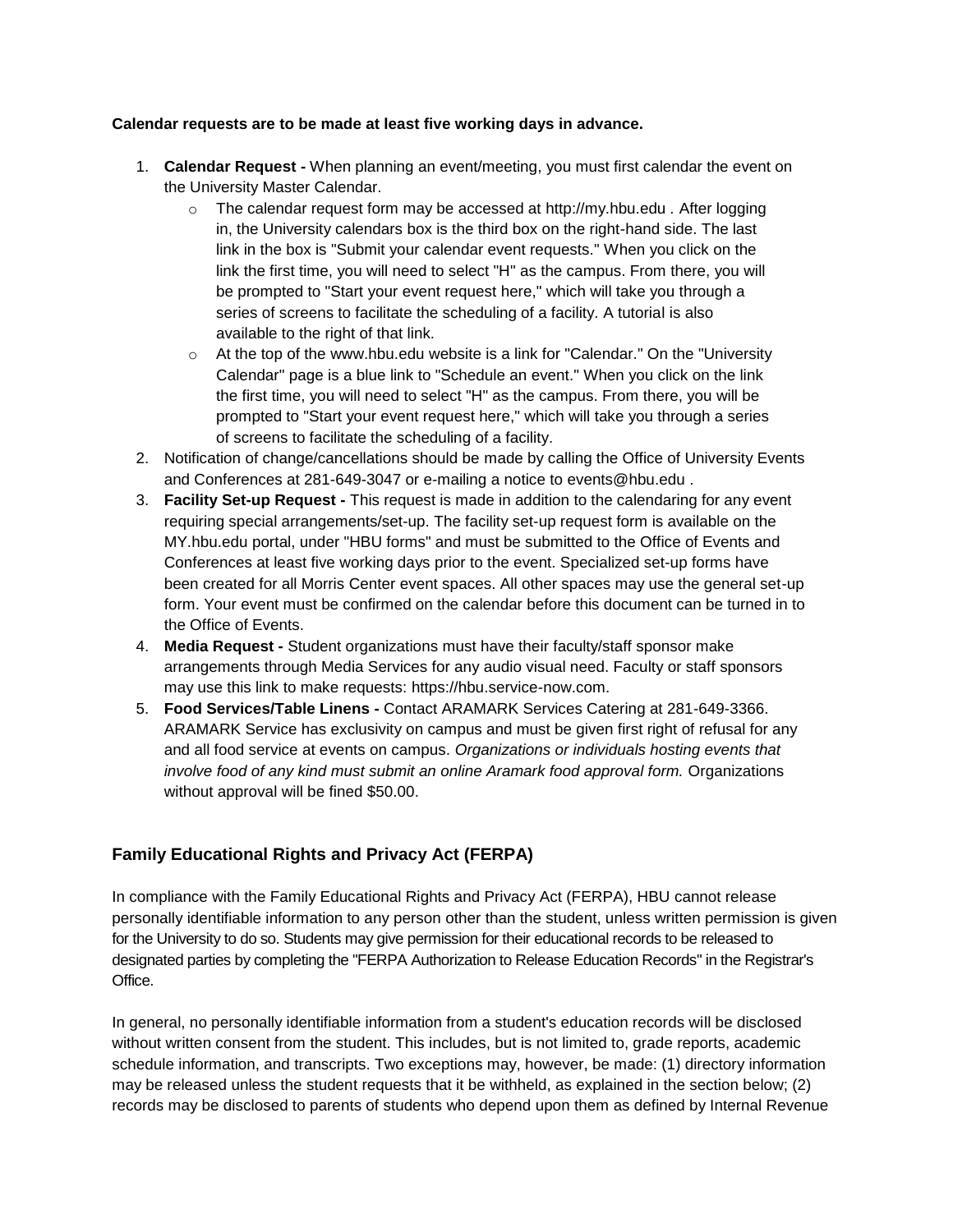**Calendar requests are to be made at least five working days in advance.**

1. **Calendar Request -** When planning an event/meeting, you must first calendar the event on the University Master Calendar.
   - The calendar request form may be accessed at http://my.hbu.edu . After logging in, the University calendars box is the third box on the right-hand side. The last link in the box is "Submit your calendar event requests." When you click on the link the first time, you will need to select "H" as the campus. From there, you will be prompted to "Start your event request here," which will take you through a series of screens to facilitate the scheduling of a facility. A tutorial is also available to the right of that link.
   - At the top of the www.hbu.edu website is a link for "Calendar." On the "University Calendar" page is a blue link to "Schedule an event." When you click on the link the first time, you will need to select "H" as the campus. From there, you will be prompted to "Start your event request here," which will take you through a series of screens to facilitate the scheduling of a facility.
2. Notification of change/cancellations should be made by calling the Office of University Events and Conferences at 281-649-3047 or e-mailing a notice to events@hbu.edu .
3. **Facility Set-up Request -** This request is made in addition to the calendaring for any event requiring special arrangements/set-up. The facility set-up request form is available on the MY.hbu.edu portal, under "HBU forms" and must be submitted to the Office of Events and Conferences at least five working days prior to the event. Specialized set-up forms have been created for all Morris Center event spaces. All other spaces may use the general set-up form. Your event must be confirmed on the calendar before this document can be turned in to the Office of Events.
4. **Media Request -** Student organizations must have their faculty/staff sponsor make arrangements through Media Services for any audio visual need. Faculty or staff sponsors may use this link to make requests: https://hbu.service-now.com.
5. **Food Services/Table Linens -** Contact ARAMARK Services Catering at 281-649-3366. ARAMARK Service has exclusivity on campus and must be given first right of refusal for any and all food service at events on campus. *Organizations or individuals hosting events that involve food of any kind must submit an online Aramark food approval form.* Organizations without approval will be fined $50.00.

## Family Educational Rights and Privacy Act (FERPA)

In compliance with the Family Educational Rights and Privacy Act (FERPA), HBU cannot release personally identifiable information to any person other than the student, unless written permission is given for the University to do so. Students may give permission for their educational records to be released to designated parties by completing the "FERPA Authorization to Release Education Records" in the Registrar's Office.

In general, no personally identifiable information from a student's education records will be disclosed without written consent from the student. This includes, but is not limited to, grade reports, academic schedule information, and transcripts. Two exceptions may, however, be made: (1) directory information may be released unless the student requests that it be withheld, as explained in the section below; (2) records may be disclosed to parents of students who depend upon them as defined by Internal Revenue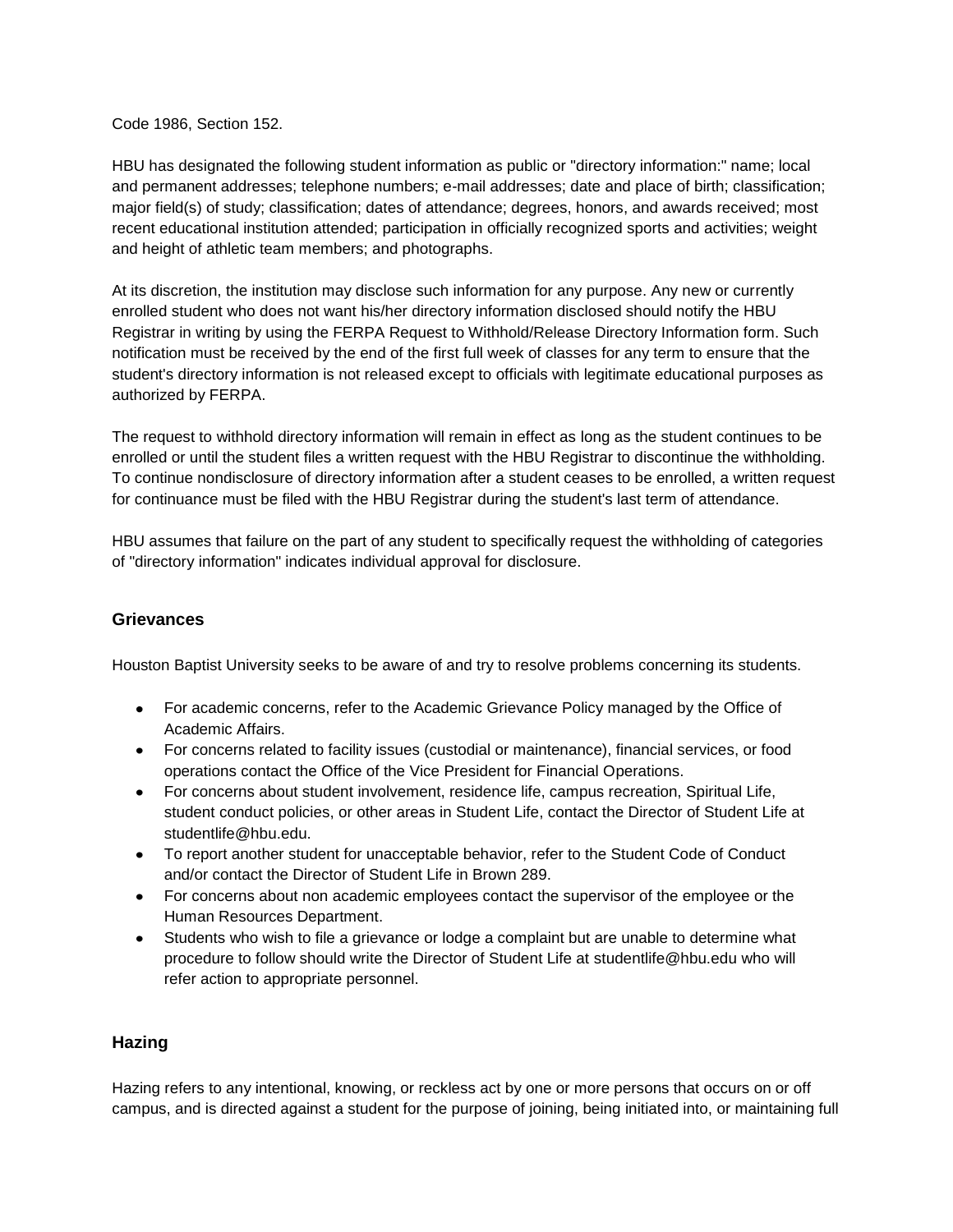Code 1986, Section 152.

HBU has designated the following student information as public or "directory information:" name; local and permanent addresses; telephone numbers; e-mail addresses; date and place of birth; classification; major field(s) of study; classification; dates of attendance; degrees, honors, and awards received; most recent educational institution attended; participation in officially recognized sports and activities; weight and height of athletic team members; and photographs.

At its discretion, the institution may disclose such information for any purpose. Any new or currently enrolled student who does not want his/her directory information disclosed should notify the HBU Registrar in writing by using the FERPA Request to Withhold/Release Directory Information form. Such notification must be received by the end of the first full week of classes for any term to ensure that the student's directory information is not released except to officials with legitimate educational purposes as authorized by FERPA.

The request to withhold directory information will remain in effect as long as the student continues to be enrolled or until the student files a written request with the HBU Registrar to discontinue the withholding. To continue nondisclosure of directory information after a student ceases to be enrolled, a written request for continuance must be filed with the HBU Registrar during the student's last term of attendance.

HBU assumes that failure on the part of any student to specifically request the withholding of categories of "directory information" indicates individual approval for disclosure.

### Grievances

Houston Baptist University seeks to be aware of and try to resolve problems concerning its students.

- For academic concerns, refer to the Academic Grievance Policy managed by the Office of Academic Affairs.
- For concerns related to facility issues (custodial or maintenance), financial services, or food operations contact the Office of the Vice President for Financial Operations.
- For concerns about student involvement, residence life, campus recreation, Spiritual Life, student conduct policies, or other areas in Student Life, contact the Director of Student Life at studentlife@hbu.edu.
- To report another student for unacceptable behavior, refer to the Student Code of Conduct and/or contact the Director of Student Life in Brown 289.
- For concerns about non academic employees contact the supervisor of the employee or the Human Resources Department.
- Students who wish to file a grievance or lodge a complaint but are unable to determine what procedure to follow should write the Director of Student Life at studentlife@hbu.edu who will refer action to appropriate personnel.

### Hazing

Hazing refers to any intentional, knowing, or reckless act by one or more persons that occurs on or off campus, and is directed against a student for the purpose of joining, being initiated into, or maintaining full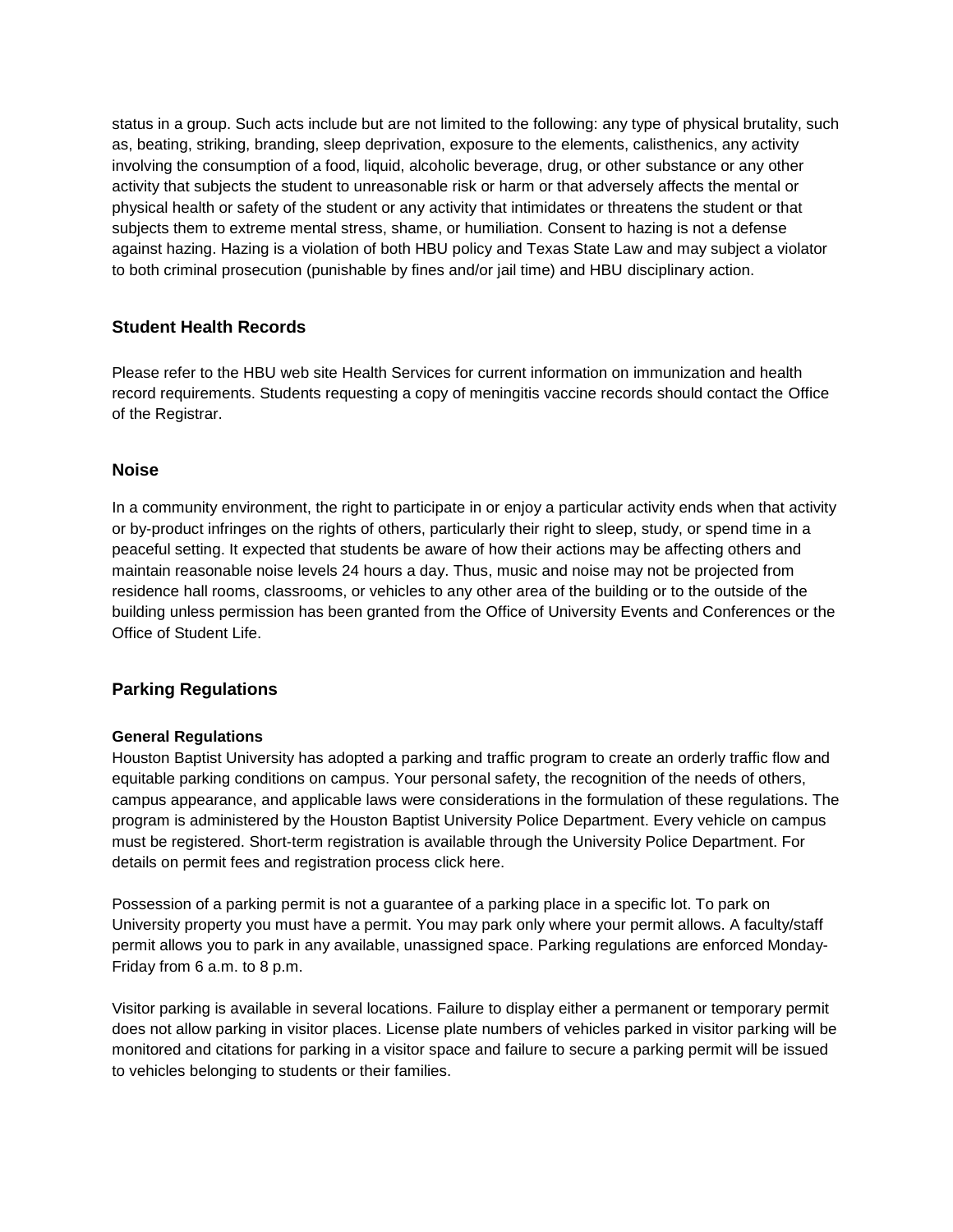status in a group. Such acts include but are not limited to the following: any type of physical brutality, such as, beating, striking, branding, sleep deprivation, exposure to the elements, calisthenics, any activity involving the consumption of a food, liquid, alcoholic beverage, drug, or other substance or any other activity that subjects the student to unreasonable risk or harm or that adversely affects the mental or physical health or safety of the student or any activity that intimidates or threatens the student or that subjects them to extreme mental stress, shame, or humiliation. Consent to hazing is not a defense against hazing. Hazing is a violation of both HBU policy and Texas State Law and may subject a violator to both criminal prosecution (punishable by fines and/or jail time) and HBU disciplinary action.

### Student Health Records

Please refer to the HBU web site Health Services for current information on immunization and health record requirements. Students requesting a copy of meningitis vaccine records should contact the Office of the Registrar.

### Noise

In a community environment, the right to participate in or enjoy a particular activity ends when that activity or by-product infringes on the rights of others, particularly their right to sleep, study, or spend time in a peaceful setting. It expected that students be aware of how their actions may be affecting others and maintain reasonable noise levels 24 hours a day. Thus, music and noise may not be projected from residence hall rooms, classrooms, or vehicles to any other area of the building or to the outside of the building unless permission has been granted from the Office of University Events and Conferences or the Office of Student Life.

### Parking Regulations

#### General Regulations

Houston Baptist University has adopted a parking and traffic program to create an orderly traffic flow and equitable parking conditions on campus. Your personal safety, the recognition of the needs of others, campus appearance, and applicable laws were considerations in the formulation of these regulations. The program is administered by the Houston Baptist University Police Department. Every vehicle on campus must be registered. Short-term registration is available through the University Police Department. For details on permit fees and registration process click here.

Possession of a parking permit is not a guarantee of a parking place in a specific lot. To park on University property you must have a permit. You may park only where your permit allows. A faculty/staff permit allows you to park in any available, unassigned space. Parking regulations are enforced Monday-Friday from 6 a.m. to 8 p.m.

Visitor parking is available in several locations. Failure to display either a permanent or temporary permit does not allow parking in visitor places. License plate numbers of vehicles parked in visitor parking will be monitored and citations for parking in a visitor space and failure to secure a parking permit will be issued to vehicles belonging to students or their families.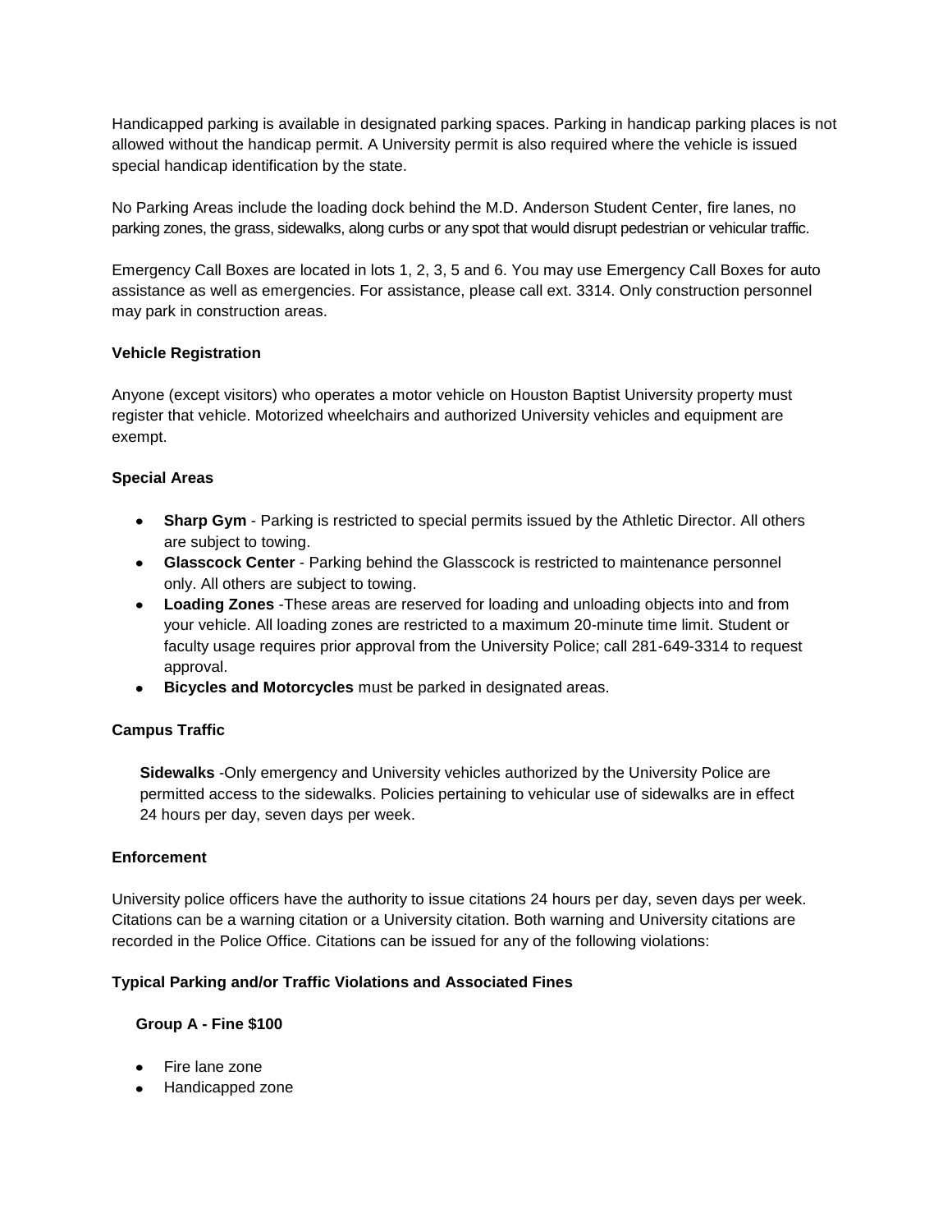Handicapped parking is available in designated parking spaces. Parking in handicap parking places is not allowed without the handicap permit. A University permit is also required where the vehicle is issued special handicap identification by the state.

No Parking Areas include the loading dock behind the M.D. Anderson Student Center, fire lanes, no parking zones, the grass, sidewalks, along curbs or any spot that would disrupt pedestrian or vehicular traffic.

Emergency Call Boxes are located in lots 1, 2, 3, 5 and 6. You may use Emergency Call Boxes for auto assistance as well as emergencies. For assistance, please call ext. 3314. Only construction personnel may park in construction areas.

**Vehicle Registration**

Anyone (except visitors) who operates a motor vehicle on Houston Baptist University property must register that vehicle. Motorized wheelchairs and authorized University vehicles and equipment are exempt.

**Special Areas**

- **Sharp Gym** - Parking is restricted to special permits issued by the Athletic Director. All others are subject to towing.
- **Glasscock Center** - Parking behind the Glasscock is restricted to maintenance personnel only. All others are subject to towing.
- **Loading Zones** -These areas are reserved for loading and unloading objects into and from your vehicle. All loading zones are restricted to a maximum 20-minute time limit. Student or faculty usage requires prior approval from the University Police; call 281-649-3314 to request approval.
- **Bicycles and Motorcycles** must be parked in designated areas.

**Campus Traffic**

**Sidewalks** -Only emergency and University vehicles authorized by the University Police are permitted access to the sidewalks. Policies pertaining to vehicular use of sidewalks are in effect 24 hours per day, seven days per week.

**Enforcement**

University police officers have the authority to issue citations 24 hours per day, seven days per week. Citations can be a warning citation or a University citation. Both warning and University citations are recorded in the Police Office. Citations can be issued for any of the following violations:

**Typical Parking and/or Traffic Violations and Associated Fines**

**Group A - Fine $100**

- Fire lane zone
- Handicapped zone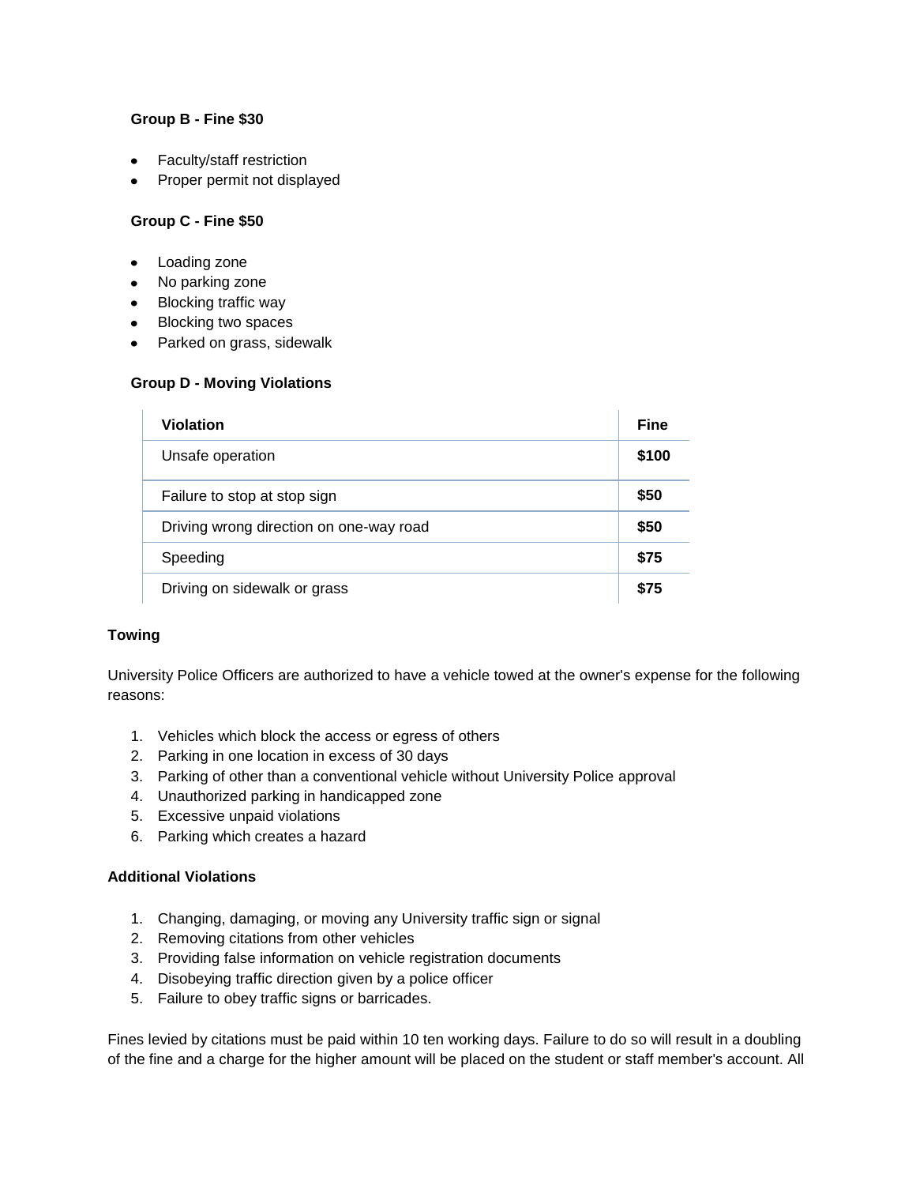**Group B - Fine $30**

- Faculty/staff restriction
- Proper permit not displayed

**Group C - Fine $50**

- Loading zone
- No parking zone
- Blocking traffic way
- Blocking two spaces
- Parked on grass, sidewalk

**Group D - Moving Violations**

| Violation | Fine |
| --- | --- |
| Unsafe operation | **$100** |
| Failure to stop at stop sign | **$50** |
| Driving wrong direction on one-way road | **$50** |
| Speeding | **$75** |
| Driving on sidewalk or grass | **$75** |

**Towing**

University Police Officers are authorized to have a vehicle towed at the owner's expense for the following reasons:

1. Vehicles which block the access or egress of others
2. Parking in one location in excess of 30 days
3. Parking of other than a conventional vehicle without University Police approval
4. Unauthorized parking in handicapped zone
5. Excessive unpaid violations
6. Parking which creates a hazard

**Additional Violations**

1. Changing, damaging, or moving any University traffic sign or signal
2. Removing citations from other vehicles
3. Providing false information on vehicle registration documents
4. Disobeying traffic direction given by a police officer
5. Failure to obey traffic signs or barricades.

Fines levied by citations must be paid within 10 ten working days. Failure to do so will result in a doubling of the fine and a charge for the higher amount will be placed on the student or staff member's account. All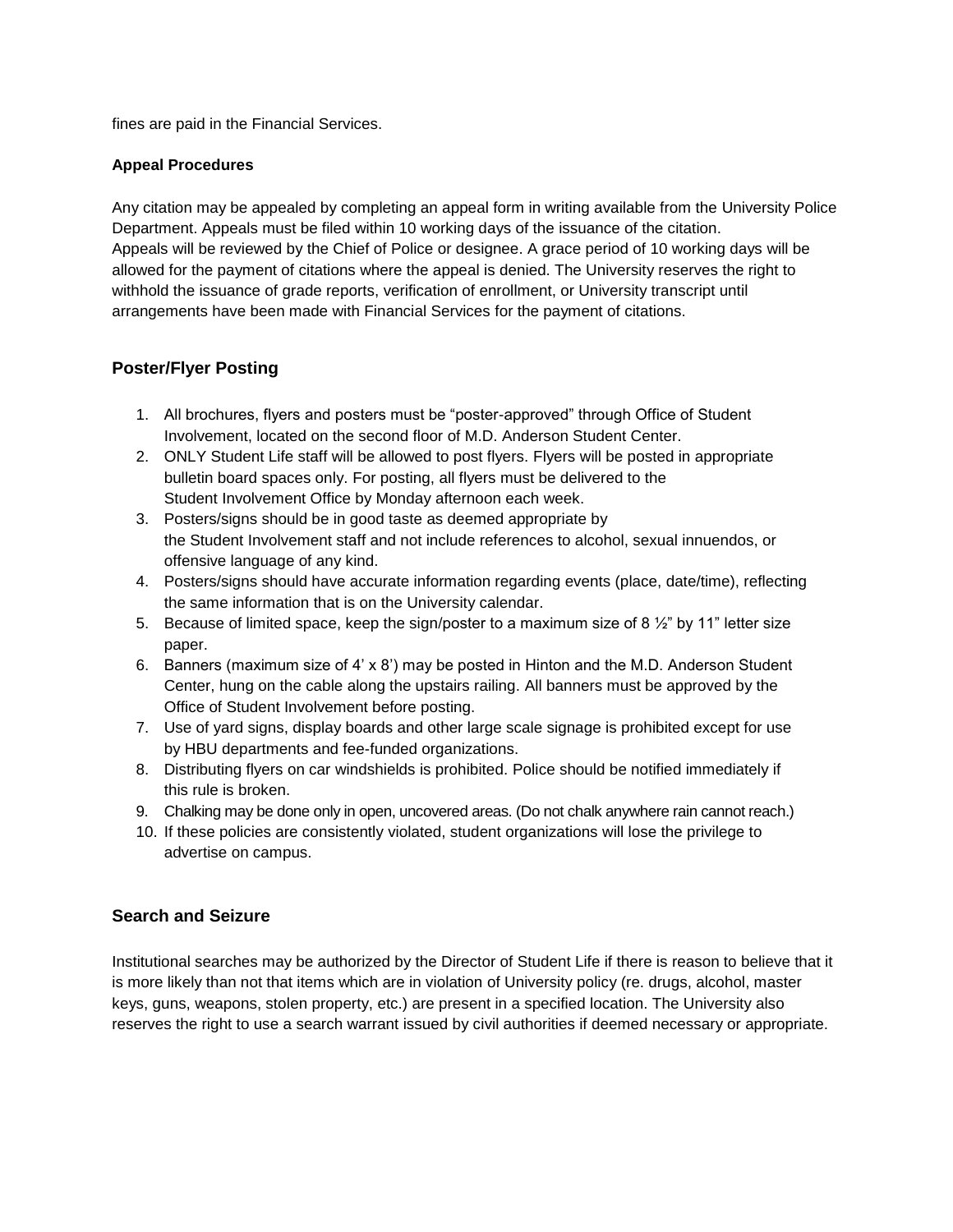fines are paid in the Financial Services.

### Appeal Procedures

Any citation may be appealed by completing an appeal form in writing available from the University Police Department. Appeals must be filed within 10 working days of the issuance of the citation.
Appeals will be reviewed by the Chief of Police or designee. A grace period of 10 working days will be allowed for the payment of citations where the appeal is denied. The University reserves the right to withhold the issuance of grade reports, verification of enrollment, or University transcript until arrangements have been made with Financial Services for the payment of citations.

## Poster/Flyer Posting

1. All brochures, flyers and posters must be "poster-approved" through Office of Student Involvement, located on the second floor of M.D. Anderson Student Center.
2. ONLY Student Life staff will be allowed to post flyers. Flyers will be posted in appropriate bulletin board spaces only. For posting, all flyers must be delivered to the Student Involvement Office by Monday afternoon each week.
3. Posters/signs should be in good taste as deemed appropriate by the Student Involvement staff and not include references to alcohol, sexual innuendos, or offensive language of any kind.
4. Posters/signs should have accurate information regarding events (place, date/time), reflecting the same information that is on the University calendar.
5. Because of limited space, keep the sign/poster to a maximum size of 8 ½" by 11" letter size paper.
6. Banners (maximum size of 4' x 8') may be posted in Hinton and the M.D. Anderson Student Center, hung on the cable along the upstairs railing. All banners must be approved by the Office of Student Involvement before posting.
7. Use of yard signs, display boards and other large scale signage is prohibited except for use by HBU departments and fee-funded organizations.
8. Distributing flyers on car windshields is prohibited. Police should be notified immediately if this rule is broken.
9. Chalking may be done only in open, uncovered areas. (Do not chalk anywhere rain cannot reach.)
10. If these policies are consistently violated, student organizations will lose the privilege to advertise on campus.

## Search and Seizure

Institutional searches may be authorized by the Director of Student Life if there is reason to believe that it is more likely than not that items which are in violation of University policy (re. drugs, alcohol, master keys, guns, weapons, stolen property, etc.) are present in a specified location. The University also reserves the right to use a search warrant issued by civil authorities if deemed necessary or appropriate.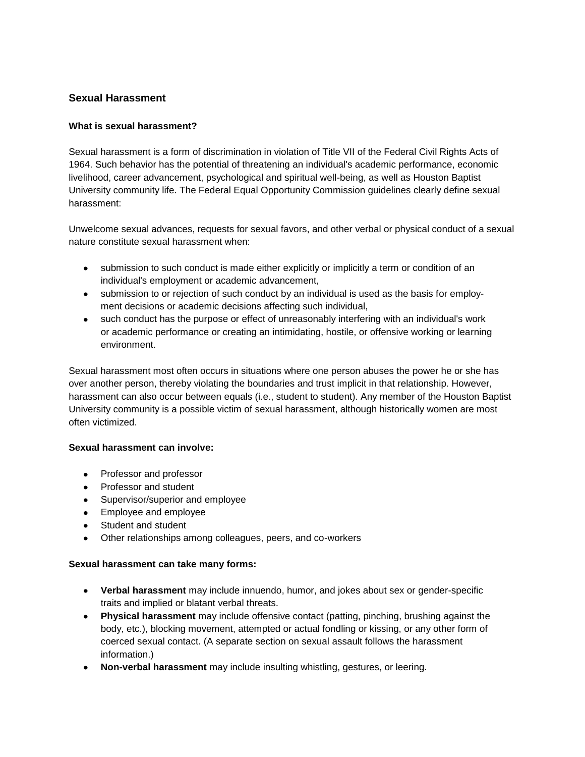## Sexual Harassment

### What is sexual harassment?

Sexual harassment is a form of discrimination in violation of Title VII of the Federal Civil Rights Acts of 1964. Such behavior has the potential of threatening an individual's academic performance, economic livelihood, career advancement, psychological and spiritual well-being, as well as Houston Baptist University community life. The Federal Equal Opportunity Commission guidelines clearly define sexual harassment:

Unwelcome sexual advances, requests for sexual favors, and other verbal or physical conduct of a sexual nature constitute sexual harassment when:

- submission to such conduct is made either explicitly or implicitly a term or condition of an individual's employment or academic advancement,
- submission to or rejection of such conduct by an individual is used as the basis for employment decisions or academic decisions affecting such individual,
- such conduct has the purpose or effect of unreasonably interfering with an individual's work or academic performance or creating an intimidating, hostile, or offensive working or learning environment.

Sexual harassment most often occurs in situations where one person abuses the power he or she has over another person, thereby violating the boundaries and trust implicit in that relationship. However, harassment can also occur between equals (i.e., student to student). Any member of the Houston Baptist University community is a possible victim of sexual harassment, although historically women are most often victimized.

### Sexual harassment can involve:

- Professor and professor
- Professor and student
- Supervisor/superior and employee
- Employee and employee
- Student and student
- Other relationships among colleagues, peers, and co-workers

### Sexual harassment can take many forms:

- **Verbal harassment** may include innuendo, humor, and jokes about sex or gender-specific traits and implied or blatant verbal threats.
- **Physical harassment** may include offensive contact (patting, pinching, brushing against the body, etc.), blocking movement, attempted or actual fondling or kissing, or any other form of coerced sexual contact. (A separate section on sexual assault follows the harassment information.)
- **Non-verbal harassment** may include insulting whistling, gestures, or leering.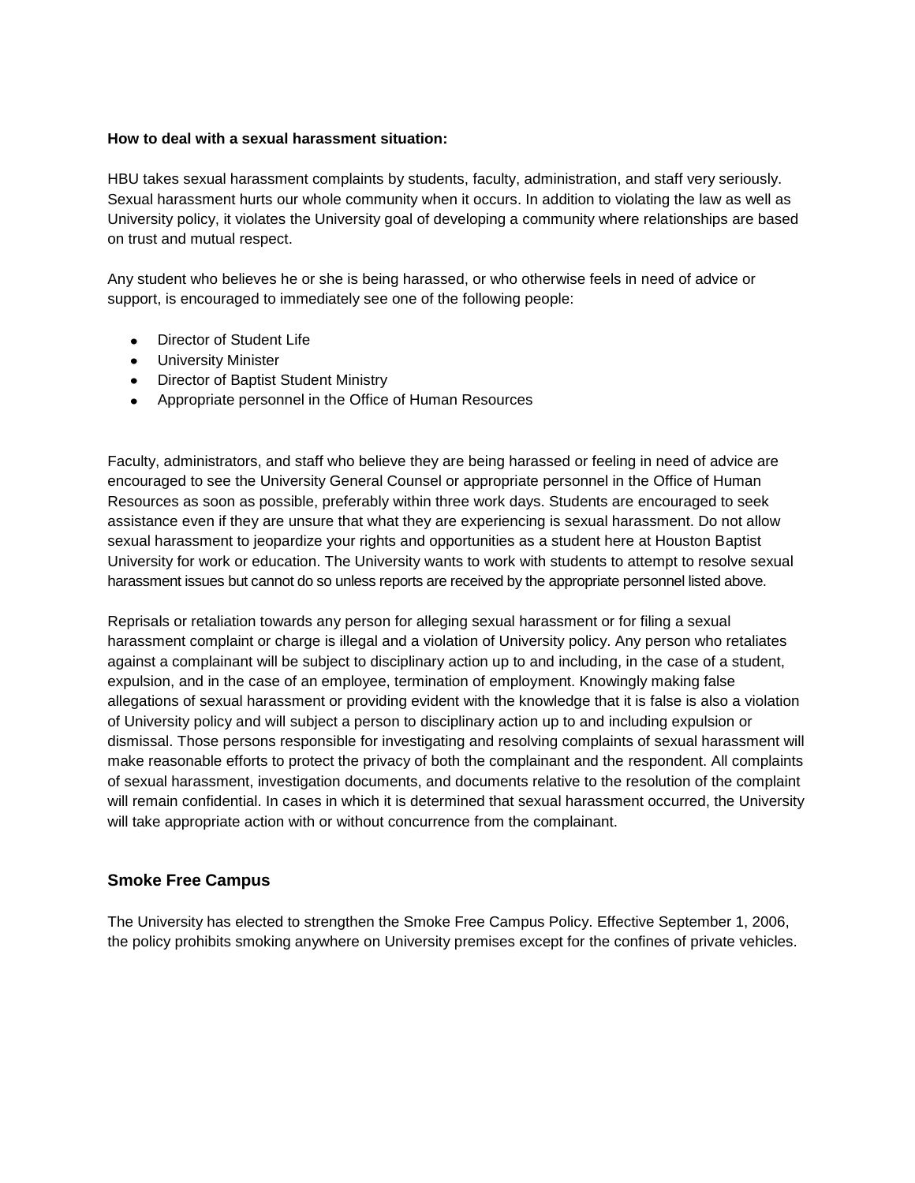**How to deal with a sexual harassment situation:**

HBU takes sexual harassment complaints by students, faculty, administration, and staff very seriously. Sexual harassment hurts our whole community when it occurs. In addition to violating the law as well as University policy, it violates the University goal of developing a community where relationships are based on trust and mutual respect.

Any student who believes he or she is being harassed, or who otherwise feels in need of advice or support, is encouraged to immediately see one of the following people:

- Director of Student Life
- University Minister
- Director of Baptist Student Ministry
- Appropriate personnel in the Office of Human Resources

Faculty, administrators, and staff who believe they are being harassed or feeling in need of advice are encouraged to see the University General Counsel or appropriate personnel in the Office of Human Resources as soon as possible, preferably within three work days. Students are encouraged to seek assistance even if they are unsure that what they are experiencing is sexual harassment. Do not allow sexual harassment to jeopardize your rights and opportunities as a student here at Houston Baptist University for work or education. The University wants to work with students to attempt to resolve sexual harassment issues but cannot do so unless reports are received by the appropriate personnel listed above.

Reprisals or retaliation towards any person for alleging sexual harassment or for filing a sexual harassment complaint or charge is illegal and a violation of University policy. Any person who retaliates against a complainant will be subject to disciplinary action up to and including, in the case of a student, expulsion, and in the case of an employee, termination of employment. Knowingly making false allegations of sexual harassment or providing evident with the knowledge that it is false is also a violation of University policy and will subject a person to disciplinary action up to and including expulsion or dismissal. Those persons responsible for investigating and resolving complaints of sexual harassment will make reasonable efforts to protect the privacy of both the complainant and the respondent. All complaints of sexual harassment, investigation documents, and documents relative to the resolution of the complaint will remain confidential. In cases in which it is determined that sexual harassment occurred, the University will take appropriate action with or without concurrence from the complainant.

## Smoke Free Campus

The University has elected to strengthen the Smoke Free Campus Policy. Effective September 1, 2006, the policy prohibits smoking anywhere on University premises except for the confines of private vehicles.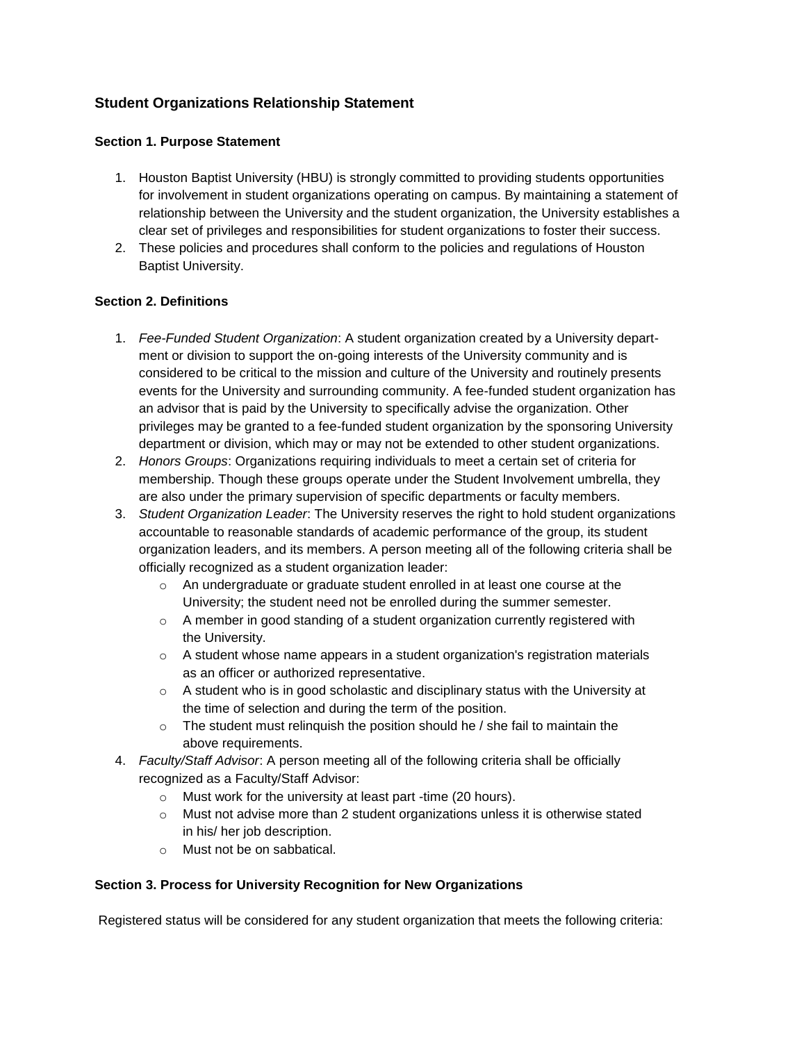## Student Organizations Relationship Statement

### Section 1. Purpose Statement

1. Houston Baptist University (HBU) is strongly committed to providing students opportunities for involvement in student organizations operating on campus. By maintaining a statement of relationship between the University and the student organization, the University establishes a clear set of privileges and responsibilities for student organizations to foster their success.
2. These policies and procedures shall conform to the policies and regulations of Houston Baptist University.

### Section 2. Definitions

1. *Fee-Funded Student Organization*: A student organization created by a University department or division to support the on-going interests of the University community and is considered to be critical to the mission and culture of the University and routinely presents events for the University and surrounding community. A fee-funded student organization has an advisor that is paid by the University to specifically advise the organization. Other privileges may be granted to a fee-funded student organization by the sponsoring University department or division, which may or may not be extended to other student organizations.
2. *Honors Groups*: Organizations requiring individuals to meet a certain set of criteria for membership. Though these groups operate under the Student Involvement umbrella, they are also under the primary supervision of specific departments or faculty members.
3. *Student Organization Leader*: The University reserves the right to hold student organizations accountable to reasonable standards of academic performance of the group, its student organization leaders, and its members. A person meeting all of the following criteria shall be officially recognized as a student organization leader:
   - An undergraduate or graduate student enrolled in at least one course at the University; the student need not be enrolled during the summer semester.
   - A member in good standing of a student organization currently registered with the University.
   - A student whose name appears in a student organization's registration materials as an officer or authorized representative.
   - A student who is in good scholastic and disciplinary status with the University at the time of selection and during the term of the position.
   - The student must relinquish the position should he / she fail to maintain the above requirements.
4. *Faculty/Staff Advisor*: A person meeting all of the following criteria shall be officially recognized as a Faculty/Staff Advisor:
   - Must work for the university at least part -time (20 hours).
   - Must not advise more than 2 student organizations unless it is otherwise stated in his/ her job description.
   - Must not be on sabbatical.

### Section 3. Process for University Recognition for New Organizations

Registered status will be considered for any student organization that meets the following criteria: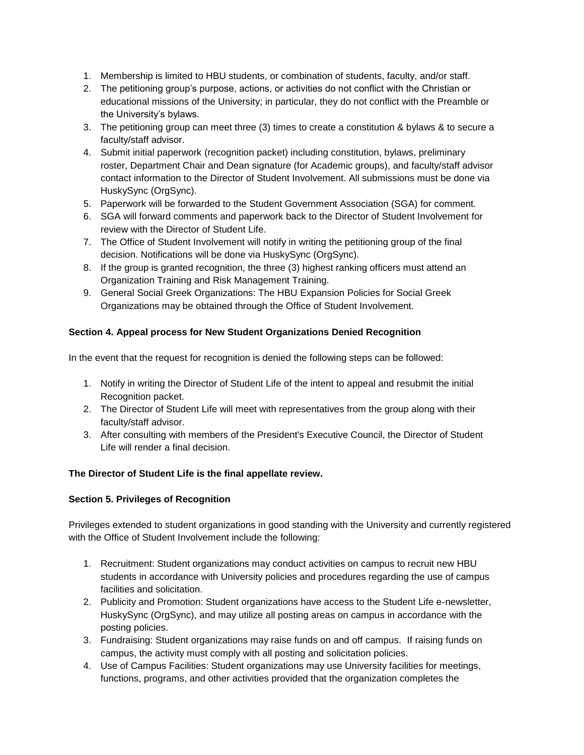1. Membership is limited to HBU students, or combination of students, faculty, and/or staff.
2. The petitioning group's purpose, actions, or activities do not conflict with the Christian or educational missions of the University; in particular, they do not conflict with the Preamble or the University's bylaws.
3. The petitioning group can meet three (3) times to create a constitution & bylaws & to secure a faculty/staff advisor.
4. Submit initial paperwork (recognition packet) including constitution, bylaws, preliminary roster, Department Chair and Dean signature (for Academic groups), and faculty/staff advisor contact information to the Director of Student Involvement. All submissions must be done via HuskySync (OrgSync).
5. Paperwork will be forwarded to the Student Government Association (SGA) for comment.
6. SGA will forward comments and paperwork back to the Director of Student Involvement for review with the Director of Student Life.
7. The Office of Student Involvement will notify in writing the petitioning group of the final decision. Notifications will be done via HuskySync (OrgSync).
8. If the group is granted recognition, the three (3) highest ranking officers must attend an Organization Training and Risk Management Training.
9. General Social Greek Organizations: The HBU Expansion Policies for Social Greek Organizations may be obtained through the Office of Student Involvement.

**Section 4. Appeal process for New Student Organizations Denied Recognition**

In the event that the request for recognition is denied the following steps can be followed:

1. Notify in writing the Director of Student Life of the intent to appeal and resubmit the initial Recognition packet.
2. The Director of Student Life will meet with representatives from the group along with their faculty/staff advisor.
3. After consulting with members of the President's Executive Council, the Director of Student Life will render a final decision.

**The Director of Student Life is the final appellate review.**

**Section 5. Privileges of Recognition**

Privileges extended to student organizations in good standing with the University and currently registered with the Office of Student Involvement include the following:

1. Recruitment: Student organizations may conduct activities on campus to recruit new HBU students in accordance with University policies and procedures regarding the use of campus facilities and solicitation.
2. Publicity and Promotion: Student organizations have access to the Student Life e-newsletter, HuskySync (OrgSync), and may utilize all posting areas on campus in accordance with the posting policies.
3. Fundraising: Student organizations may raise funds on and off campus. If raising funds on campus, the activity must comply with all posting and solicitation policies.
4. Use of Campus Facilities: Student organizations may use University facilities for meetings, functions, programs, and other activities provided that the organization completes the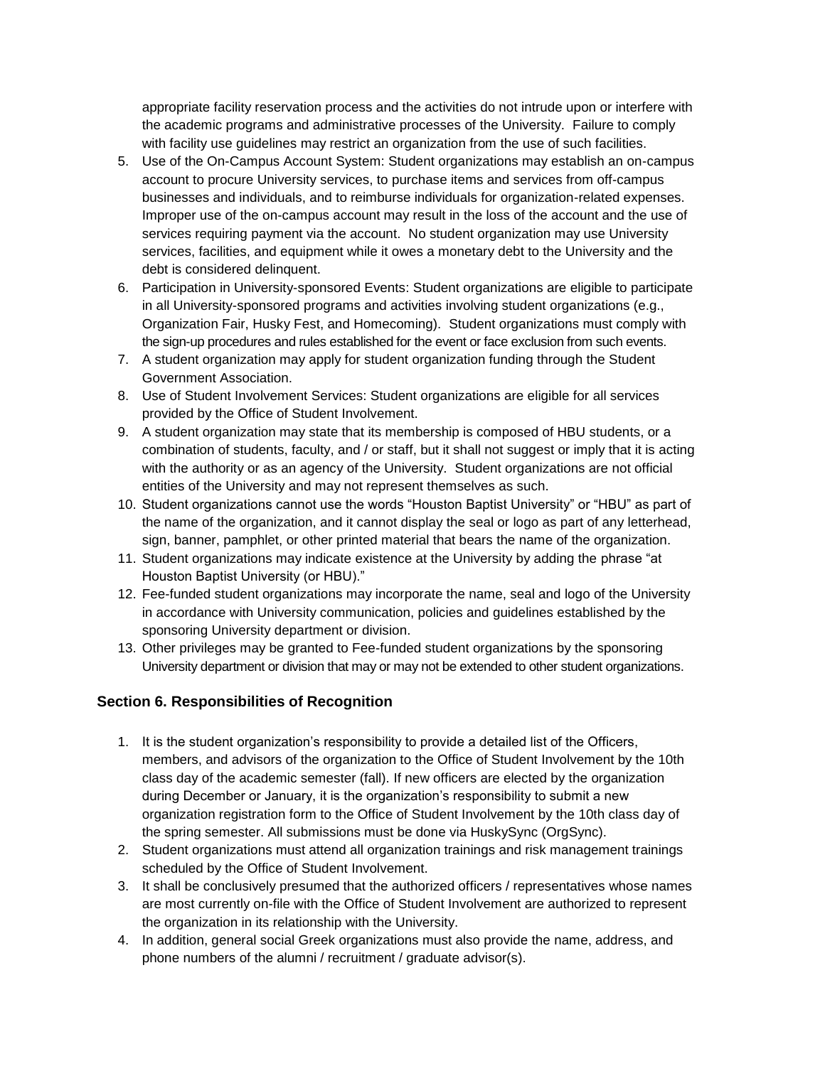appropriate facility reservation process and the activities do not intrude upon or interfere with the academic programs and administrative processes of the University. Failure to comply with facility use guidelines may restrict an organization from the use of such facilities.

5. Use of the On-Campus Account System: Student organizations may establish an on-campus account to procure University services, to purchase items and services from off-campus businesses and individuals, and to reimburse individuals for organization-related expenses. Improper use of the on-campus account may result in the loss of the account and the use of services requiring payment via the account. No student organization may use University services, facilities, and equipment while it owes a monetary debt to the University and the debt is considered delinquent.
6. Participation in University-sponsored Events: Student organizations are eligible to participate in all University-sponsored programs and activities involving student organizations (e.g., Organization Fair, Husky Fest, and Homecoming). Student organizations must comply with the sign-up procedures and rules established for the event or face exclusion from such events.
7. A student organization may apply for student organization funding through the Student Government Association.
8. Use of Student Involvement Services: Student organizations are eligible for all services provided by the Office of Student Involvement.
9. A student organization may state that its membership is composed of HBU students, or a combination of students, faculty, and / or staff, but it shall not suggest or imply that it is acting with the authority or as an agency of the University. Student organizations are not official entities of the University and may not represent themselves as such.
10. Student organizations cannot use the words "Houston Baptist University" or "HBU" as part of the name of the organization, and it cannot display the seal or logo as part of any letterhead, sign, banner, pamphlet, or other printed material that bears the name of the organization.
11. Student organizations may indicate existence at the University by adding the phrase "at Houston Baptist University (or HBU)."
12. Fee-funded student organizations may incorporate the name, seal and logo of the University in accordance with University communication, policies and guidelines established by the sponsoring University department or division.
13. Other privileges may be granted to Fee-funded student organizations by the sponsoring University department or division that may or may not be extended to other student organizations.

### Section 6. Responsibilities of Recognition

1. It is the student organization's responsibility to provide a detailed list of the Officers, members, and advisors of the organization to the Office of Student Involvement by the 10th class day of the academic semester (fall). If new officers are elected by the organization during December or January, it is the organization's responsibility to submit a new organization registration form to the Office of Student Involvement by the 10th class day of the spring semester. All submissions must be done via HuskySync (OrgSync).
2. Student organizations must attend all organization trainings and risk management trainings scheduled by the Office of Student Involvement.
3. It shall be conclusively presumed that the authorized officers / representatives whose names are most currently on-file with the Office of Student Involvement are authorized to represent the organization in its relationship with the University.
4. In addition, general social Greek organizations must also provide the name, address, and phone numbers of the alumni / recruitment / graduate advisor(s).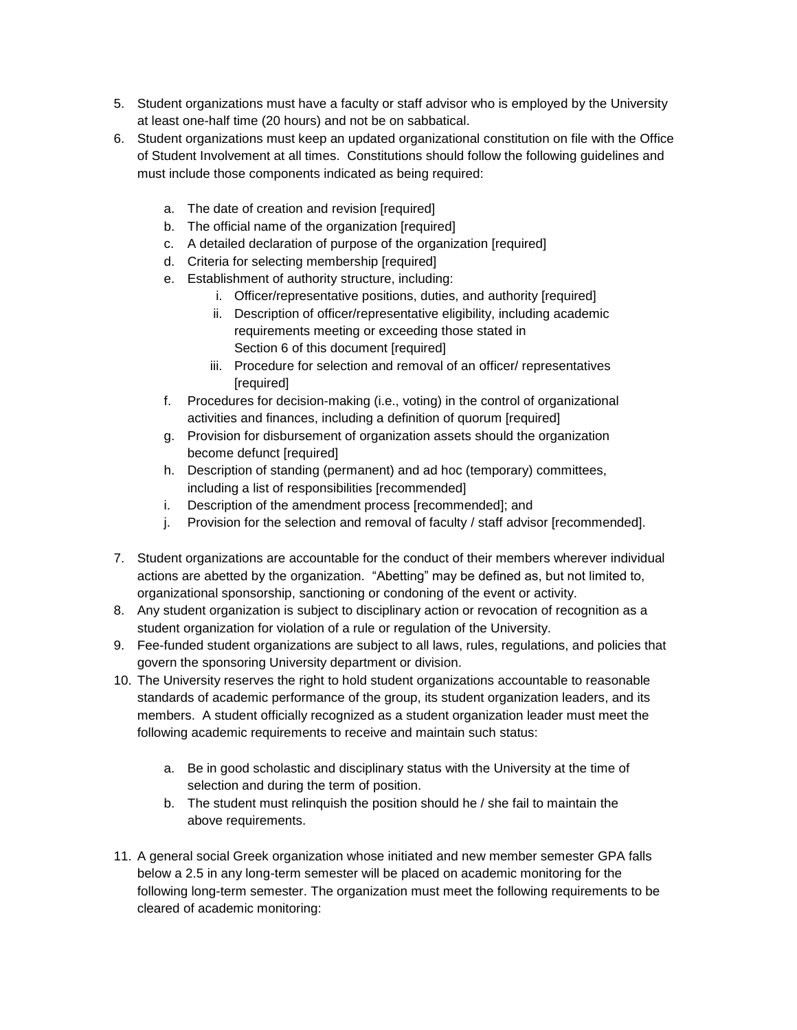5. Student organizations must have a faculty or staff advisor who is employed by the University at least one-half time (20 hours) and not be on sabbatical.
6. Student organizations must keep an updated organizational constitution on file with the Office of Student Involvement at all times. Constitutions should follow the following guidelines and must include those components indicated as being required:

    a. The date of creation and revision [required]
    b. The official name of the organization [required]
    c. A detailed declaration of purpose of the organization [required]
    d. Criteria for selecting membership [required]
    e. Establishment of authority structure, including:
        i. Officer/representative positions, duties, and authority [required]
        ii. Description of officer/representative eligibility, including academic requirements meeting or exceeding those stated in Section 6 of this document [required]
        iii. Procedure for selection and removal of an officer/ representatives [required]
    f. Procedures for decision-making (i.e., voting) in the control of organizational activities and finances, including a definition of quorum [required]
    g. Provision for disbursement of organization assets should the organization become defunct [required]
    h. Description of standing (permanent) and ad hoc (temporary) committees, including a list of responsibilities [recommended]
    i. Description of the amendment process [recommended]; and
    j. Provision for the selection and removal of faculty / staff advisor [recommended].

7. Student organizations are accountable for the conduct of their members wherever individual actions are abetted by the organization. "Abetting" may be defined as, but not limited to, organizational sponsorship, sanctioning or condoning of the event or activity.
8. Any student organization is subject to disciplinary action or revocation of recognition as a student organization for violation of a rule or regulation of the University.
9. Fee-funded student organizations are subject to all laws, rules, regulations, and policies that govern the sponsoring University department or division.
10. The University reserves the right to hold student organizations accountable to reasonable standards of academic performance of the group, its student organization leaders, and its members. A student officially recognized as a student organization leader must meet the following academic requirements to receive and maintain such status:

    a. Be in good scholastic and disciplinary status with the University at the time of selection and during the term of position.
    b. The student must relinquish the position should he / she fail to maintain the above requirements.

11. A general social Greek organization whose initiated and new member semester GPA falls below a 2.5 in any long-term semester will be placed on academic monitoring for the following long-term semester. The organization must meet the following requirements to be cleared of academic monitoring: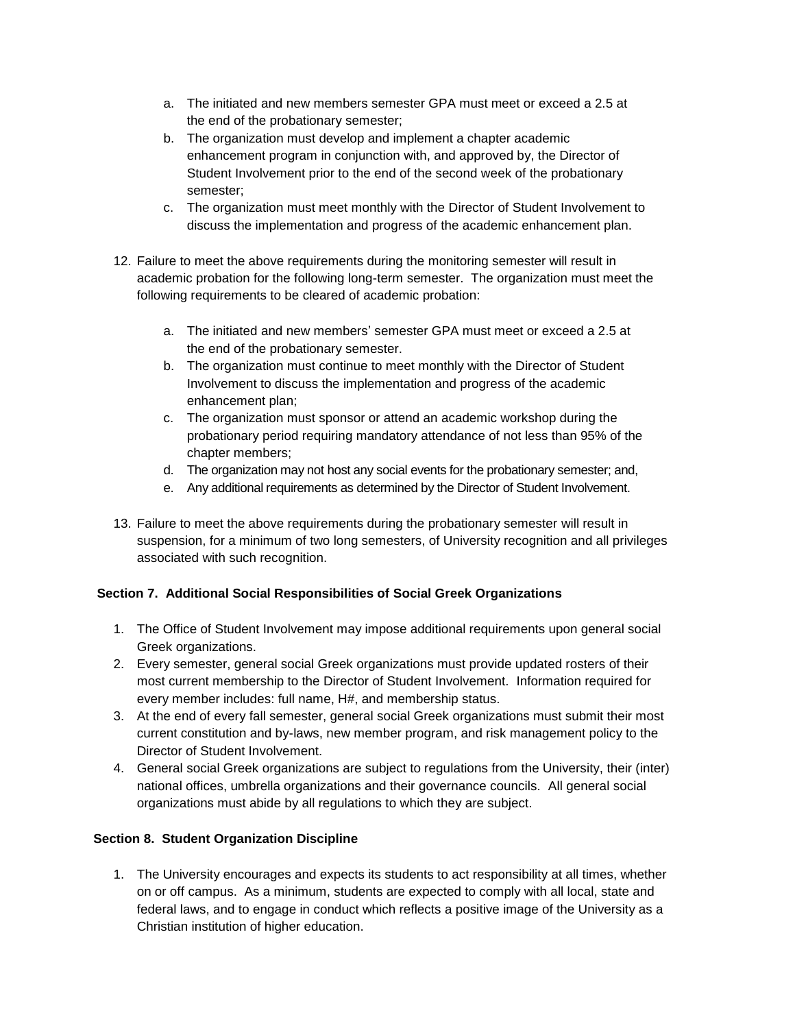a. The initiated and new members semester GPA must meet or exceed a 2.5 at the end of the probationary semester;
   b. The organization must develop and implement a chapter academic enhancement program in conjunction with, and approved by, the Director of Student Involvement prior to the end of the second week of the probationary semester;
   c. The organization must meet monthly with the Director of Student Involvement to discuss the implementation and progress of the academic enhancement plan.

12. Failure to meet the above requirements during the monitoring semester will result in academic probation for the following long-term semester. The organization must meet the following requirements to be cleared of academic probation:

    a. The initiated and new members' semester GPA must meet or exceed a 2.5 at the end of the probationary semester.
    b. The organization must continue to meet monthly with the Director of Student Involvement to discuss the implementation and progress of the academic enhancement plan;
    c. The organization must sponsor or attend an academic workshop during the probationary period requiring mandatory attendance of not less than 95% of the chapter members;
    d. The organization may not host any social events for the probationary semester; and,
    e. Any additional requirements as determined by the Director of Student Involvement.

13. Failure to meet the above requirements during the probationary semester will result in suspension, for a minimum of two long semesters, of University recognition and all privileges associated with such recognition.

**Section 7. Additional Social Responsibilities of Social Greek Organizations**

1. The Office of Student Involvement may impose additional requirements upon general social Greek organizations.
2. Every semester, general social Greek organizations must provide updated rosters of their most current membership to the Director of Student Involvement. Information required for every member includes: full name, H#, and membership status.
3. At the end of every fall semester, general social Greek organizations must submit their most current constitution and by-laws, new member program, and risk management policy to the Director of Student Involvement.
4. General social Greek organizations are subject to regulations from the University, their (inter) national offices, umbrella organizations and their governance councils. All general social organizations must abide by all regulations to which they are subject.

**Section 8. Student Organization Discipline**

1. The University encourages and expects its students to act responsibility at all times, whether on or off campus. As a minimum, students are expected to comply with all local, state and federal laws, and to engage in conduct which reflects a positive image of the University as a Christian institution of higher education.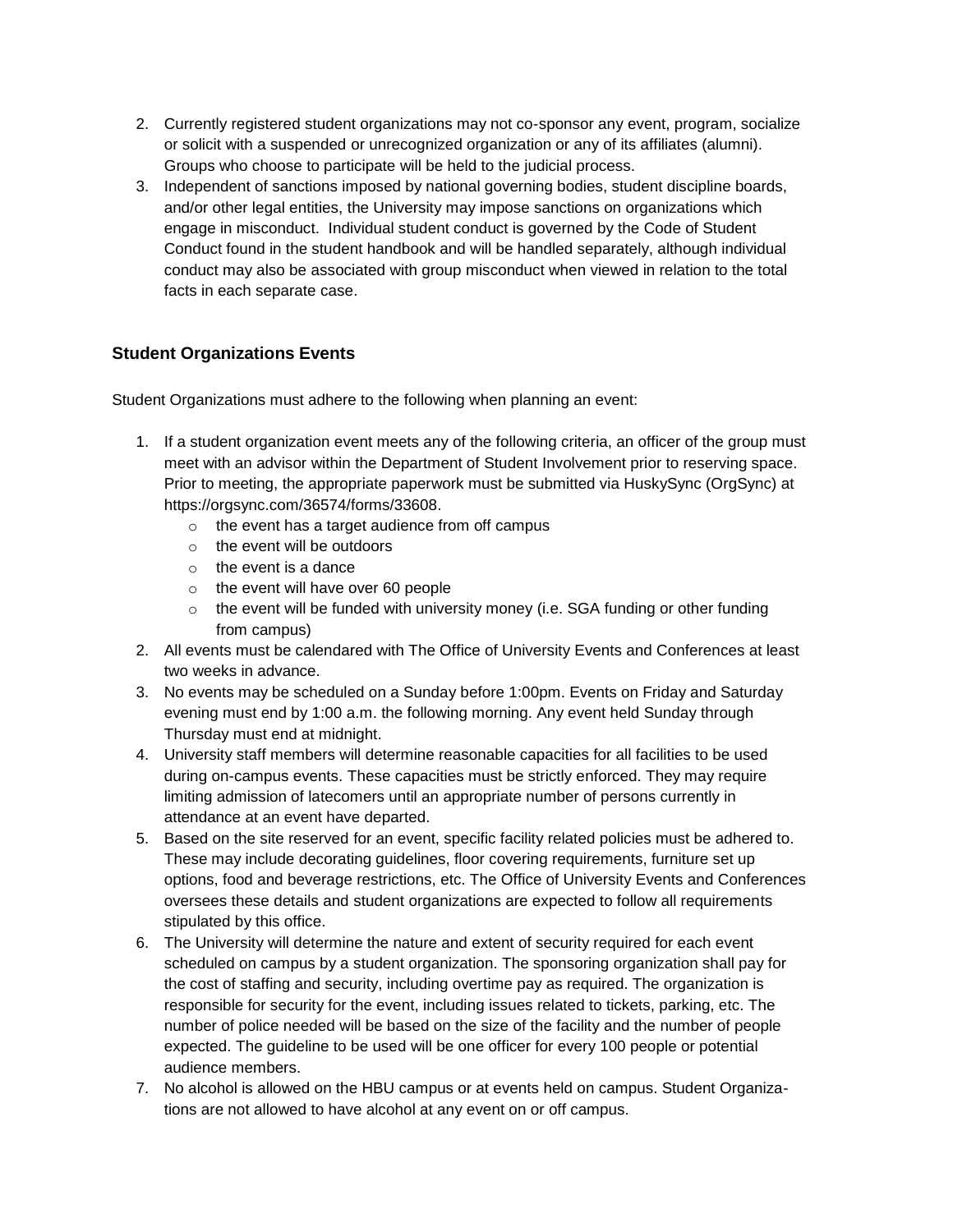2. Currently registered student organizations may not co-sponsor any event, program, socialize or solicit with a suspended or unrecognized organization or any of its affiliates (alumni). Groups who choose to participate will be held to the judicial process.
3. Independent of sanctions imposed by national governing bodies, student discipline boards, and/or other legal entities, the University may impose sanctions on organizations which engage in misconduct. Individual student conduct is governed by the Code of Student Conduct found in the student handbook and will be handled separately, although individual conduct may also be associated with group misconduct when viewed in relation to the total facts in each separate case.

### Student Organizations Events

Student Organizations must adhere to the following when planning an event:

1. If a student organization event meets any of the following criteria, an officer of the group must meet with an advisor within the Department of Student Involvement prior to reserving space. Prior to meeting, the appropriate paperwork must be submitted via HuskySync (OrgSync) at https://orgsync.com/36574/forms/33608.
    - the event has a target audience from off campus
    - the event will be outdoors
    - the event is a dance
    - the event will have over 60 people
    - the event will be funded with university money (i.e. SGA funding or other funding from campus)
2. All events must be calendared with The Office of University Events and Conferences at least two weeks in advance.
3. No events may be scheduled on a Sunday before 1:00pm. Events on Friday and Saturday evening must end by 1:00 a.m. the following morning. Any event held Sunday through Thursday must end at midnight.
4. University staff members will determine reasonable capacities for all facilities to be used during on-campus events. These capacities must be strictly enforced. They may require limiting admission of latecomers until an appropriate number of persons currently in attendance at an event have departed.
5. Based on the site reserved for an event, specific facility related policies must be adhered to. These may include decorating guidelines, floor covering requirements, furniture set up options, food and beverage restrictions, etc. The Office of University Events and Conferences oversees these details and student organizations are expected to follow all requirements stipulated by this office.
6. The University will determine the nature and extent of security required for each event scheduled on campus by a student organization. The sponsoring organization shall pay for the cost of staffing and security, including overtime pay as required. The organization is responsible for security for the event, including issues related to tickets, parking, etc. The number of police needed will be based on the size of the facility and the number of people expected. The guideline to be used will be one officer for every 100 people or potential audience members.
7. No alcohol is allowed on the HBU campus or at events held on campus. Student Organizations are not allowed to have alcohol at any event on or off campus.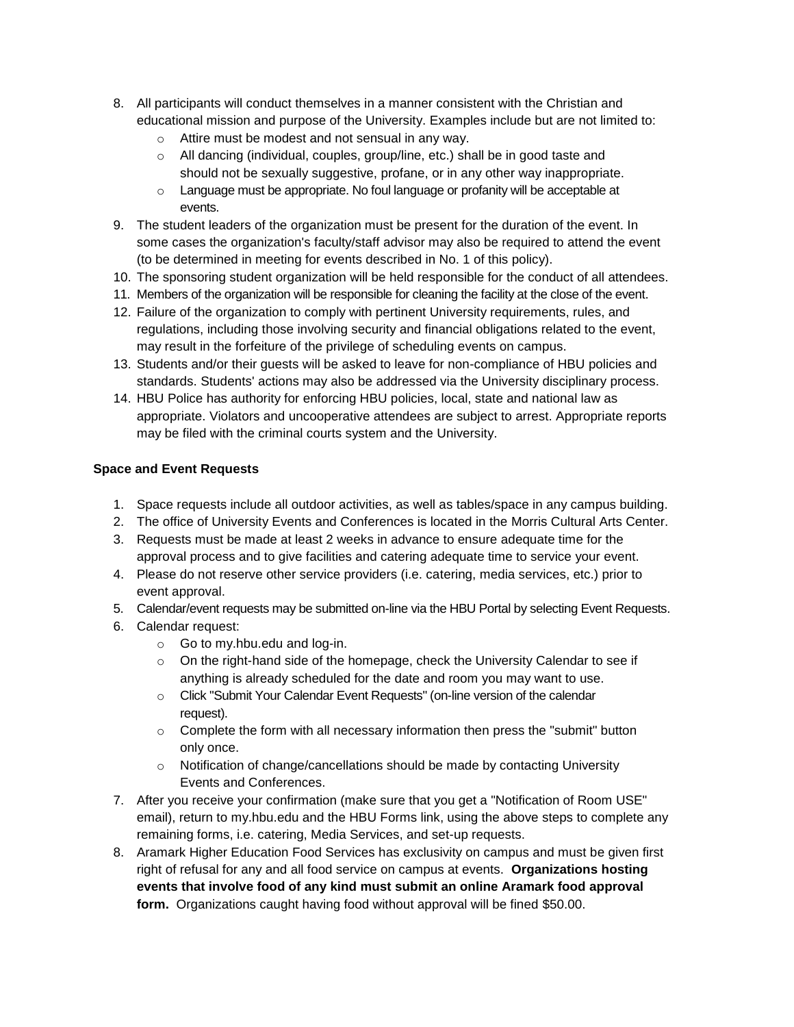8. All participants will conduct themselves in a manner consistent with the Christian and educational mission and purpose of the University. Examples include but are not limited to:
   - Attire must be modest and not sensual in any way.
   - All dancing (individual, couples, group/line, etc.) shall be in good taste and should not be sexually suggestive, profane, or in any other way inappropriate.
   - Language must be appropriate. No foul language or profanity will be acceptable at events.
9. The student leaders of the organization must be present for the duration of the event. In some cases the organization's faculty/staff advisor may also be required to attend the event (to be determined in meeting for events described in No. 1 of this policy).
10. The sponsoring student organization will be held responsible for the conduct of all attendees.
11. Members of the organization will be responsible for cleaning the facility at the close of the event.
12. Failure of the organization to comply with pertinent University requirements, rules, and regulations, including those involving security and financial obligations related to the event, may result in the forfeiture of the privilege of scheduling events on campus.
13. Students and/or their guests will be asked to leave for non-compliance of HBU policies and standards. Students' actions may also be addressed via the University disciplinary process.
14. HBU Police has authority for enforcing HBU policies, local, state and national law as appropriate. Violators and uncooperative attendees are subject to arrest. Appropriate reports may be filed with the criminal courts system and the University.

**Space and Event Requests**

1. Space requests include all outdoor activities, as well as tables/space in any campus building.
2. The office of University Events and Conferences is located in the Morris Cultural Arts Center.
3. Requests must be made at least 2 weeks in advance to ensure adequate time for the approval process and to give facilities and catering adequate time to service your event.
4. Please do not reserve other service providers (i.e. catering, media services, etc.) prior to event approval.
5. Calendar/event requests may be submitted on-line via the HBU Portal by selecting Event Requests.
6. Calendar request:
   - Go to my.hbu.edu and log-in.
   - On the right-hand side of the homepage, check the University Calendar to see if anything is already scheduled for the date and room you may want to use.
   - Click "Submit Your Calendar Event Requests" (on-line version of the calendar request).
   - Complete the form with all necessary information then press the "submit" button only once.
   - Notification of change/cancellations should be made by contacting University Events and Conferences.
7. After you receive your confirmation (make sure that you get a "Notification of Room USE" email), return to my.hbu.edu and the HBU Forms link, using the above steps to complete any remaining forms, i.e. catering, Media Services, and set-up requests.
8. Aramark Higher Education Food Services has exclusivity on campus and must be given first right of refusal for any and all food service on campus at events. **Organizations hosting events that involve food of any kind must submit an online Aramark food approval form.** Organizations caught having food without approval will be fined $50.00.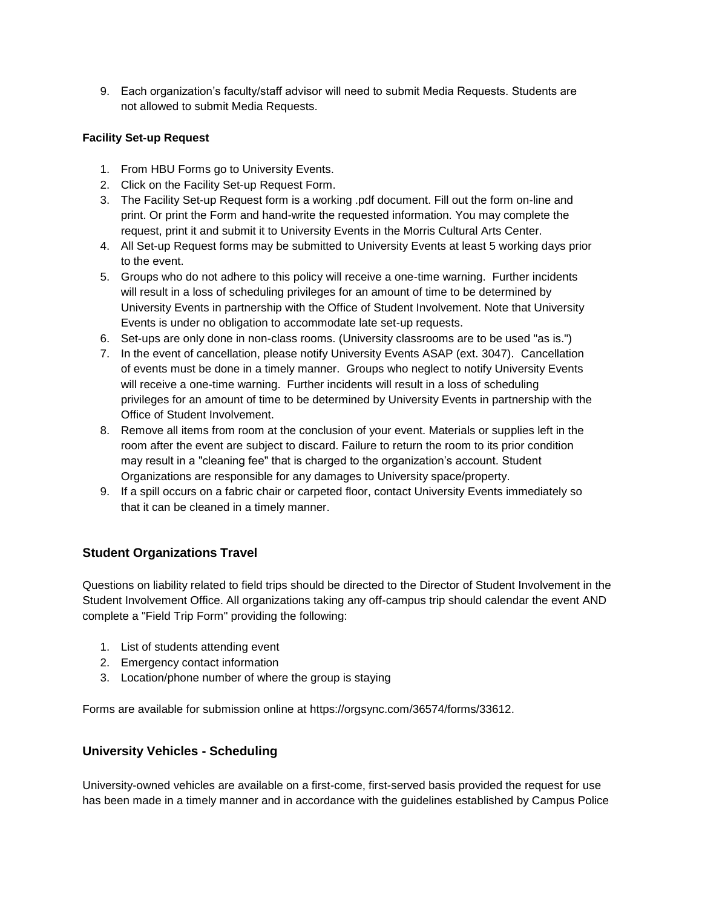9. Each organization's faculty/staff advisor will need to submit Media Requests. Students are not allowed to submit Media Requests.

**Facility Set-up Request**

1. From HBU Forms go to University Events.
2. Click on the Facility Set-up Request Form.
3. The Facility Set-up Request form is a working .pdf document. Fill out the form on-line and print. Or print the Form and hand-write the requested information. You may complete the request, print it and submit it to University Events in the Morris Cultural Arts Center.
4. All Set-up Request forms may be submitted to University Events at least 5 working days prior to the event.
5. Groups who do not adhere to this policy will receive a one-time warning. Further incidents will result in a loss of scheduling privileges for an amount of time to be determined by University Events in partnership with the Office of Student Involvement. Note that University Events is under no obligation to accommodate late set-up requests.
6. Set-ups are only done in non-class rooms. (University classrooms are to be used "as is.")
7. In the event of cancellation, please notify University Events ASAP (ext. 3047). Cancellation of events must be done in a timely manner. Groups who neglect to notify University Events will receive a one-time warning. Further incidents will result in a loss of scheduling privileges for an amount of time to be determined by University Events in partnership with the Office of Student Involvement.
8. Remove all items from room at the conclusion of your event. Materials or supplies left in the room after the event are subject to discard. Failure to return the room to its prior condition may result in a "cleaning fee" that is charged to the organization's account. Student Organizations are responsible for any damages to University space/property.
9. If a spill occurs on a fabric chair or carpeted floor, contact University Events immediately so that it can be cleaned in a timely manner.

## Student Organizations Travel

Questions on liability related to field trips should be directed to the Director of Student Involvement in the Student Involvement Office. All organizations taking any off-campus trip should calendar the event AND complete a "Field Trip Form" providing the following:

1. List of students attending event
2. Emergency contact information
3. Location/phone number of where the group is staying

Forms are available for submission online at https://orgsync.com/36574/forms/33612.

## University Vehicles - Scheduling

University-owned vehicles are available on a first-come, first-served basis provided the request for use has been made in a timely manner and in accordance with the guidelines established by Campus Police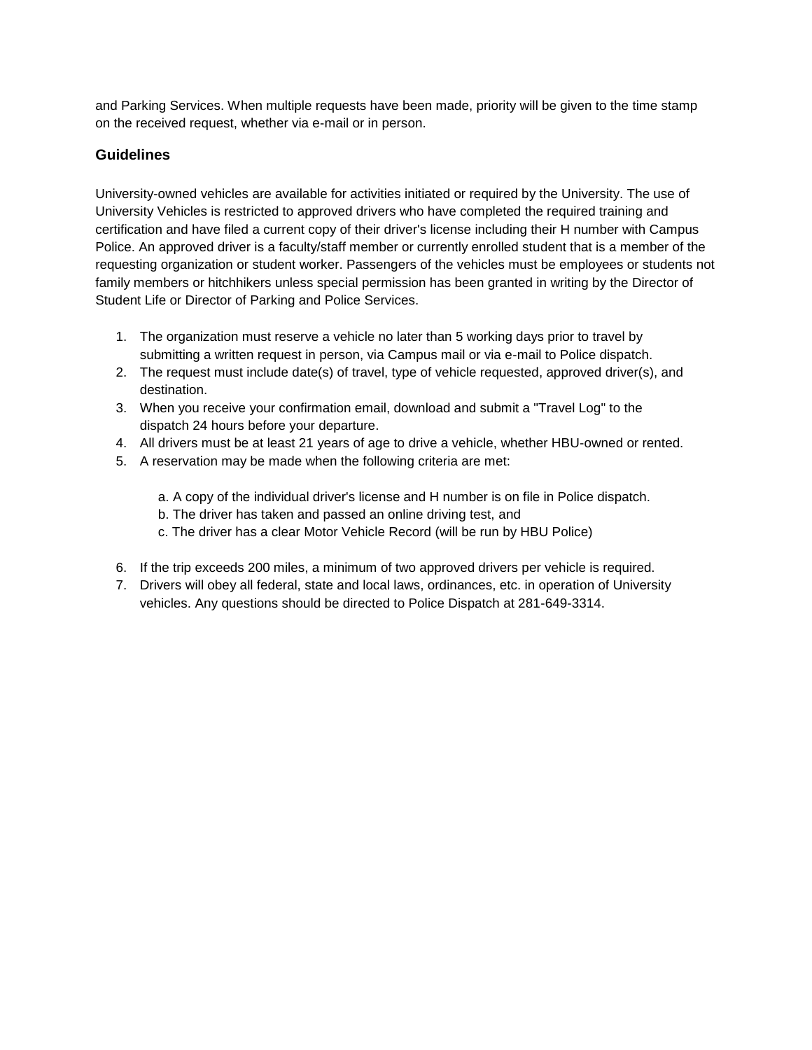and Parking Services. When multiple requests have been made, priority will be given to the time stamp on the received request, whether via e-mail or in person.

### Guidelines

University-owned vehicles are available for activities initiated or required by the University. The use of University Vehicles is restricted to approved drivers who have completed the required training and certification and have filed a current copy of their driver's license including their H number with Campus Police. An approved driver is a faculty/staff member or currently enrolled student that is a member of the requesting organization or student worker. Passengers of the vehicles must be employees or students not family members or hitchhikers unless special permission has been granted in writing by the Director of Student Life or Director of Parking and Police Services.

1. The organization must reserve a vehicle no later than 5 working days prior to travel by submitting a written request in person, via Campus mail or via e-mail to Police dispatch.
2. The request must include date(s) of travel, type of vehicle requested, approved driver(s), and destination.
3. When you receive your confirmation email, download and submit a "Travel Log" to the dispatch 24 hours before your departure.
4. All drivers must be at least 21 years of age to drive a vehicle, whether HBU-owned or rented.
5. A reservation may be made when the following criteria are met:

    a. A copy of the individual driver's license and H number is on file in Police dispatch.
    b. The driver has taken and passed an online driving test, and
    c. The driver has a clear Motor Vehicle Record (will be run by HBU Police)

6. If the trip exceeds 200 miles, a minimum of two approved drivers per vehicle is required.
7. Drivers will obey all federal, state and local laws, ordinances, etc. in operation of University vehicles. Any questions should be directed to Police Dispatch at 281-649-3314.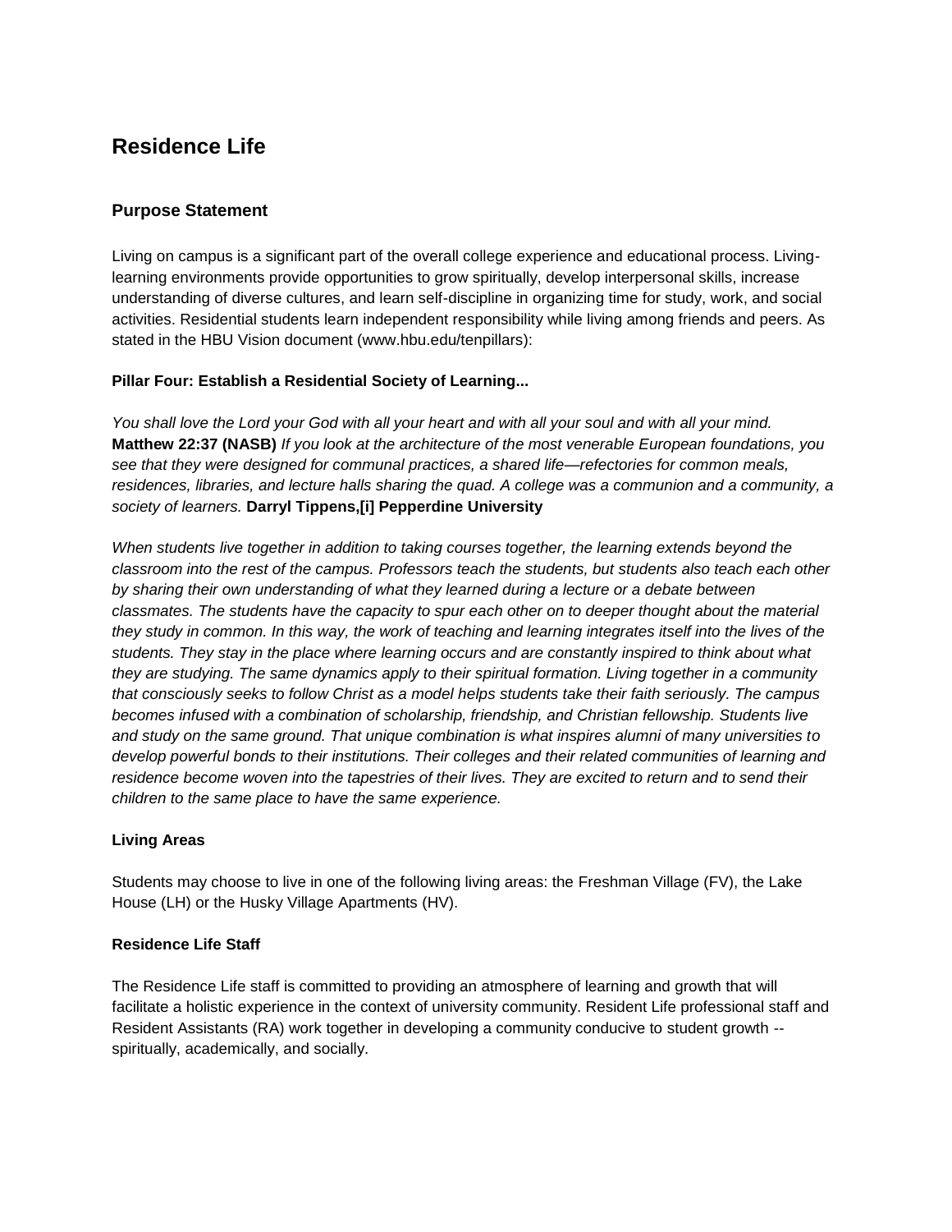# Residence Life

## Purpose Statement

Living on campus is a significant part of the overall college experience and educational process. Living-learning environments provide opportunities to grow spiritually, develop interpersonal skills, increase understanding of diverse cultures, and learn self-discipline in organizing time for study, work, and social activities. Residential students learn independent responsibility while living among friends and peers. As stated in the HBU Vision document (www.hbu.edu/tenpillars):

**Pillar Four: Establish a Residential Society of Learning...**

*You shall love the Lord your God with all your heart and with all your soul and with all your mind.* **Matthew 22:37 (NASB)** *If you look at the architecture of the most venerable European foundations, you see that they were designed for communal practices, a shared life—refectories for common meals, residences, libraries, and lecture halls sharing the quad. A college was a communion and a community, a society of learners.* **Darryl Tippens,[i] Pepperdine University**

*When students live together in addition to taking courses together, the learning extends beyond the classroom into the rest of the campus. Professors teach the students, but students also teach each other by sharing their own understanding of what they learned during a lecture or a debate between classmates. The students have the capacity to spur each other on to deeper thought about the material they study in common. In this way, the work of teaching and learning integrates itself into the lives of the students. They stay in the place where learning occurs and are constantly inspired to think about what they are studying. The same dynamics apply to their spiritual formation. Living together in a community that consciously seeks to follow Christ as a model helps students take their faith seriously. The campus becomes infused with a combination of scholarship, friendship, and Christian fellowship. Students live and study on the same ground. That unique combination is what inspires alumni of many universities to develop powerful bonds to their institutions. Their colleges and their related communities of learning and residence become woven into the tapestries of their lives. They are excited to return and to send their children to the same place to have the same experience.*

**Living Areas**

Students may choose to live in one of the following living areas: the Freshman Village (FV), the Lake House (LH) or the Husky Village Apartments (HV).

**Residence Life Staff**

The Residence Life staff is committed to providing an atmosphere of learning and growth that will facilitate a holistic experience in the context of university community. Resident Life professional staff and Resident Assistants (RA) work together in developing a community conducive to student growth -- spiritually, academically, and socially.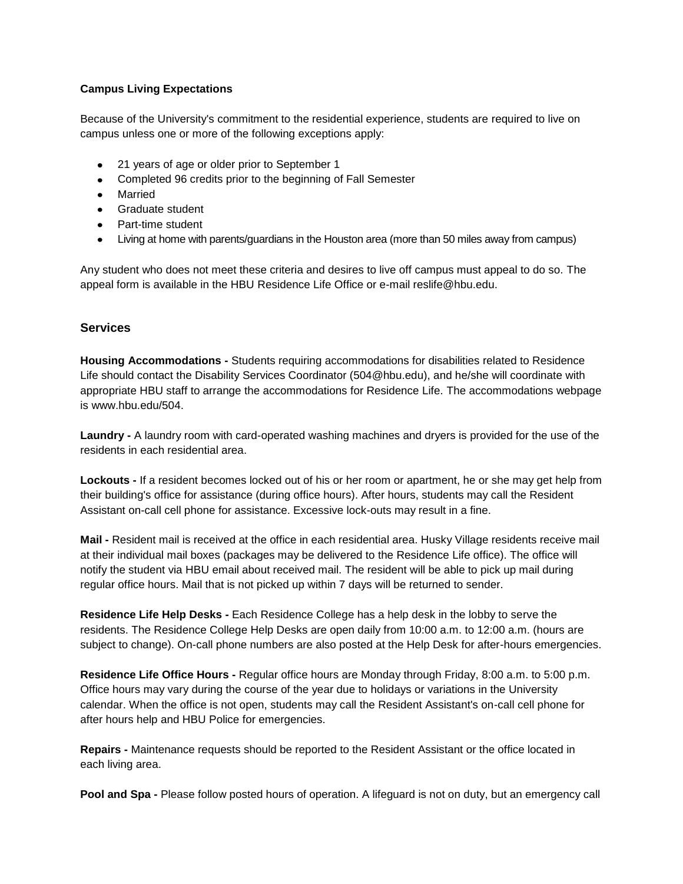**Campus Living Expectations**

Because of the University's commitment to the residential experience, students are required to live on campus unless one or more of the following exceptions apply:

- 21 years of age or older prior to September 1
- Completed 96 credits prior to the beginning of Fall Semester
- Married
- Graduate student
- Part-time student
- Living at home with parents/guardians in the Houston area (more than 50 miles away from campus)

Any student who does not meet these criteria and desires to live off campus must appeal to do so. The appeal form is available in the HBU Residence Life Office or e-mail reslife@hbu.edu.

## Services

**Housing Accommodations -** Students requiring accommodations for disabilities related to Residence Life should contact the Disability Services Coordinator (504@hbu.edu), and he/she will coordinate with appropriate HBU staff to arrange the accommodations for Residence Life. The accommodations webpage is www.hbu.edu/504.

**Laundry -** A laundry room with card-operated washing machines and dryers is provided for the use of the residents in each residential area.

**Lockouts -** If a resident becomes locked out of his or her room or apartment, he or she may get help from their building's office for assistance (during office hours). After hours, students may call the Resident Assistant on-call cell phone for assistance. Excessive lock-outs may result in a fine.

**Mail -** Resident mail is received at the office in each residential area. Husky Village residents receive mail at their individual mail boxes (packages may be delivered to the Residence Life office). The office will notify the student via HBU email about received mail. The resident will be able to pick up mail during regular office hours. Mail that is not picked up within 7 days will be returned to sender.

**Residence Life Help Desks -** Each Residence College has a help desk in the lobby to serve the residents. The Residence College Help Desks are open daily from 10:00 a.m. to 12:00 a.m. (hours are subject to change). On-call phone numbers are also posted at the Help Desk for after-hours emergencies.

**Residence Life Office Hours -** Regular office hours are Monday through Friday, 8:00 a.m. to 5:00 p.m. Office hours may vary during the course of the year due to holidays or variations in the University calendar. When the office is not open, students may call the Resident Assistant's on-call cell phone for after hours help and HBU Police for emergencies.

**Repairs -** Maintenance requests should be reported to the Resident Assistant or the office located in each living area.

**Pool and Spa -** Please follow posted hours of operation. A lifeguard is not on duty, but an emergency call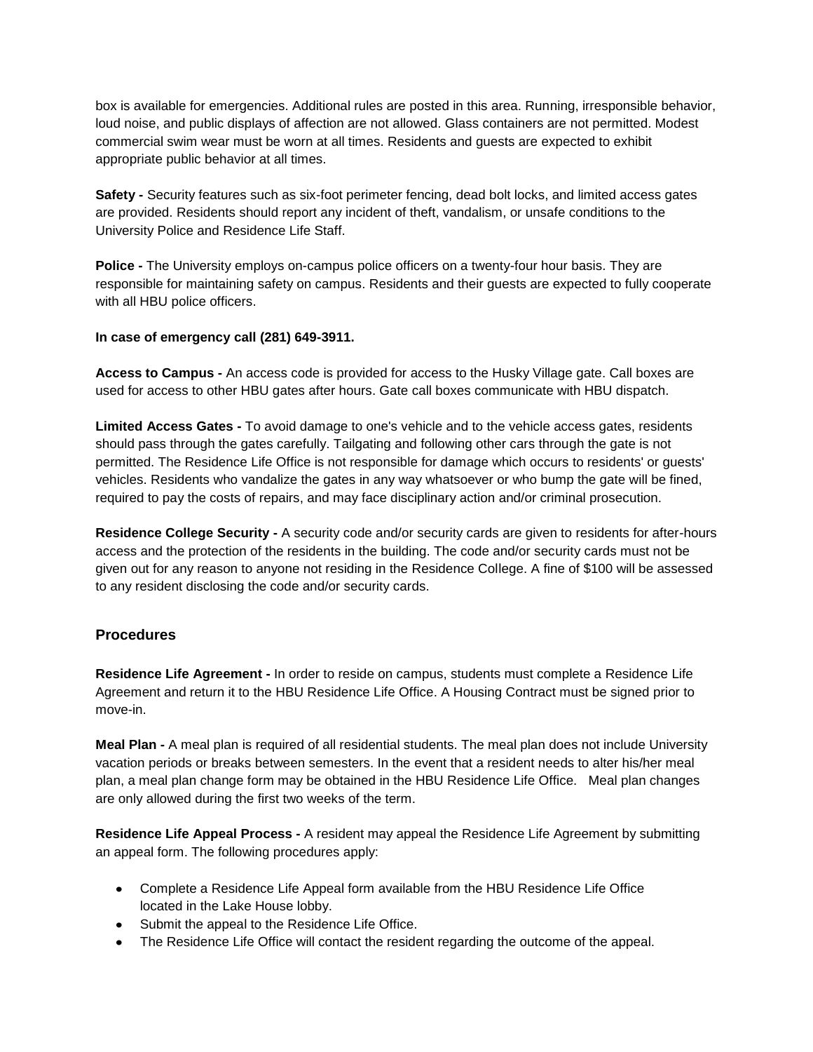box is available for emergencies. Additional rules are posted in this area. Running, irresponsible behavior, loud noise, and public displays of affection are not allowed. Glass containers are not permitted. Modest commercial swim wear must be worn at all times. Residents and guests are expected to exhibit appropriate public behavior at all times.

**Safety -** Security features such as six-foot perimeter fencing, dead bolt locks, and limited access gates are provided. Residents should report any incident of theft, vandalism, or unsafe conditions to the University Police and Residence Life Staff.

**Police -** The University employs on-campus police officers on a twenty-four hour basis. They are responsible for maintaining safety on campus. Residents and their guests are expected to fully cooperate with all HBU police officers.

**In case of emergency call (281) 649-3911.**

**Access to Campus -** An access code is provided for access to the Husky Village gate. Call boxes are used for access to other HBU gates after hours. Gate call boxes communicate with HBU dispatch.

**Limited Access Gates -** To avoid damage to one's vehicle and to the vehicle access gates, residents should pass through the gates carefully. Tailgating and following other cars through the gate is not permitted. The Residence Life Office is not responsible for damage which occurs to residents' or guests' vehicles. Residents who vandalize the gates in any way whatsoever or who bump the gate will be fined, required to pay the costs of repairs, and may face disciplinary action and/or criminal prosecution.

**Residence College Security -** A security code and/or security cards are given to residents for after-hours access and the protection of the residents in the building. The code and/or security cards must not be given out for any reason to anyone not residing in the Residence College. A fine of $100 will be assessed to any resident disclosing the code and/or security cards.

## Procedures

**Residence Life Agreement -** In order to reside on campus, students must complete a Residence Life Agreement and return it to the HBU Residence Life Office. A Housing Contract must be signed prior to move-in.

**Meal Plan -** A meal plan is required of all residential students. The meal plan does not include University vacation periods or breaks between semesters. In the event that a resident needs to alter his/her meal plan, a meal plan change form may be obtained in the HBU Residence Life Office. Meal plan changes are only allowed during the first two weeks of the term.

**Residence Life Appeal Process -** A resident may appeal the Residence Life Agreement by submitting an appeal form. The following procedures apply:

- Complete a Residence Life Appeal form available from the HBU Residence Life Office located in the Lake House lobby.
- Submit the appeal to the Residence Life Office.
- The Residence Life Office will contact the resident regarding the outcome of the appeal.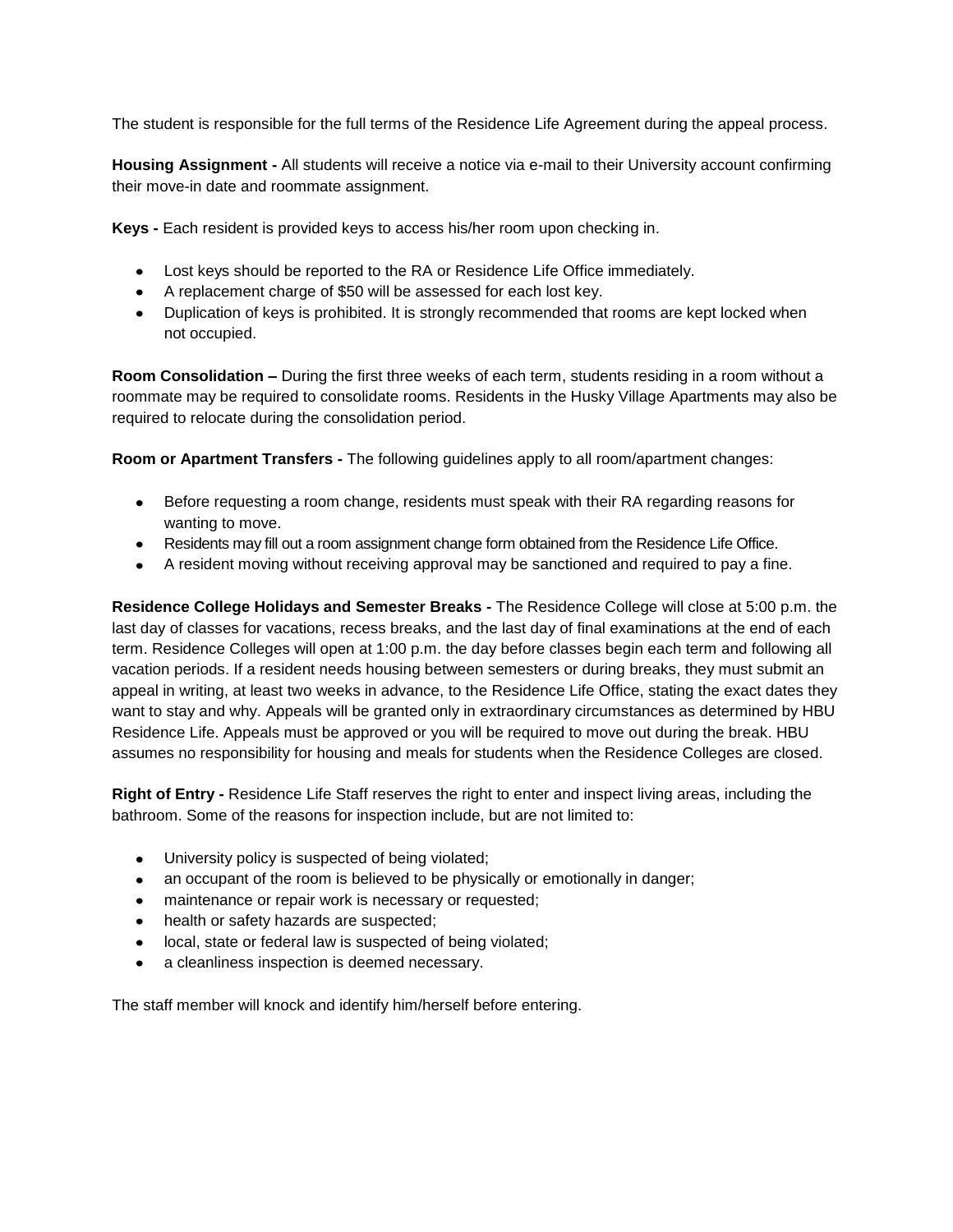The student is responsible for the full terms of the Residence Life Agreement during the appeal process.

**Housing Assignment -** All students will receive a notice via e-mail to their University account confirming their move-in date and roommate assignment.

**Keys -** Each resident is provided keys to access his/her room upon checking in.

- Lost keys should be reported to the RA or Residence Life Office immediately.
- A replacement charge of $50 will be assessed for each lost key.
- Duplication of keys is prohibited. It is strongly recommended that rooms are kept locked when not occupied.

**Room Consolidation –** During the first three weeks of each term, students residing in a room without a roommate may be required to consolidate rooms. Residents in the Husky Village Apartments may also be required to relocate during the consolidation period.

**Room or Apartment Transfers -** The following guidelines apply to all room/apartment changes:

- Before requesting a room change, residents must speak with their RA regarding reasons for wanting to move.
- Residents may fill out a room assignment change form obtained from the Residence Life Office.
- A resident moving without receiving approval may be sanctioned and required to pay a fine.

**Residence College Holidays and Semester Breaks -** The Residence College will close at 5:00 p.m. the last day of classes for vacations, recess breaks, and the last day of final examinations at the end of each term. Residence Colleges will open at 1:00 p.m. the day before classes begin each term and following all vacation periods. If a resident needs housing between semesters or during breaks, they must submit an appeal in writing, at least two weeks in advance, to the Residence Life Office, stating the exact dates they want to stay and why. Appeals will be granted only in extraordinary circumstances as determined by HBU Residence Life. Appeals must be approved or you will be required to move out during the break. HBU assumes no responsibility for housing and meals for students when the Residence Colleges are closed.

**Right of Entry -** Residence Life Staff reserves the right to enter and inspect living areas, including the bathroom. Some of the reasons for inspection include, but are not limited to:

- University policy is suspected of being violated;
- an occupant of the room is believed to be physically or emotionally in danger;
- maintenance or repair work is necessary or requested;
- health or safety hazards are suspected;
- local, state or federal law is suspected of being violated;
- a cleanliness inspection is deemed necessary.

The staff member will knock and identify him/herself before entering.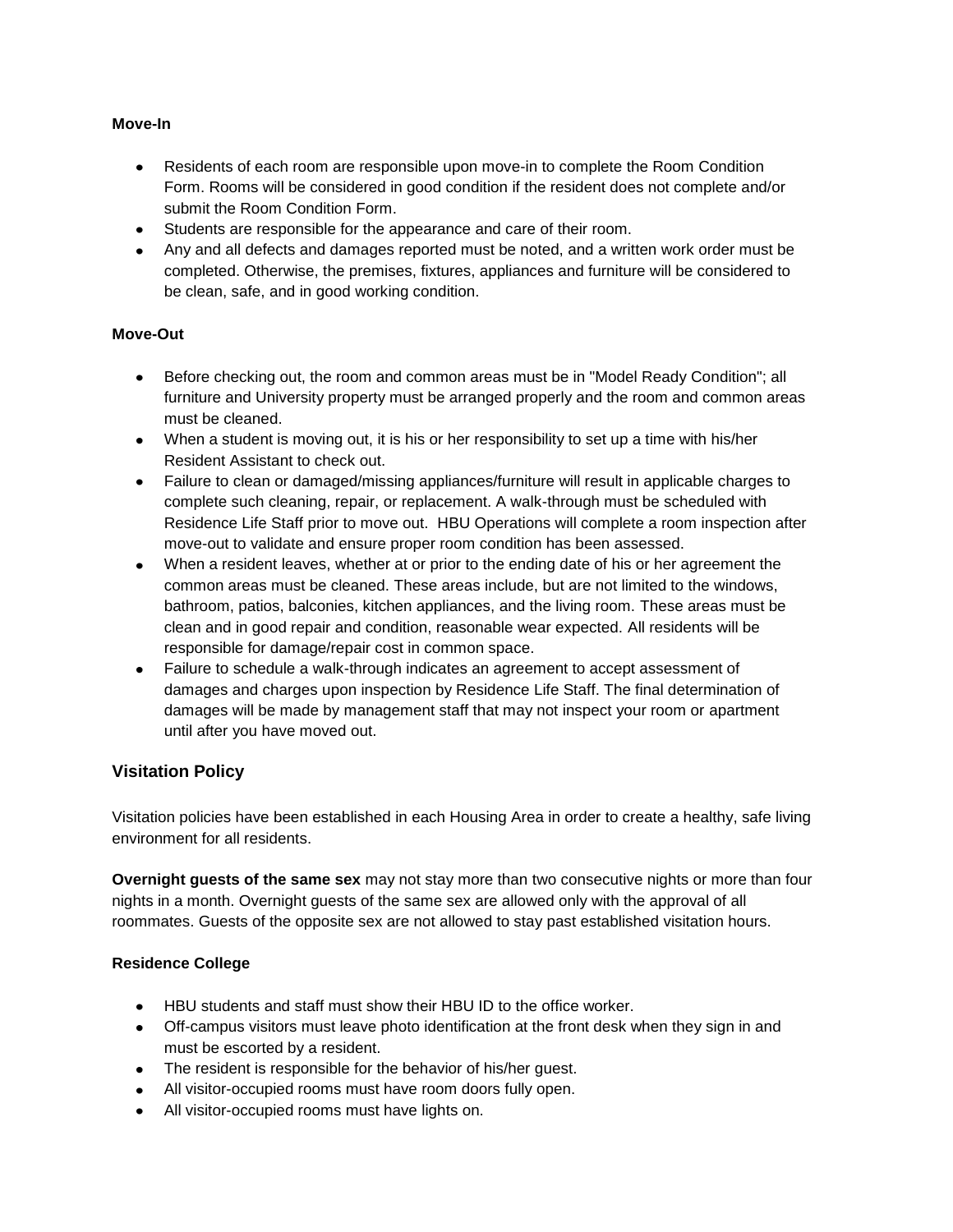**Move-In**

- Residents of each room are responsible upon move-in to complete the Room Condition Form. Rooms will be considered in good condition if the resident does not complete and/or submit the Room Condition Form.
- Students are responsible for the appearance and care of their room.
- Any and all defects and damages reported must be noted, and a written work order must be completed. Otherwise, the premises, fixtures, appliances and furniture will be considered to be clean, safe, and in good working condition.

**Move-Out**

- Before checking out, the room and common areas must be in "Model Ready Condition"; all furniture and University property must be arranged properly and the room and common areas must be cleaned.
- When a student is moving out, it is his or her responsibility to set up a time with his/her Resident Assistant to check out.
- Failure to clean or damaged/missing appliances/furniture will result in applicable charges to complete such cleaning, repair, or replacement. A walk-through must be scheduled with Residence Life Staff prior to move out. HBU Operations will complete a room inspection after move-out to validate and ensure proper room condition has been assessed.
- When a resident leaves, whether at or prior to the ending date of his or her agreement the common areas must be cleaned. These areas include, but are not limited to the windows, bathroom, patios, balconies, kitchen appliances, and the living room. These areas must be clean and in good repair and condition, reasonable wear expected. All residents will be responsible for damage/repair cost in common space.
- Failure to schedule a walk-through indicates an agreement to accept assessment of damages and charges upon inspection by Residence Life Staff. The final determination of damages will be made by management staff that may not inspect your room or apartment until after you have moved out.

## Visitation Policy

Visitation policies have been established in each Housing Area in order to create a healthy, safe living environment for all residents.

**Overnight guests of the same sex** may not stay more than two consecutive nights or more than four nights in a month. Overnight guests of the same sex are allowed only with the approval of all roommates. Guests of the opposite sex are not allowed to stay past established visitation hours.

**Residence College**

- HBU students and staff must show their HBU ID to the office worker.
- Off-campus visitors must leave photo identification at the front desk when they sign in and must be escorted by a resident.
- The resident is responsible for the behavior of his/her guest.
- All visitor-occupied rooms must have room doors fully open.
- All visitor-occupied rooms must have lights on.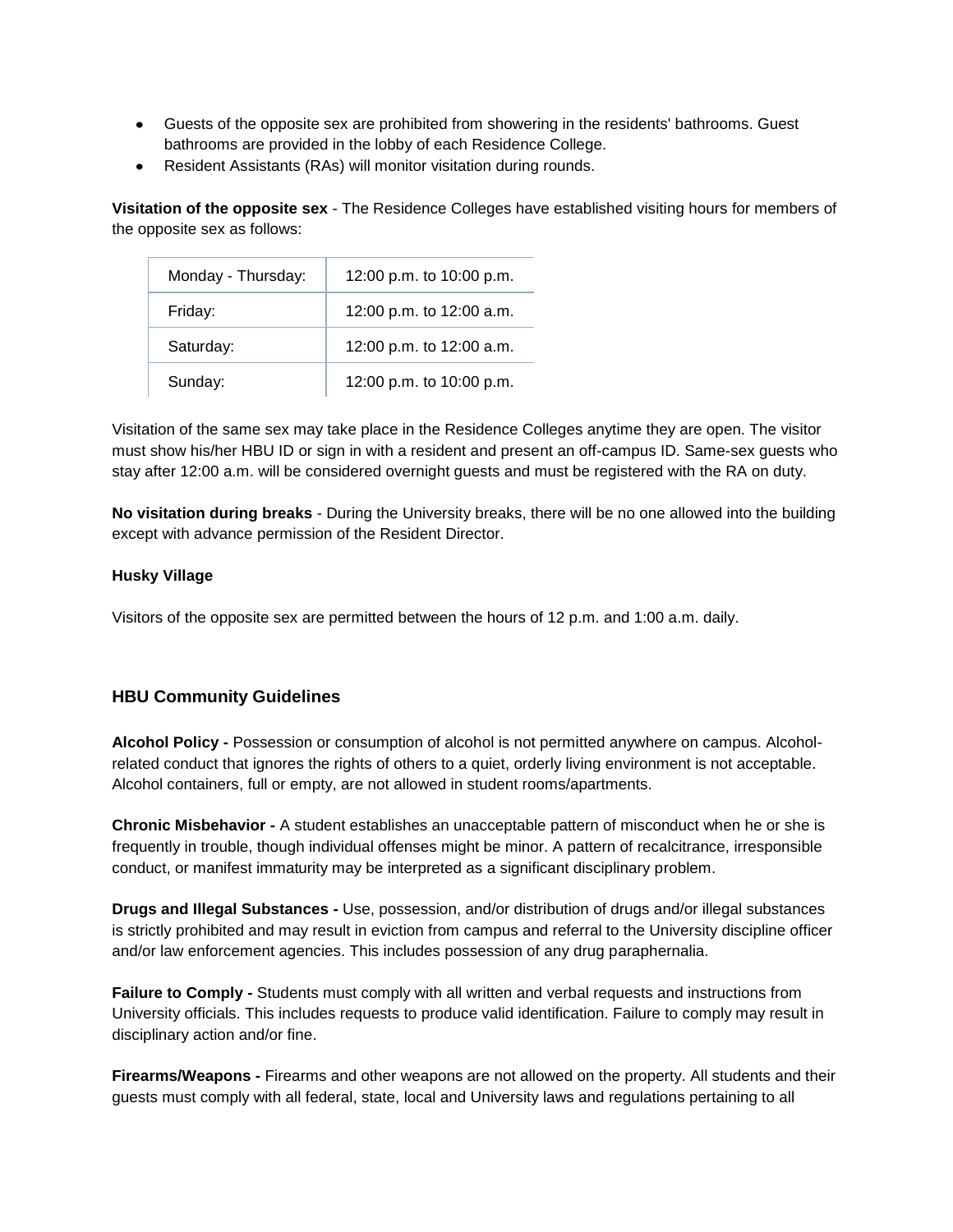- Guests of the opposite sex are prohibited from showering in the residents' bathrooms. Guest bathrooms are provided in the lobby of each Residence College.
- Resident Assistants (RAs) will monitor visitation during rounds.

**Visitation of the opposite sex** - The Residence Colleges have established visiting hours for members of the opposite sex as follows:

| | |
|---|---|
| Monday - Thursday: | 12:00 p.m. to 10:00 p.m. |
| Friday: | 12:00 p.m. to 12:00 a.m. |
| Saturday: | 12:00 p.m. to 12:00 a.m. |
| Sunday: | 12:00 p.m. to 10:00 p.m. |

Visitation of the same sex may take place in the Residence Colleges anytime they are open. The visitor must show his/her HBU ID or sign in with a resident and present an off-campus ID. Same-sex guests who stay after 12:00 a.m. will be considered overnight guests and must be registered with the RA on duty.

**No visitation during breaks** - During the University breaks, there will be no one allowed into the building except with advance permission of the Resident Director.

**Husky Village**

Visitors of the opposite sex are permitted between the hours of 12 p.m. and 1:00 a.m. daily.

## HBU Community Guidelines

**Alcohol Policy -** Possession or consumption of alcohol is not permitted anywhere on campus. Alcohol-related conduct that ignores the rights of others to a quiet, orderly living environment is not acceptable. Alcohol containers, full or empty, are not allowed in student rooms/apartments.

**Chronic Misbehavior -** A student establishes an unacceptable pattern of misconduct when he or she is frequently in trouble, though individual offenses might be minor. A pattern of recalcitrance, irresponsible conduct, or manifest immaturity may be interpreted as a significant disciplinary problem.

**Drugs and Illegal Substances -** Use, possession, and/or distribution of drugs and/or illegal substances is strictly prohibited and may result in eviction from campus and referral to the University discipline officer and/or law enforcement agencies. This includes possession of any drug paraphernalia.

**Failure to Comply -** Students must comply with all written and verbal requests and instructions from University officials. This includes requests to produce valid identification. Failure to comply may result in disciplinary action and/or fine.

**Firearms/Weapons -** Firearms and other weapons are not allowed on the property. All students and their guests must comply with all federal, state, local and University laws and regulations pertaining to all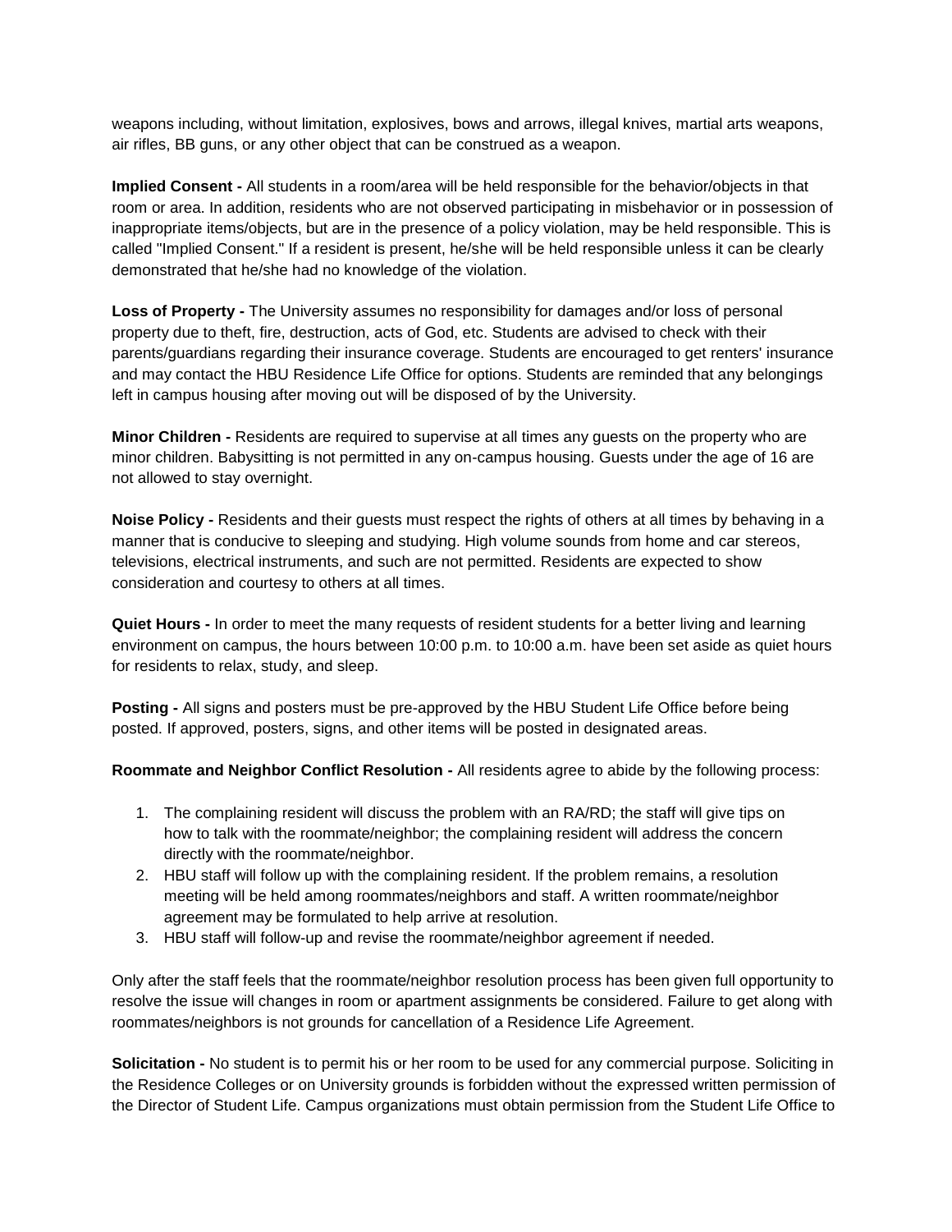weapons including, without limitation, explosives, bows and arrows, illegal knives, martial arts weapons, air rifles, BB guns, or any other object that can be construed as a weapon.

**Implied Consent -** All students in a room/area will be held responsible for the behavior/objects in that room or area. In addition, residents who are not observed participating in misbehavior or in possession of inappropriate items/objects, but are in the presence of a policy violation, may be held responsible. This is called "Implied Consent." If a resident is present, he/she will be held responsible unless it can be clearly demonstrated that he/she had no knowledge of the violation.

**Loss of Property -** The University assumes no responsibility for damages and/or loss of personal property due to theft, fire, destruction, acts of God, etc. Students are advised to check with their parents/guardians regarding their insurance coverage. Students are encouraged to get renters' insurance and may contact the HBU Residence Life Office for options. Students are reminded that any belongings left in campus housing after moving out will be disposed of by the University.

**Minor Children -** Residents are required to supervise at all times any guests on the property who are minor children. Babysitting is not permitted in any on-campus housing. Guests under the age of 16 are not allowed to stay overnight.

**Noise Policy -** Residents and their guests must respect the rights of others at all times by behaving in a manner that is conducive to sleeping and studying. High volume sounds from home and car stereos, televisions, electrical instruments, and such are not permitted. Residents are expected to show consideration and courtesy to others at all times.

**Quiet Hours -** In order to meet the many requests of resident students for a better living and learning environment on campus, the hours between 10:00 p.m. to 10:00 a.m. have been set aside as quiet hours for residents to relax, study, and sleep.

**Posting -** All signs and posters must be pre-approved by the HBU Student Life Office before being posted. If approved, posters, signs, and other items will be posted in designated areas.

**Roommate and Neighbor Conflict Resolution -** All residents agree to abide by the following process:

1. The complaining resident will discuss the problem with an RA/RD; the staff will give tips on how to talk with the roommate/neighbor; the complaining resident will address the concern directly with the roommate/neighbor.
2. HBU staff will follow up with the complaining resident. If the problem remains, a resolution meeting will be held among roommates/neighbors and staff. A written roommate/neighbor agreement may be formulated to help arrive at resolution.
3. HBU staff will follow-up and revise the roommate/neighbor agreement if needed.

Only after the staff feels that the roommate/neighbor resolution process has been given full opportunity to resolve the issue will changes in room or apartment assignments be considered. Failure to get along with roommates/neighbors is not grounds for cancellation of a Residence Life Agreement.

**Solicitation -** No student is to permit his or her room to be used for any commercial purpose. Soliciting in the Residence Colleges or on University grounds is forbidden without the expressed written permission of the Director of Student Life. Campus organizations must obtain permission from the Student Life Office to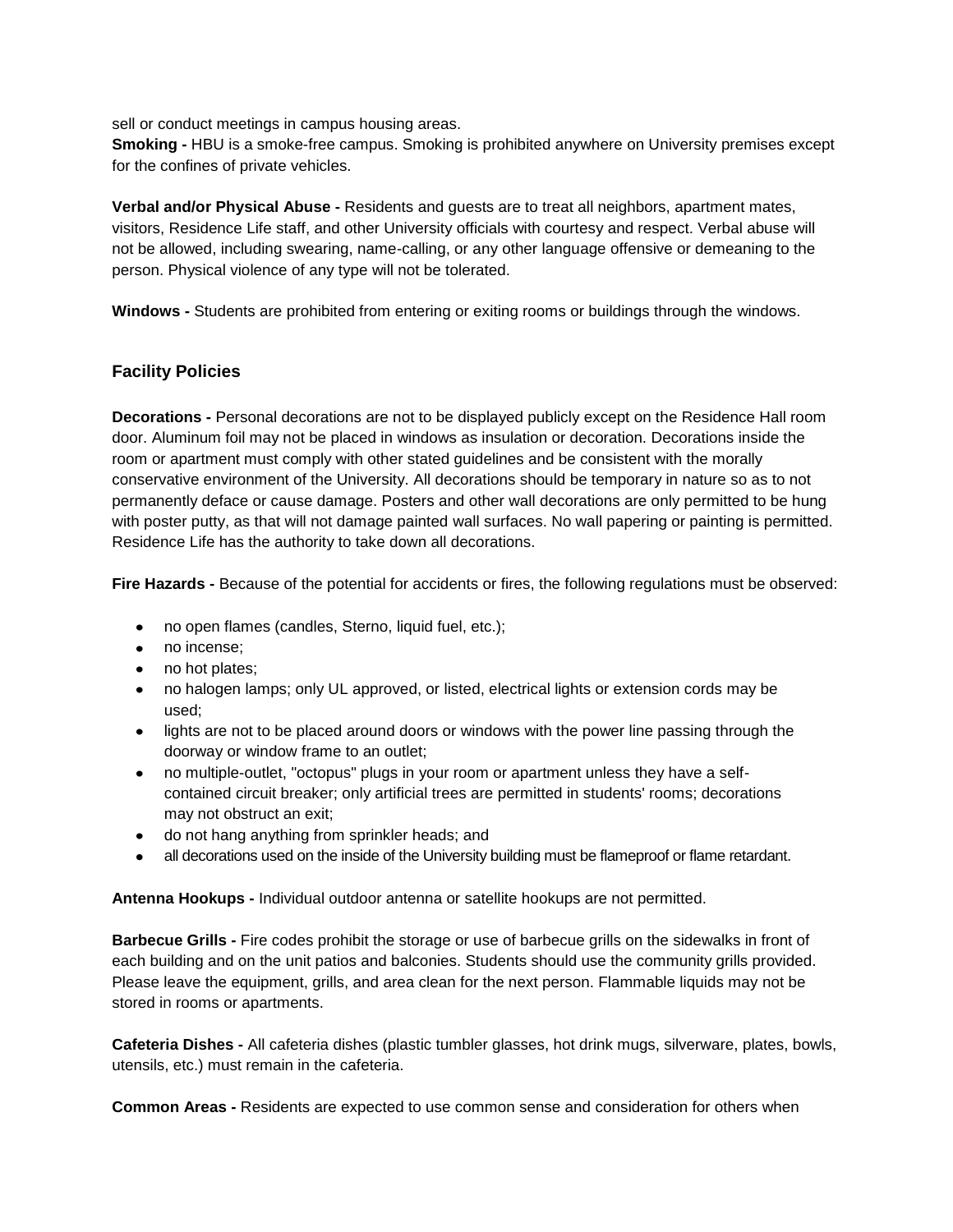sell or conduct meetings in campus housing areas.

**Smoking -** HBU is a smoke-free campus. Smoking is prohibited anywhere on University premises except for the confines of private vehicles.

**Verbal and/or Physical Abuse -** Residents and guests are to treat all neighbors, apartment mates, visitors, Residence Life staff, and other University officials with courtesy and respect. Verbal abuse will not be allowed, including swearing, name-calling, or any other language offensive or demeaning to the person. Physical violence of any type will not be tolerated.

**Windows -** Students are prohibited from entering or exiting rooms or buildings through the windows.

### Facility Policies

**Decorations -** Personal decorations are not to be displayed publicly except on the Residence Hall room door. Aluminum foil may not be placed in windows as insulation or decoration. Decorations inside the room or apartment must comply with other stated guidelines and be consistent with the morally conservative environment of the University. All decorations should be temporary in nature so as to not permanently deface or cause damage. Posters and other wall decorations are only permitted to be hung with poster putty, as that will not damage painted wall surfaces. No wall papering or painting is permitted. Residence Life has the authority to take down all decorations.

**Fire Hazards -** Because of the potential for accidents or fires, the following regulations must be observed:

- no open flames (candles, Sterno, liquid fuel, etc.);
- no incense;
- no hot plates;
- no halogen lamps; only UL approved, or listed, electrical lights or extension cords may be used;
- lights are not to be placed around doors or windows with the power line passing through the doorway or window frame to an outlet;
- no multiple-outlet, "octopus" plugs in your room or apartment unless they have a self-contained circuit breaker; only artificial trees are permitted in students' rooms; decorations may not obstruct an exit;
- do not hang anything from sprinkler heads; and
- all decorations used on the inside of the University building must be flameproof or flame retardant.

**Antenna Hookups -** Individual outdoor antenna or satellite hookups are not permitted.

**Barbecue Grills -** Fire codes prohibit the storage or use of barbecue grills on the sidewalks in front of each building and on the unit patios and balconies. Students should use the community grills provided. Please leave the equipment, grills, and area clean for the next person. Flammable liquids may not be stored in rooms or apartments.

**Cafeteria Dishes -** All cafeteria dishes (plastic tumbler glasses, hot drink mugs, silverware, plates, bowls, utensils, etc.) must remain in the cafeteria.

**Common Areas -** Residents are expected to use common sense and consideration for others when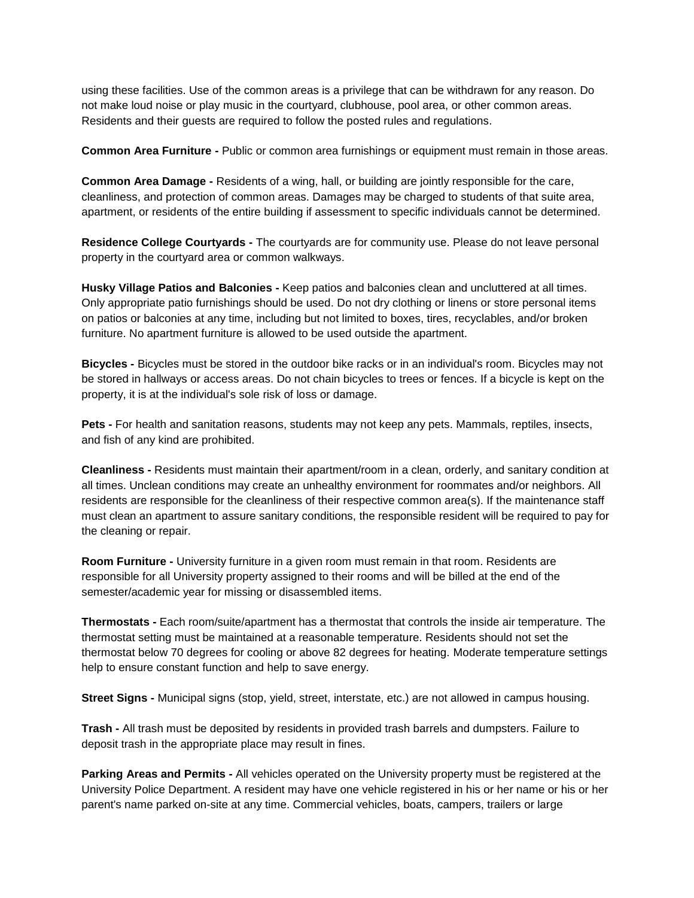using these facilities. Use of the common areas is a privilege that can be withdrawn for any reason. Do not make loud noise or play music in the courtyard, clubhouse, pool area, or other common areas. Residents and their guests are required to follow the posted rules and regulations.

**Common Area Furniture -** Public or common area furnishings or equipment must remain in those areas.

**Common Area Damage -** Residents of a wing, hall, or building are jointly responsible for the care, cleanliness, and protection of common areas. Damages may be charged to students of that suite area, apartment, or residents of the entire building if assessment to specific individuals cannot be determined.

**Residence College Courtyards -** The courtyards are for community use. Please do not leave personal property in the courtyard area or common walkways.

**Husky Village Patios and Balconies -** Keep patios and balconies clean and uncluttered at all times. Only appropriate patio furnishings should be used. Do not dry clothing or linens or store personal items on patios or balconies at any time, including but not limited to boxes, tires, recyclables, and/or broken furniture. No apartment furniture is allowed to be used outside the apartment.

**Bicycles -** Bicycles must be stored in the outdoor bike racks or in an individual's room. Bicycles may not be stored in hallways or access areas. Do not chain bicycles to trees or fences. If a bicycle is kept on the property, it is at the individual's sole risk of loss or damage.

**Pets -** For health and sanitation reasons, students may not keep any pets. Mammals, reptiles, insects, and fish of any kind are prohibited.

**Cleanliness -** Residents must maintain their apartment/room in a clean, orderly, and sanitary condition at all times. Unclean conditions may create an unhealthy environment for roommates and/or neighbors. All residents are responsible for the cleanliness of their respective common area(s). If the maintenance staff must clean an apartment to assure sanitary conditions, the responsible resident will be required to pay for the cleaning or repair.

**Room Furniture -** University furniture in a given room must remain in that room. Residents are responsible for all University property assigned to their rooms and will be billed at the end of the semester/academic year for missing or disassembled items.

**Thermostats -** Each room/suite/apartment has a thermostat that controls the inside air temperature. The thermostat setting must be maintained at a reasonable temperature. Residents should not set the thermostat below 70 degrees for cooling or above 82 degrees for heating. Moderate temperature settings help to ensure constant function and help to save energy.

**Street Signs -** Municipal signs (stop, yield, street, interstate, etc.) are not allowed in campus housing.

**Trash -** All trash must be deposited by residents in provided trash barrels and dumpsters. Failure to deposit trash in the appropriate place may result in fines.

**Parking Areas and Permits -** All vehicles operated on the University property must be registered at the University Police Department. A resident may have one vehicle registered in his or her name or his or her parent's name parked on-site at any time. Commercial vehicles, boats, campers, trailers or large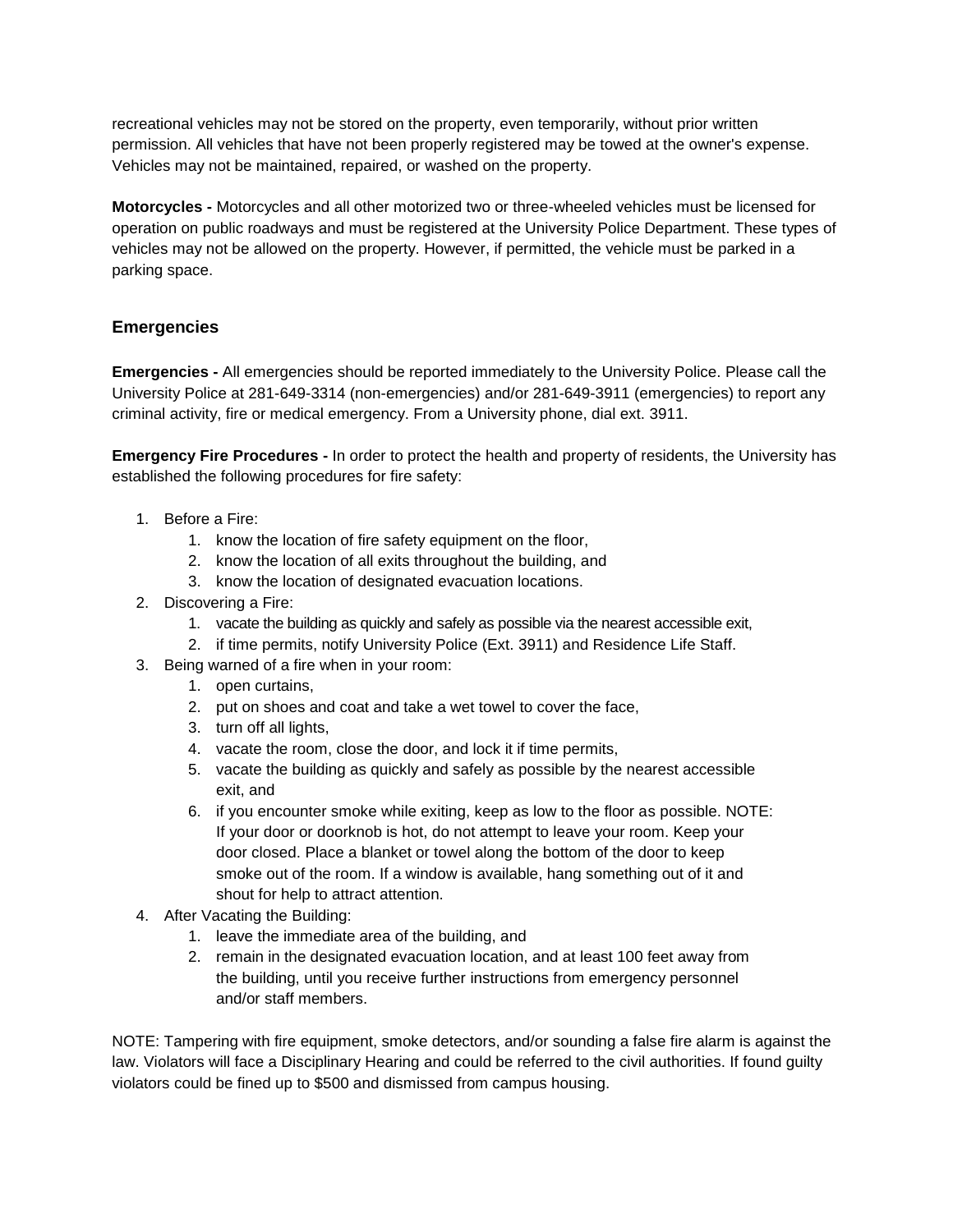recreational vehicles may not be stored on the property, even temporarily, without prior written permission. All vehicles that have not been properly registered may be towed at the owner's expense. Vehicles may not be maintained, repaired, or washed on the property.

**Motorcycles -** Motorcycles and all other motorized two or three-wheeled vehicles must be licensed for operation on public roadways and must be registered at the University Police Department. These types of vehicles may not be allowed on the property. However, if permitted, the vehicle must be parked in a parking space.

## Emergencies

**Emergencies -** All emergencies should be reported immediately to the University Police. Please call the University Police at 281-649-3314 (non-emergencies) and/or 281-649-3911 (emergencies) to report any criminal activity, fire or medical emergency. From a University phone, dial ext. 3911.

**Emergency Fire Procedures -** In order to protect the health and property of residents, the University has established the following procedures for fire safety:

1. Before a Fire:
    1. know the location of fire safety equipment on the floor,
    2. know the location of all exits throughout the building, and
    3. know the location of designated evacuation locations.
2. Discovering a Fire:
    1. vacate the building as quickly and safely as possible via the nearest accessible exit,
    2. if time permits, notify University Police (Ext. 3911) and Residence Life Staff.
3. Being warned of a fire when in your room:
    1. open curtains,
    2. put on shoes and coat and take a wet towel to cover the face,
    3. turn off all lights,
    4. vacate the room, close the door, and lock it if time permits,
    5. vacate the building as quickly and safely as possible by the nearest accessible exit, and
    6. if you encounter smoke while exiting, keep as low to the floor as possible. NOTE: If your door or doorknob is hot, do not attempt to leave your room. Keep your door closed. Place a blanket or towel along the bottom of the door to keep smoke out of the room. If a window is available, hang something out of it and shout for help to attract attention.
4. After Vacating the Building:
    1. leave the immediate area of the building, and
    2. remain in the designated evacuation location, and at least 100 feet away from the building, until you receive further instructions from emergency personnel and/or staff members.

NOTE: Tampering with fire equipment, smoke detectors, and/or sounding a false fire alarm is against the law. Violators will face a Disciplinary Hearing and could be referred to the civil authorities. If found guilty violators could be fined up to $500 and dismissed from campus housing.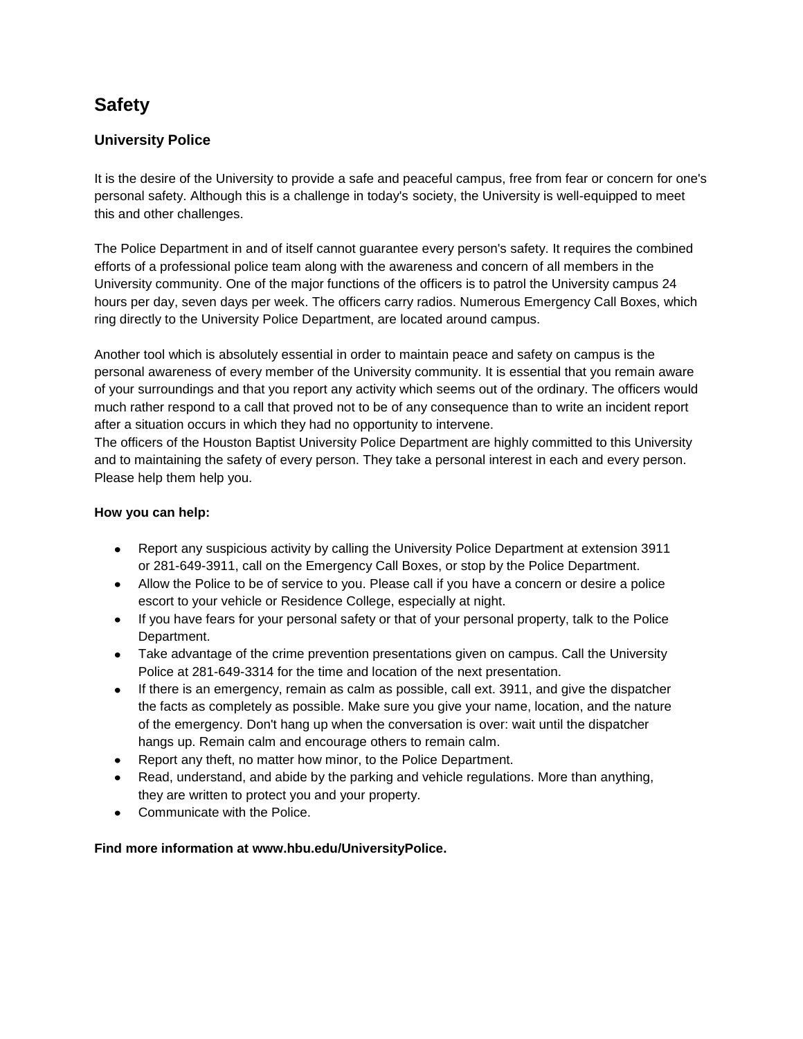# Safety

## University Police

It is the desire of the University to provide a safe and peaceful campus, free from fear or concern for one's personal safety. Although this is a challenge in today's society, the University is well-equipped to meet this and other challenges.

The Police Department in and of itself cannot guarantee every person's safety. It requires the combined efforts of a professional police team along with the awareness and concern of all members in the University community. One of the major functions of the officers is to patrol the University campus 24 hours per day, seven days per week. The officers carry radios. Numerous Emergency Call Boxes, which ring directly to the University Police Department, are located around campus.

Another tool which is absolutely essential in order to maintain peace and safety on campus is the personal awareness of every member of the University community. It is essential that you remain aware of your surroundings and that you report any activity which seems out of the ordinary. The officers would much rather respond to a call that proved not to be of any consequence than to write an incident report after a situation occurs in which they had no opportunity to intervene.
The officers of the Houston Baptist University Police Department are highly committed to this University and to maintaining the safety of every person. They take a personal interest in each and every person. Please help them help you.

**How you can help:**

- Report any suspicious activity by calling the University Police Department at extension 3911 or 281-649-3911, call on the Emergency Call Boxes, or stop by the Police Department.
- Allow the Police to be of service to you. Please call if you have a concern or desire a police escort to your vehicle or Residence College, especially at night.
- If you have fears for your personal safety or that of your personal property, talk to the Police Department.
- Take advantage of the crime prevention presentations given on campus. Call the University Police at 281-649-3314 for the time and location of the next presentation.
- If there is an emergency, remain as calm as possible, call ext. 3911, and give the dispatcher the facts as completely as possible. Make sure you give your name, location, and the nature of the emergency. Don't hang up when the conversation is over: wait until the dispatcher hangs up. Remain calm and encourage others to remain calm.
- Report any theft, no matter how minor, to the Police Department.
- Read, understand, and abide by the parking and vehicle regulations. More than anything, they are written to protect you and your property.
- Communicate with the Police.

**Find more information at www.hbu.edu/UniversityPolice.**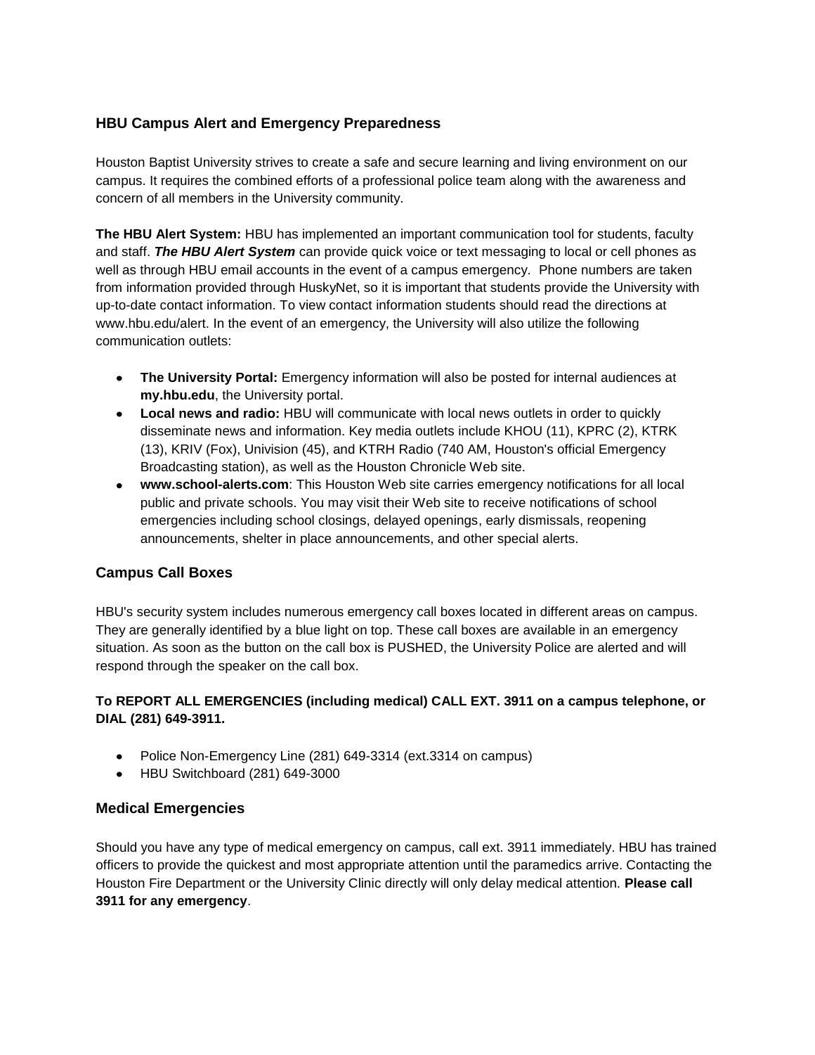## HBU Campus Alert and Emergency Preparedness

Houston Baptist University strives to create a safe and secure learning and living environment on our campus. It requires the combined efforts of a professional police team along with the awareness and concern of all members in the University community.

**The HBU Alert System:** HBU has implemented an important communication tool for students, faculty and staff. ***The HBU Alert System*** can provide quick voice or text messaging to local or cell phones as well as through HBU email accounts in the event of a campus emergency. Phone numbers are taken from information provided through HuskyNet, so it is important that students provide the University with up-to-date contact information. To view contact information students should read the directions at www.hbu.edu/alert. In the event of an emergency, the University will also utilize the following communication outlets:

- **The University Portal:** Emergency information will also be posted for internal audiences at **my.hbu.edu**, the University portal.
- **Local news and radio:** HBU will communicate with local news outlets in order to quickly disseminate news and information. Key media outlets include KHOU (11), KPRC (2), KTRK (13), KRIV (Fox), Univision (45), and KTRH Radio (740 AM, Houston's official Emergency Broadcasting station), as well as the Houston Chronicle Web site.
- **www.school-alerts.com**: This Houston Web site carries emergency notifications for all local public and private schools. You may visit their Web site to receive notifications of school emergencies including school closings, delayed openings, early dismissals, reopening announcements, shelter in place announcements, and other special alerts.

## Campus Call Boxes

HBU's security system includes numerous emergency call boxes located in different areas on campus. They are generally identified by a blue light on top. These call boxes are available in an emergency situation. As soon as the button on the call box is PUSHED, the University Police are alerted and will respond through the speaker on the call box.

**To REPORT ALL EMERGENCIES (including medical) CALL EXT. 3911 on a campus telephone, or DIAL (281) 649-3911.**

- Police Non-Emergency Line (281) 649-3314 (ext.3314 on campus)
- HBU Switchboard (281) 649-3000

## Medical Emergencies

Should you have any type of medical emergency on campus, call ext. 3911 immediately. HBU has trained officers to provide the quickest and most appropriate attention until the paramedics arrive. Contacting the Houston Fire Department or the University Clinic directly will only delay medical attention. **Please call 3911 for any emergency**.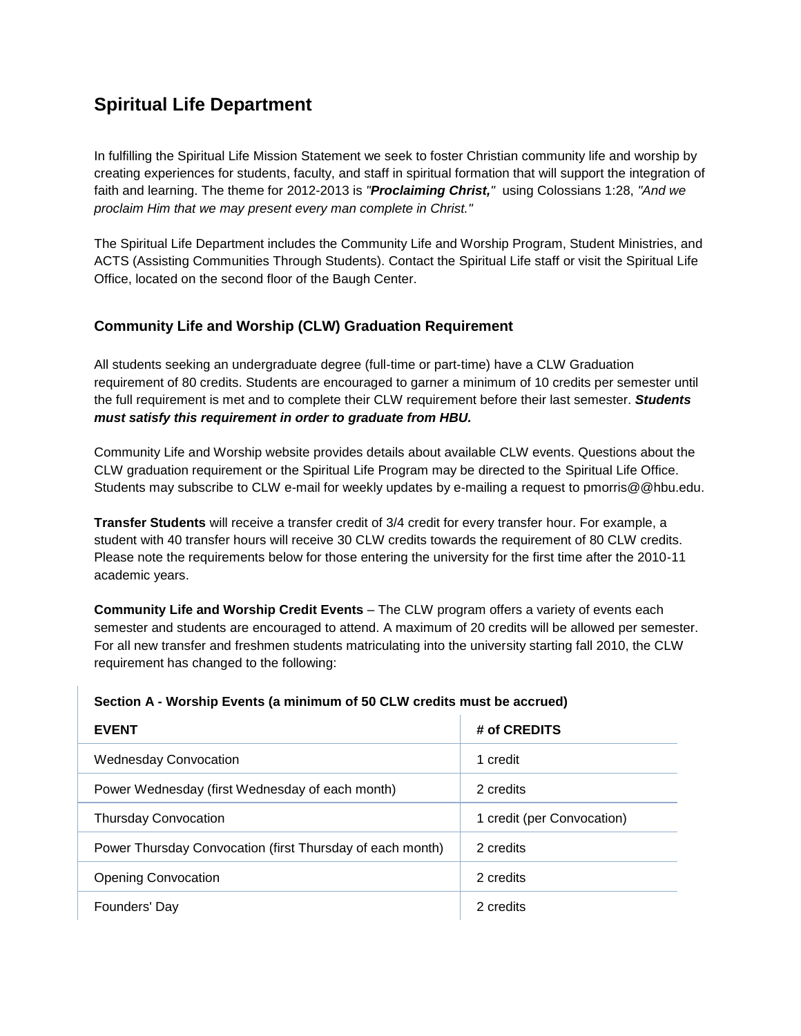## Spiritual Life Department

In fulfilling the Spiritual Life Mission Statement we seek to foster Christian community life and worship by creating experiences for students, faculty, and staff in spiritual formation that will support the integration of faith and learning. The theme for 2012-2013 is *"**Proclaiming Christ,**"* using Colossians 1:28, *"And we proclaim Him that we may present every man complete in Christ."*

The Spiritual Life Department includes the Community Life and Worship Program, Student Ministries, and ACTS (Assisting Communities Through Students). Contact the Spiritual Life staff or visit the Spiritual Life Office, located on the second floor of the Baugh Center.

### Community Life and Worship (CLW) Graduation Requirement

All students seeking an undergraduate degree (full-time or part-time) have a CLW Graduation requirement of 80 credits. Students are encouraged to garner a minimum of 10 credits per semester until the full requirement is met and to complete their CLW requirement before their last semester. ***Students must satisfy this requirement in order to graduate from HBU.***

Community Life and Worship website provides details about available CLW events. Questions about the CLW graduation requirement or the Spiritual Life Program may be directed to the Spiritual Life Office. Students may subscribe to CLW e-mail for weekly updates by e-mailing a request to pmorris@@hbu.edu.

**Transfer Students** will receive a transfer credit of 3/4 credit for every transfer hour. For example, a student with 40 transfer hours will receive 30 CLW credits towards the requirement of 80 CLW credits. Please note the requirements below for those entering the university for the first time after the 2010-11 academic years.

**Community Life and Worship Credit Events** – The CLW program offers a variety of events each semester and students are encouraged to attend. A maximum of 20 credits will be allowed per semester. For all new transfer and freshmen students matriculating into the university starting fall 2010, the CLW requirement has changed to the following:

**Section A - Worship Events (a minimum of 50 CLW credits must be accrued)**

| EVENT | # of CREDITS |
|---|---|
| Wednesday Convocation | 1 credit |
| Power Wednesday (first Wednesday of each month) | 2 credits |
| Thursday Convocation | 1 credit (per Convocation) |
| Power Thursday Convocation (first Thursday of each month) | 2 credits |
| Opening Convocation | 2 credits |
| Founders' Day | 2 credits |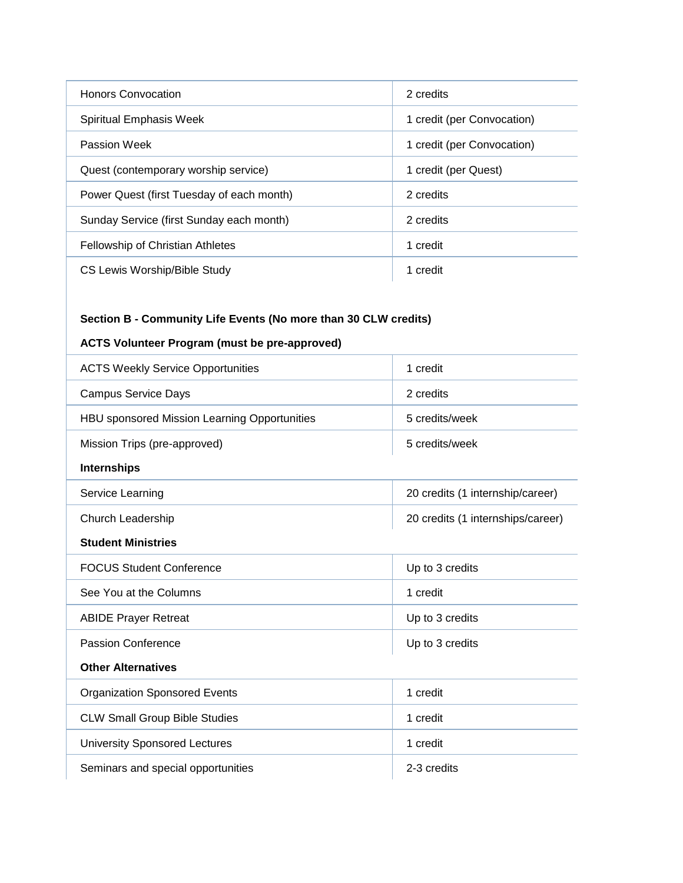| | |
|---|---|
| Honors Convocation | 2 credits |
| Spiritual Emphasis Week | 1 credit (per Convocation) |
| Passion Week | 1 credit (per Convocation) |
| Quest (contemporary worship service) | 1 credit (per Quest) |
| Power Quest (first Tuesday of each month) | 2 credits |
| Sunday Service (first Sunday each month) | 2 credits |
| Fellowship of Christian Athletes | 1 credit |
| CS Lewis Worship/Bible Study | 1 credit |

**Section B - Community Life Events (No more than 30 CLW credits)**

| | |
|---|---|
| **ACTS Volunteer Program (must be pre-approved)** | |
| ACTS Weekly Service Opportunities | 1 credit |
| Campus Service Days | 2 credits |
| HBU sponsored Mission Learning Opportunities | 5 credits/week |
| Mission Trips (pre-approved) | 5 credits/week |
| **Internships** | |
| Service Learning | 20 credits (1 internship/career) |
| Church Leadership | 20 credits (1 internships/career) |
| **Student Ministries** | |
| FOCUS Student Conference | Up to 3 credits |
| See You at the Columns | 1 credit |
| ABIDE Prayer Retreat | Up to 3 credits |
| Passion Conference | Up to 3 credits |
| **Other Alternatives** | |
| Organization Sponsored Events | 1 credit |
| CLW Small Group Bible Studies | 1 credit |
| University Sponsored Lectures | 1 credit |
| Seminars and special opportunities | 2-3 credits |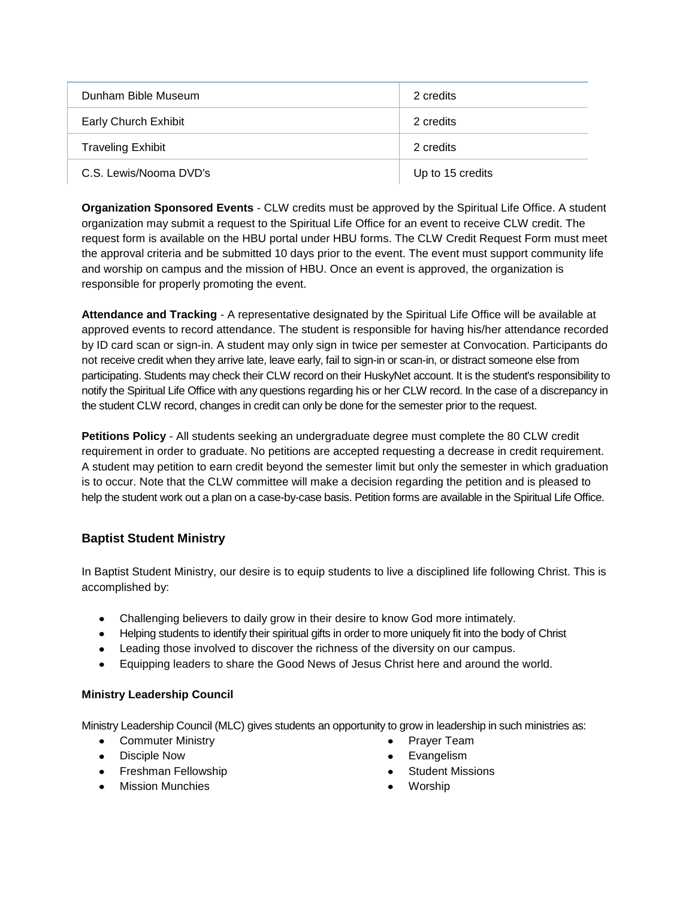| Dunham Bible Museum | 2 credits |
|---|---|
| Early Church Exhibit | 2 credits |
| Traveling Exhibit | 2 credits |
| C.S. Lewis/Nooma DVD's | Up to 15 credits |

**Organization Sponsored Events** - CLW credits must be approved by the Spiritual Life Office. A student organization may submit a request to the Spiritual Life Office for an event to receive CLW credit. The request form is available on the HBU portal under HBU forms. The CLW Credit Request Form must meet the approval criteria and be submitted 10 days prior to the event. The event must support community life and worship on campus and the mission of HBU. Once an event is approved, the organization is responsible for properly promoting the event.

**Attendance and Tracking** - A representative designated by the Spiritual Life Office will be available at approved events to record attendance. The student is responsible for having his/her attendance recorded by ID card scan or sign-in. A student may only sign in twice per semester at Convocation. Participants do not receive credit when they arrive late, leave early, fail to sign-in or scan-in, or distract someone else from participating. Students may check their CLW record on their HuskyNet account. It is the student's responsibility to notify the Spiritual Life Office with any questions regarding his or her CLW record. In the case of a discrepancy in the student CLW record, changes in credit can only be done for the semester prior to the request.

**Petitions Policy** - All students seeking an undergraduate degree must complete the 80 CLW credit requirement in order to graduate. No petitions are accepted requesting a decrease in credit requirement. A student may petition to earn credit beyond the semester limit but only the semester in which graduation is to occur. Note that the CLW committee will make a decision regarding the petition and is pleased to help the student work out a plan on a case-by-case basis. Petition forms are available in the Spiritual Life Office.

## Baptist Student Ministry

In Baptist Student Ministry, our desire is to equip students to live a disciplined life following Christ. This is accomplished by:

- Challenging believers to daily grow in their desire to know God more intimately.
- Helping students to identify their spiritual gifts in order to more uniquely fit into the body of Christ
- Leading those involved to discover the richness of the diversity on our campus.
- Equipping leaders to share the Good News of Jesus Christ here and around the world.

### Ministry Leadership Council

Ministry Leadership Council (MLC) gives students an opportunity to grow in leadership in such ministries as:

- Commuter Ministry
- Disciple Now
- Freshman Fellowship
- Mission Munchies
- Prayer Team
- Evangelism
- Student Missions
- Worship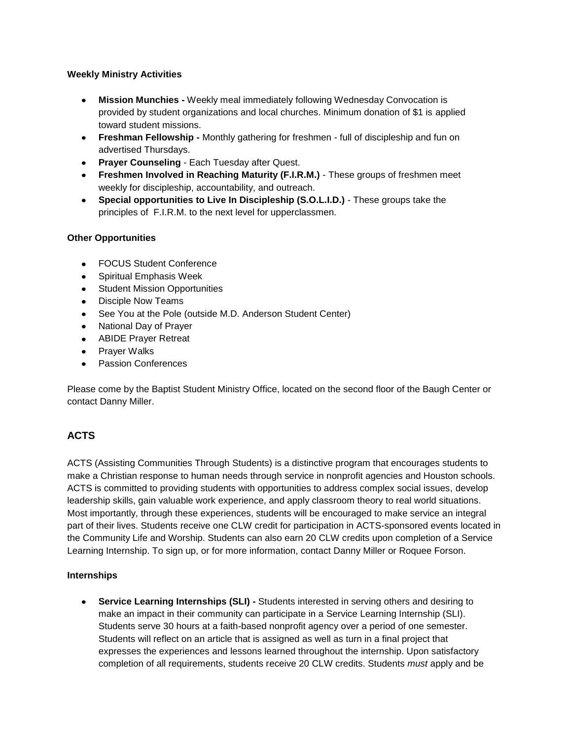**Weekly Ministry Activities**

- **Mission Munchies -** Weekly meal immediately following Wednesday Convocation is provided by student organizations and local churches. Minimum donation of $1 is applied toward student missions.
- **Freshman Fellowship -** Monthly gathering for freshmen - full of discipleship and fun on advertised Thursdays.
- **Prayer Counseling** - Each Tuesday after Quest.
- **Freshmen Involved in Reaching Maturity (F.I.R.M.)** - These groups of freshmen meet weekly for discipleship, accountability, and outreach.
- **Special opportunities to Live In Discipleship (S.O.L.I.D.)** - These groups take the principles of F.I.R.M. to the next level for upperclassmen.

**Other Opportunities**

- FOCUS Student Conference
- Spiritual Emphasis Week
- Student Mission Opportunities
- Disciple Now Teams
- See You at the Pole (outside M.D. Anderson Student Center)
- National Day of Prayer
- ABIDE Prayer Retreat
- Prayer Walks
- Passion Conferences

Please come by the Baptist Student Ministry Office, located on the second floor of the Baugh Center or contact Danny Miller.

## ACTS

ACTS (Assisting Communities Through Students) is a distinctive program that encourages students to make a Christian response to human needs through service in nonprofit agencies and Houston schools. ACTS is committed to providing students with opportunities to address complex social issues, develop leadership skills, gain valuable work experience, and apply classroom theory to real world situations. Most importantly, through these experiences, students will be encouraged to make service an integral part of their lives. Students receive one CLW credit for participation in ACTS-sponsored events located in the Community Life and Worship. Students can also earn 20 CLW credits upon completion of a Service Learning Internship. To sign up, or for more information, contact Danny Miller or Roquee Forson.

**Internships**

- **Service Learning Internships (SLI) -** Students interested in serving others and desiring to make an impact in their community can participate in a Service Learning Internship (SLI). Students serve 30 hours at a faith-based nonprofit agency over a period of one semester. Students will reflect on an article that is assigned as well as turn in a final project that expresses the experiences and lessons learned throughout the internship. Upon satisfactory completion of all requirements, students receive 20 CLW credits. Students *must* apply and be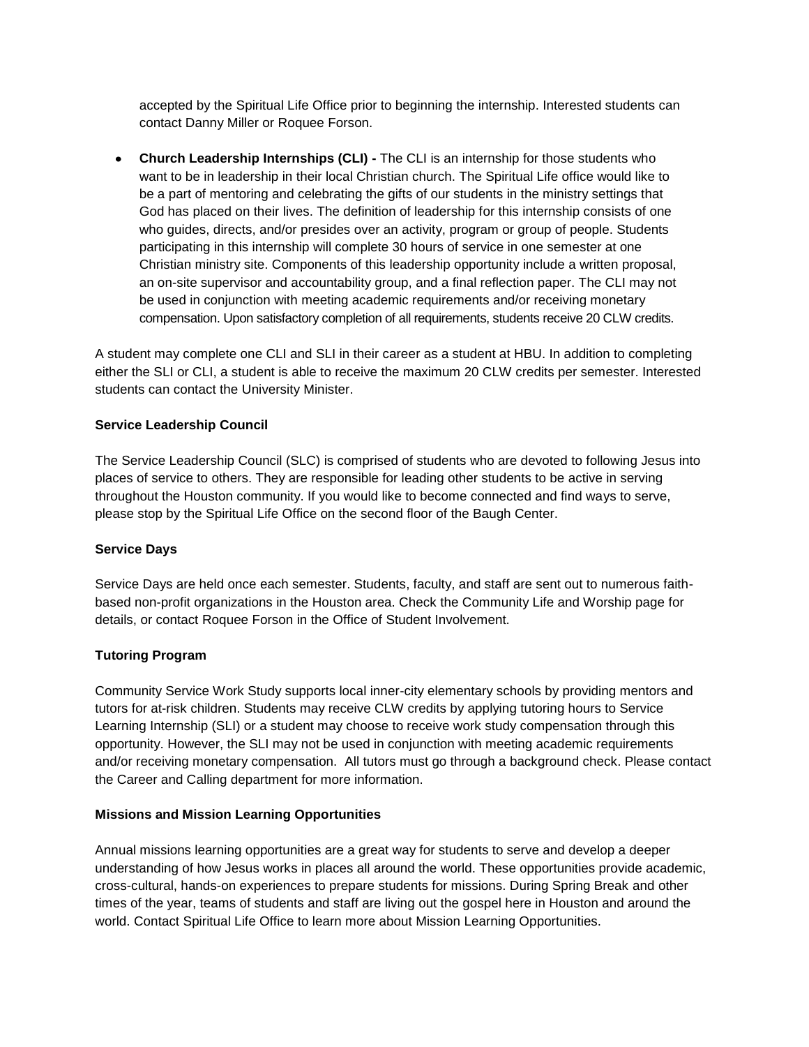accepted by the Spiritual Life Office prior to beginning the internship. Interested students can contact Danny Miller or Roquee Forson.

- **Church Leadership Internships (CLI) -** The CLI is an internship for those students who want to be in leadership in their local Christian church. The Spiritual Life office would like to be a part of mentoring and celebrating the gifts of our students in the ministry settings that God has placed on their lives. The definition of leadership for this internship consists of one who guides, directs, and/or presides over an activity, program or group of people. Students participating in this internship will complete 30 hours of service in one semester at one Christian ministry site. Components of this leadership opportunity include a written proposal, an on-site supervisor and accountability group, and a final reflection paper. The CLI may not be used in conjunction with meeting academic requirements and/or receiving monetary compensation. Upon satisfactory completion of all requirements, students receive 20 CLW credits.

A student may complete one CLI and SLI in their career as a student at HBU. In addition to completing either the SLI or CLI, a student is able to receive the maximum 20 CLW credits per semester. Interested students can contact the University Minister.

**Service Leadership Council**

The Service Leadership Council (SLC) is comprised of students who are devoted to following Jesus into places of service to others. They are responsible for leading other students to be active in serving throughout the Houston community. If you would like to become connected and find ways to serve, please stop by the Spiritual Life Office on the second floor of the Baugh Center.

**Service Days**

Service Days are held once each semester. Students, faculty, and staff are sent out to numerous faith-based non-profit organizations in the Houston area. Check the Community Life and Worship page for details, or contact Roquee Forson in the Office of Student Involvement.

**Tutoring Program**

Community Service Work Study supports local inner-city elementary schools by providing mentors and tutors for at-risk children. Students may receive CLW credits by applying tutoring hours to Service Learning Internship (SLI) or a student may choose to receive work study compensation through this opportunity. However, the SLI may not be used in conjunction with meeting academic requirements and/or receiving monetary compensation. All tutors must go through a background check. Please contact the Career and Calling department for more information.

**Missions and Mission Learning Opportunities**

Annual missions learning opportunities are a great way for students to serve and develop a deeper understanding of how Jesus works in places all around the world. These opportunities provide academic, cross-cultural, hands-on experiences to prepare students for missions. During Spring Break and other times of the year, teams of students and staff are living out the gospel here in Houston and around the world. Contact Spiritual Life Office to learn more about Mission Learning Opportunities.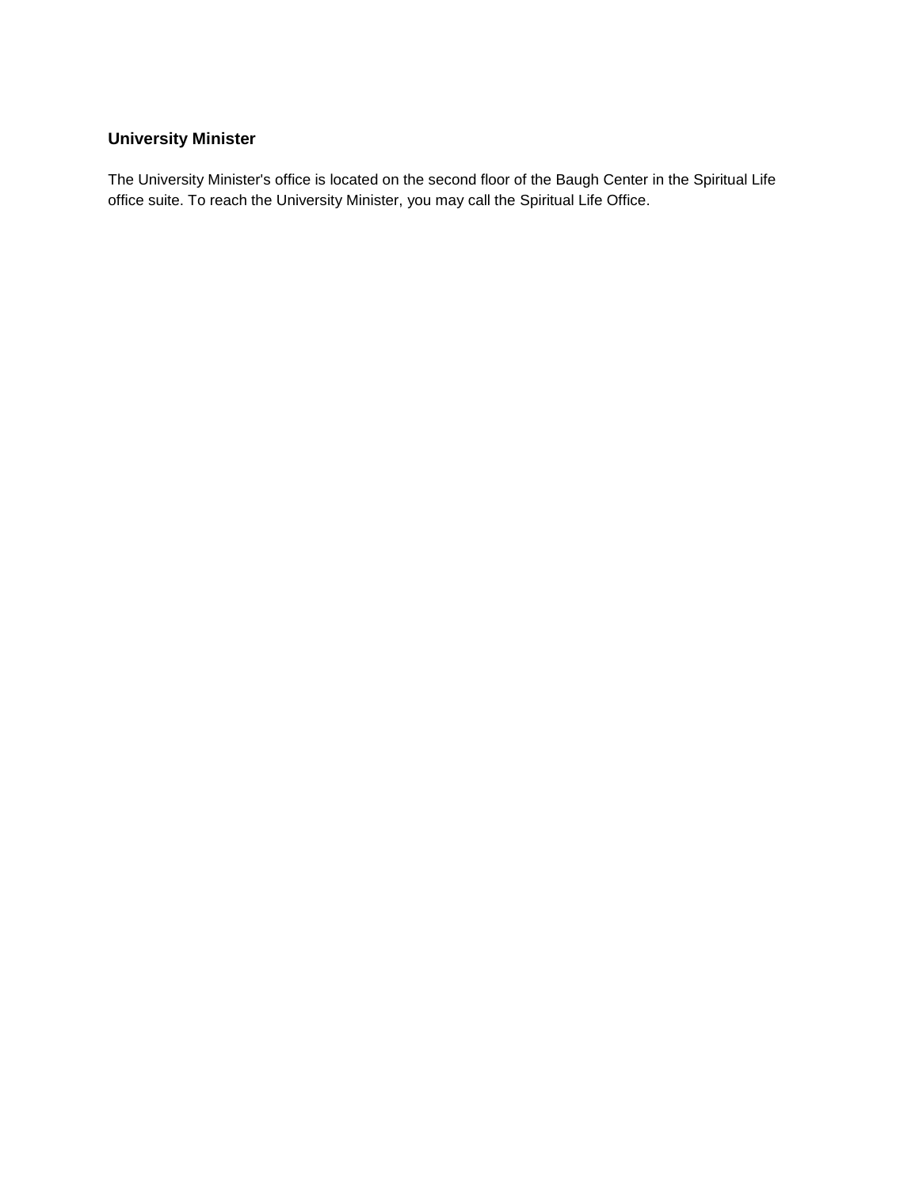### University Minister

The University Minister's office is located on the second floor of the Baugh Center in the Spiritual Life office suite. To reach the University Minister, you may call the Spiritual Life Office.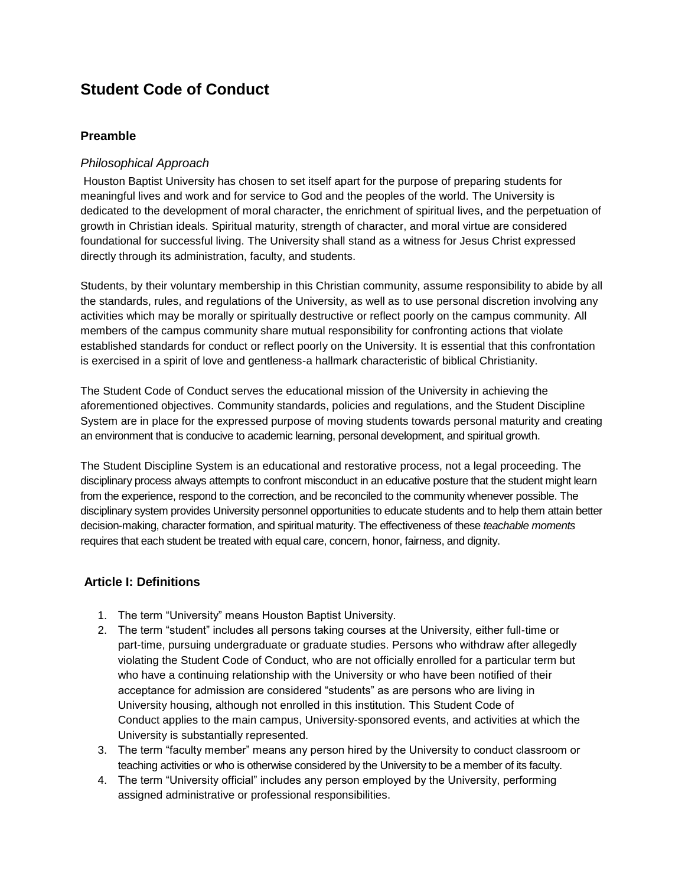# Student Code of Conduct

## Preamble

### *Philosophical Approach*

Houston Baptist University has chosen to set itself apart for the purpose of preparing students for meaningful lives and work and for service to God and the peoples of the world. The University is dedicated to the development of moral character, the enrichment of spiritual lives, and the perpetuation of growth in Christian ideals. Spiritual maturity, strength of character, and moral virtue are considered foundational for successful living. The University shall stand as a witness for Jesus Christ expressed directly through its administration, faculty, and students.

Students, by their voluntary membership in this Christian community, assume responsibility to abide by all the standards, rules, and regulations of the University, as well as to use personal discretion involving any activities which may be morally or spiritually destructive or reflect poorly on the campus community. All members of the campus community share mutual responsibility for confronting actions that violate established standards for conduct or reflect poorly on the University. It is essential that this confrontation is exercised in a spirit of love and gentleness-a hallmark characteristic of biblical Christianity.

The Student Code of Conduct serves the educational mission of the University in achieving the aforementioned objectives. Community standards, policies and regulations, and the Student Discipline System are in place for the expressed purpose of moving students towards personal maturity and creating an environment that is conducive to academic learning, personal development, and spiritual growth.

The Student Discipline System is an educational and restorative process, not a legal proceeding. The disciplinary process always attempts to confront misconduct in an educative posture that the student might learn from the experience, respond to the correction, and be reconciled to the community whenever possible. The disciplinary system provides University personnel opportunities to educate students and to help them attain better decision-making, character formation, and spiritual maturity. The effectiveness of these *teachable moments* requires that each student be treated with equal care, concern, honor, fairness, and dignity.

## Article I: Definitions

1. The term “University” means Houston Baptist University.
2. The term “student” includes all persons taking courses at the University, either full-time or part-time, pursuing undergraduate or graduate studies. Persons who withdraw after allegedly violating the Student Code of Conduct, who are not officially enrolled for a particular term but who have a continuing relationship with the University or who have been notified of their acceptance for admission are considered “students” as are persons who are living in University housing, although not enrolled in this institution. This Student Code of Conduct applies to the main campus, University-sponsored events, and activities at which the University is substantially represented.
3. The term “faculty member” means any person hired by the University to conduct classroom or teaching activities or who is otherwise considered by the University to be a member of its faculty.
4. The term “University official” includes any person employed by the University, performing assigned administrative or professional responsibilities.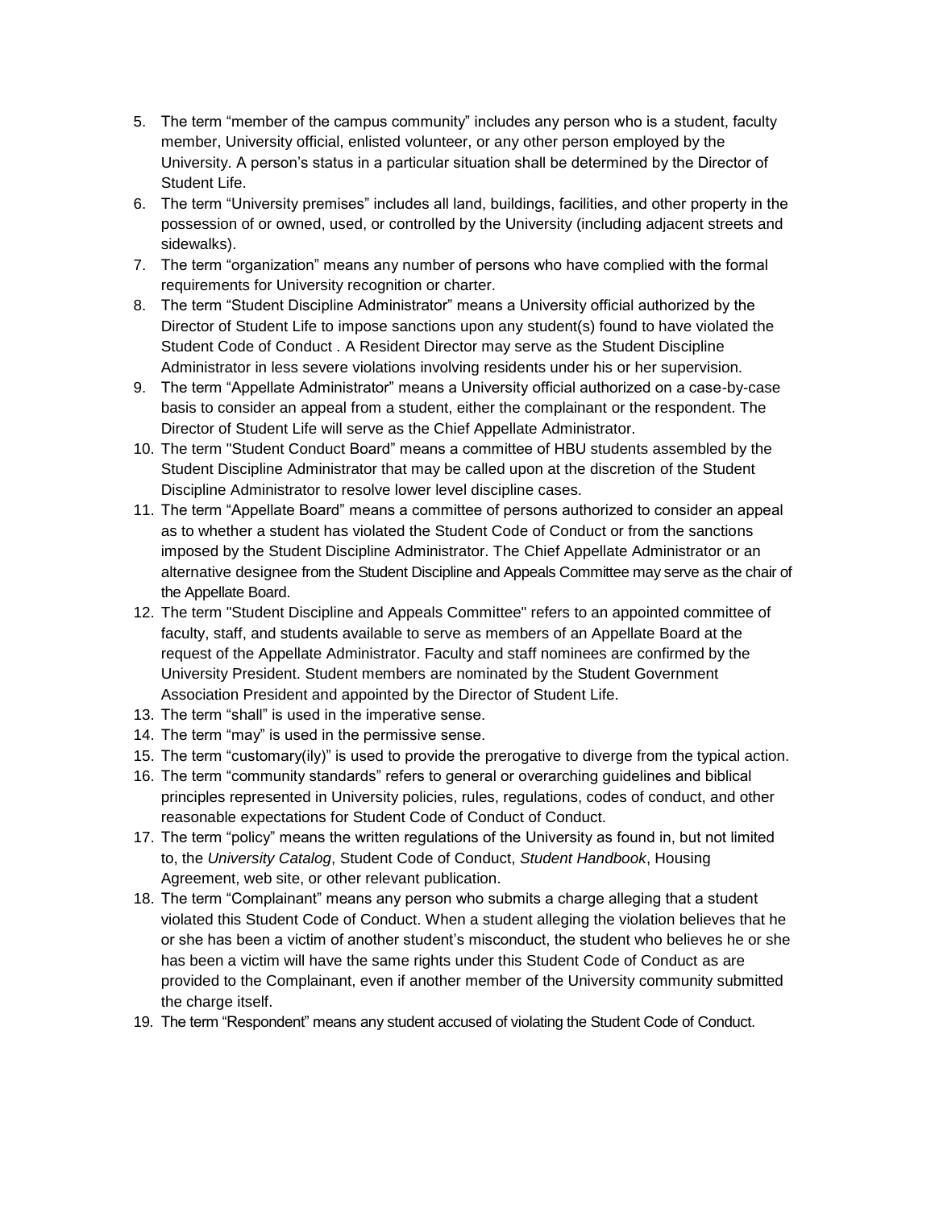5. The term "member of the campus community" includes any person who is a student, faculty member, University official, enlisted volunteer, or any other person employed by the University. A person's status in a particular situation shall be determined by the Director of Student Life.
6. The term "University premises" includes all land, buildings, facilities, and other property in the possession of or owned, used, or controlled by the University (including adjacent streets and sidewalks).
7. The term "organization" means any number of persons who have complied with the formal requirements for University recognition or charter.
8. The term "Student Discipline Administrator" means a University official authorized by the Director of Student Life to impose sanctions upon any student(s) found to have violated the Student Code of Conduct . A Resident Director may serve as the Student Discipline Administrator in less severe violations involving residents under his or her supervision.
9. The term "Appellate Administrator" means a University official authorized on a case-by-case basis to consider an appeal from a student, either the complainant or the respondent. The Director of Student Life will serve as the Chief Appellate Administrator.
10. The term "Student Conduct Board" means a committee of HBU students assembled by the Student Discipline Administrator that may be called upon at the discretion of the Student Discipline Administrator to resolve lower level discipline cases.
11. The term "Appellate Board" means a committee of persons authorized to consider an appeal as to whether a student has violated the Student Code of Conduct or from the sanctions imposed by the Student Discipline Administrator. The Chief Appellate Administrator or an alternative designee from the Student Discipline and Appeals Committee may serve as the chair of the Appellate Board.
12. The term "Student Discipline and Appeals Committee" refers to an appointed committee of faculty, staff, and students available to serve as members of an Appellate Board at the request of the Appellate Administrator. Faculty and staff nominees are confirmed by the University President. Student members are nominated by the Student Government Association President and appointed by the Director of Student Life.
13. The term "shall" is used in the imperative sense.
14. The term "may" is used in the permissive sense.
15. The term "customary(ily)" is used to provide the prerogative to diverge from the typical action.
16. The term "community standards" refers to general or overarching guidelines and biblical principles represented in University policies, rules, regulations, codes of conduct, and other reasonable expectations for Student Code of Conduct of Conduct.
17. The term "policy" means the written regulations of the University as found in, but not limited to, the *University Catalog*, Student Code of Conduct, *Student Handbook*, Housing Agreement, web site, or other relevant publication.
18. The term "Complainant" means any person who submits a charge alleging that a student violated this Student Code of Conduct. When a student alleging the violation believes that he or she has been a victim of another student's misconduct, the student who believes he or she has been a victim will have the same rights under this Student Code of Conduct as are provided to the Complainant, even if another member of the University community submitted the charge itself.
19. The term "Respondent" means any student accused of violating the Student Code of Conduct.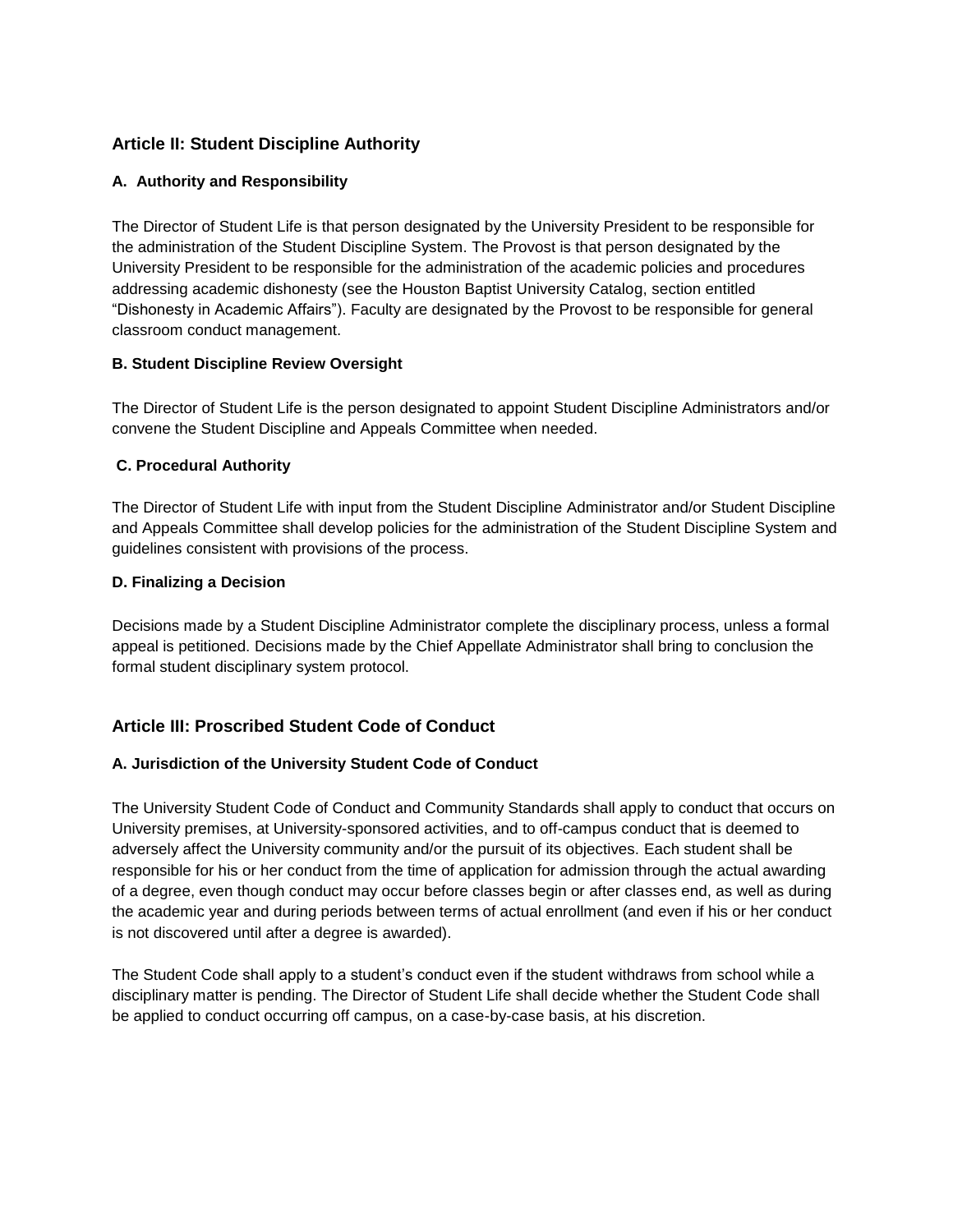## Article II: Student Discipline Authority

### A. Authority and Responsibility

The Director of Student Life is that person designated by the University President to be responsible for the administration of the Student Discipline System. The Provost is that person designated by the University President to be responsible for the administration of the academic policies and procedures addressing academic dishonesty (see the Houston Baptist University Catalog, section entitled "Dishonesty in Academic Affairs"). Faculty are designated by the Provost to be responsible for general classroom conduct management.

### B. Student Discipline Review Oversight

The Director of Student Life is the person designated to appoint Student Discipline Administrators and/or convene the Student Discipline and Appeals Committee when needed.

### C. Procedural Authority

The Director of Student Life with input from the Student Discipline Administrator and/or Student Discipline and Appeals Committee shall develop policies for the administration of the Student Discipline System and guidelines consistent with provisions of the process.

### D. Finalizing a Decision

Decisions made by a Student Discipline Administrator complete the disciplinary process, unless a formal appeal is petitioned. Decisions made by the Chief Appellate Administrator shall bring to conclusion the formal student disciplinary system protocol.

## Article III: Proscribed Student Code of Conduct

### A. Jurisdiction of the University Student Code of Conduct

The University Student Code of Conduct and Community Standards shall apply to conduct that occurs on University premises, at University-sponsored activities, and to off-campus conduct that is deemed to adversely affect the University community and/or the pursuit of its objectives. Each student shall be responsible for his or her conduct from the time of application for admission through the actual awarding of a degree, even though conduct may occur before classes begin or after classes end, as well as during the academic year and during periods between terms of actual enrollment (and even if his or her conduct is not discovered until after a degree is awarded).

The Student Code shall apply to a student's conduct even if the student withdraws from school while a disciplinary matter is pending. The Director of Student Life shall decide whether the Student Code shall be applied to conduct occurring off campus, on a case-by-case basis, at his discretion.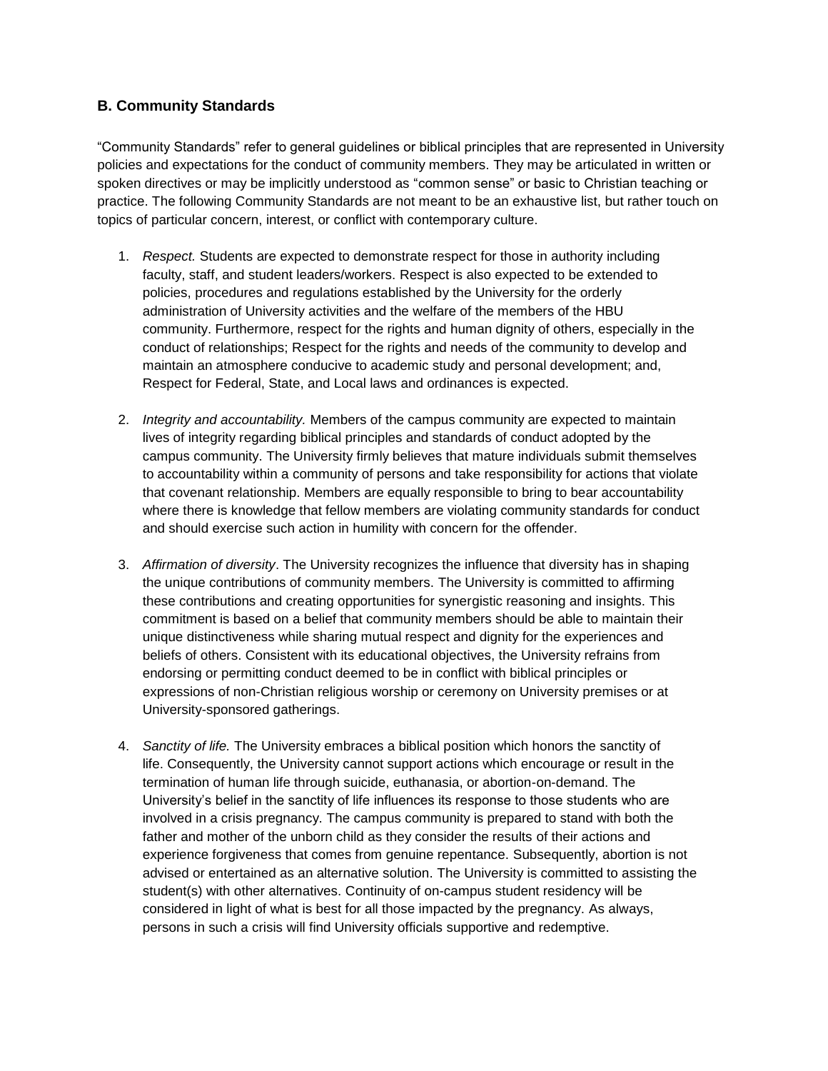### B. Community Standards

"Community Standards" refer to general guidelines or biblical principles that are represented in University policies and expectations for the conduct of community members. They may be articulated in written or spoken directives or may be implicitly understood as "common sense" or basic to Christian teaching or practice. The following Community Standards are not meant to be an exhaustive list, but rather touch on topics of particular concern, interest, or conflict with contemporary culture.

1. *Respect.* Students are expected to demonstrate respect for those in authority including faculty, staff, and student leaders/workers. Respect is also expected to be extended to policies, procedures and regulations established by the University for the orderly administration of University activities and the welfare of the members of the HBU community. Furthermore, respect for the rights and human dignity of others, especially in the conduct of relationships; Respect for the rights and needs of the community to develop and maintain an atmosphere conducive to academic study and personal development; and, Respect for Federal, State, and Local laws and ordinances is expected.

2. *Integrity and accountability.* Members of the campus community are expected to maintain lives of integrity regarding biblical principles and standards of conduct adopted by the campus community. The University firmly believes that mature individuals submit themselves to accountability within a community of persons and take responsibility for actions that violate that covenant relationship. Members are equally responsible to bring to bear accountability where there is knowledge that fellow members are violating community standards for conduct and should exercise such action in humility with concern for the offender.

3. *Affirmation of diversity*. The University recognizes the influence that diversity has in shaping the unique contributions of community members. The University is committed to affirming these contributions and creating opportunities for synergistic reasoning and insights. This commitment is based on a belief that community members should be able to maintain their unique distinctiveness while sharing mutual respect and dignity for the experiences and beliefs of others. Consistent with its educational objectives, the University refrains from endorsing or permitting conduct deemed to be in conflict with biblical principles or expressions of non-Christian religious worship or ceremony on University premises or at University-sponsored gatherings.

4. *Sanctity of life.* The University embraces a biblical position which honors the sanctity of life. Consequently, the University cannot support actions which encourage or result in the termination of human life through suicide, euthanasia, or abortion-on-demand. The University's belief in the sanctity of life influences its response to those students who are involved in a crisis pregnancy. The campus community is prepared to stand with both the father and mother of the unborn child as they consider the results of their actions and experience forgiveness that comes from genuine repentance. Subsequently, abortion is not advised or entertained as an alternative solution. The University is committed to assisting the student(s) with other alternatives. Continuity of on-campus student residency will be considered in light of what is best for all those impacted by the pregnancy. As always, persons in such a crisis will find University officials supportive and redemptive.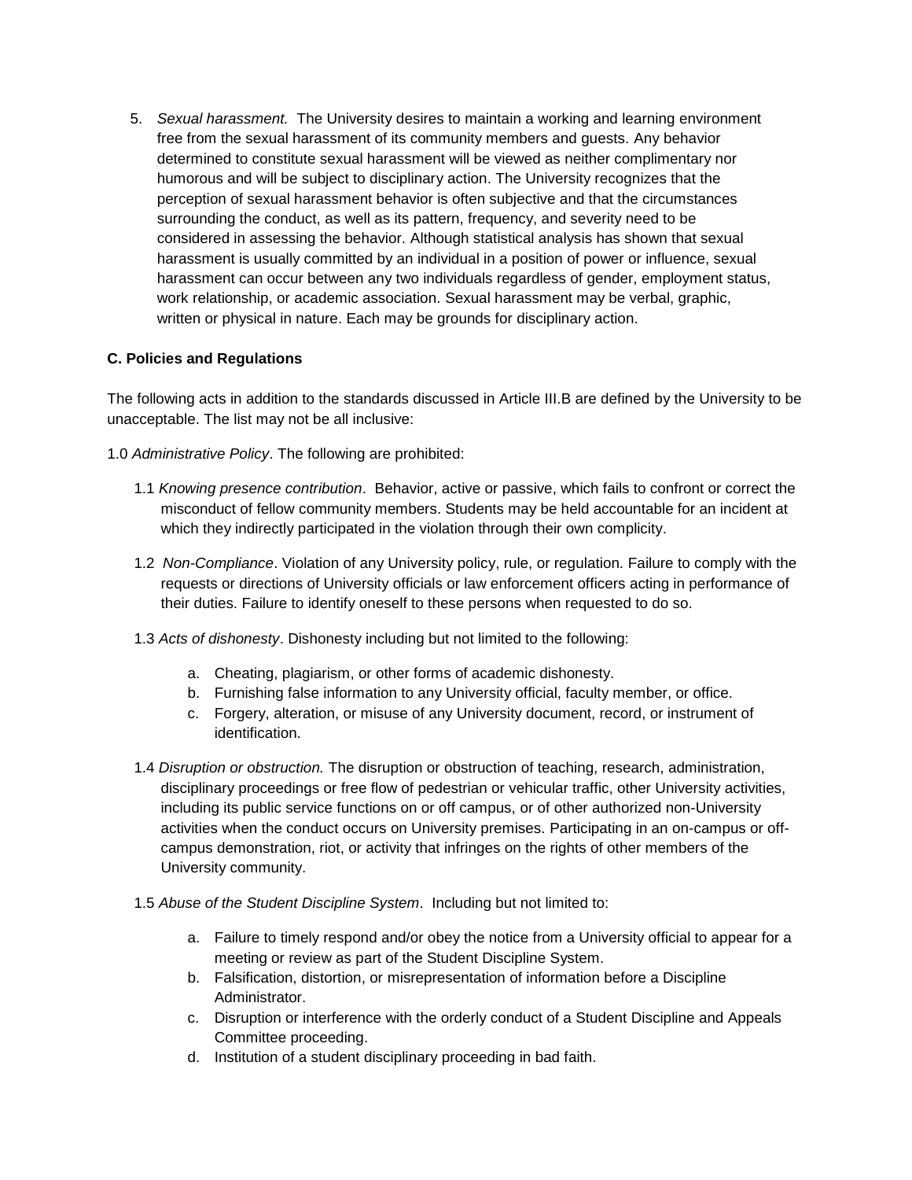5. *Sexual harassment.* The University desires to maintain a working and learning environment free from the sexual harassment of its community members and guests. Any behavior determined to constitute sexual harassment will be viewed as neither complimentary nor humorous and will be subject to disciplinary action. The University recognizes that the perception of sexual harassment behavior is often subjective and that the circumstances surrounding the conduct, as well as its pattern, frequency, and severity need to be considered in assessing the behavior. Although statistical analysis has shown that sexual harassment is usually committed by an individual in a position of power or influence, sexual harassment can occur between any two individuals regardless of gender, employment status, work relationship, or academic association. Sexual harassment may be verbal, graphic, written or physical in nature. Each may be grounds for disciplinary action.

**C. Policies and Regulations**

The following acts in addition to the standards discussed in Article III.B are defined by the University to be unacceptable. The list may not be all inclusive:

1.0 *Administrative Policy*. The following are prohibited:

1.1 *Knowing presence contribution*. Behavior, active or passive, which fails to confront or correct the misconduct of fellow community members. Students may be held accountable for an incident at which they indirectly participated in the violation through their own complicity.

1.2 *Non-Compliance*. Violation of any University policy, rule, or regulation. Failure to comply with the requests or directions of University officials or law enforcement officers acting in performance of their duties. Failure to identify oneself to these persons when requested to do so.

1.3 *Acts of dishonesty*. Dishonesty including but not limited to the following:

a. Cheating, plagiarism, or other forms of academic dishonesty.
b. Furnishing false information to any University official, faculty member, or office.
c. Forgery, alteration, or misuse of any University document, record, or instrument of identification.

1.4 *Disruption or obstruction.* The disruption or obstruction of teaching, research, administration, disciplinary proceedings or free flow of pedestrian or vehicular traffic, other University activities, including its public service functions on or off campus, or of other authorized non-University activities when the conduct occurs on University premises. Participating in an on-campus or off-campus demonstration, riot, or activity that infringes on the rights of other members of the University community.

1.5 *Abuse of the Student Discipline System*. Including but not limited to:

a. Failure to timely respond and/or obey the notice from a University official to appear for a meeting or review as part of the Student Discipline System.
b. Falsification, distortion, or misrepresentation of information before a Discipline Administrator.
c. Disruption or interference with the orderly conduct of a Student Discipline and Appeals Committee proceeding.
d. Institution of a student disciplinary proceeding in bad faith.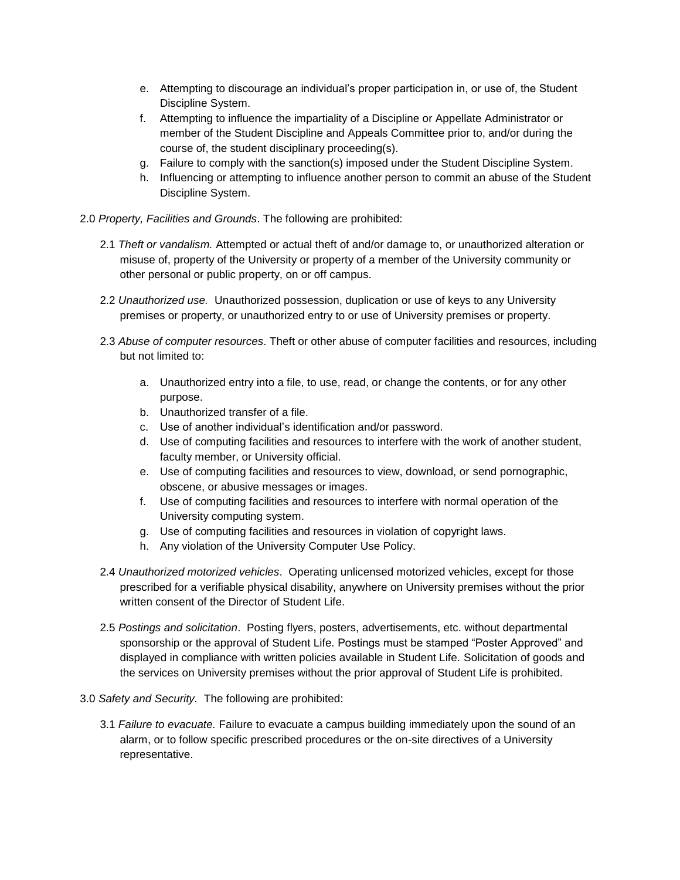e. Attempting to discourage an individual's proper participation in, or use of, the Student Discipline System.
f. Attempting to influence the impartiality of a Discipline or Appellate Administrator or member of the Student Discipline and Appeals Committee prior to, and/or during the course of, the student disciplinary proceeding(s).
g. Failure to comply with the sanction(s) imposed under the Student Discipline System.
h. Influencing or attempting to influence another person to commit an abuse of the Student Discipline System.

2.0 *Property, Facilities and Grounds*. The following are prohibited:

2.1 *Theft or vandalism.* Attempted or actual theft of and/or damage to, or unauthorized alteration or misuse of, property of the University or property of a member of the University community or other personal or public property, on or off campus.

2.2 *Unauthorized use.* Unauthorized possession, duplication or use of keys to any University premises or property, or unauthorized entry to or use of University premises or property.

2.3 *Abuse of computer resources*. Theft or other abuse of computer facilities and resources, including but not limited to:

a. Unauthorized entry into a file, to use, read, or change the contents, or for any other purpose.
b. Unauthorized transfer of a file.
c. Use of another individual's identification and/or password.
d. Use of computing facilities and resources to interfere with the work of another student, faculty member, or University official.
e. Use of computing facilities and resources to view, download, or send pornographic, obscene, or abusive messages or images.
f. Use of computing facilities and resources to interfere with normal operation of the University computing system.
g. Use of computing facilities and resources in violation of copyright laws.
h. Any violation of the University Computer Use Policy.

2.4 *Unauthorized motorized vehicles*. Operating unlicensed motorized vehicles, except for those prescribed for a verifiable physical disability, anywhere on University premises without the prior written consent of the Director of Student Life.

2.5 *Postings and solicitation*. Posting flyers, posters, advertisements, etc. without departmental sponsorship or the approval of Student Life. Postings must be stamped "Poster Approved" and displayed in compliance with written policies available in Student Life. Solicitation of goods and the services on University premises without the prior approval of Student Life is prohibited.

3.0 *Safety and Security.* The following are prohibited:

3.1 *Failure to evacuate.* Failure to evacuate a campus building immediately upon the sound of an alarm, or to follow specific prescribed procedures or the on-site directives of a University representative.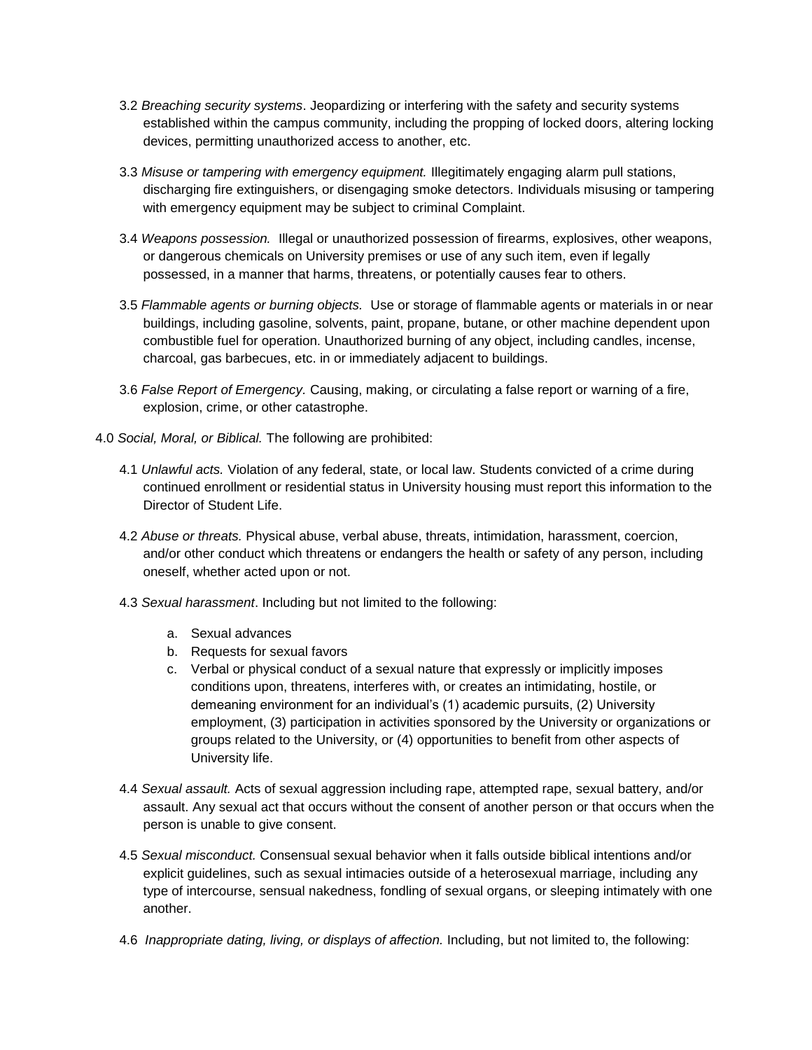3.2 *Breaching security systems*. Jeopardizing or interfering with the safety and security systems established within the campus community, including the propping of locked doors, altering locking devices, permitting unauthorized access to another, etc.

3.3 *Misuse or tampering with emergency equipment.* Illegitimately engaging alarm pull stations, discharging fire extinguishers, or disengaging smoke detectors. Individuals misusing or tampering with emergency equipment may be subject to criminal Complaint.

3.4 *Weapons possession.* Illegal or unauthorized possession of firearms, explosives, other weapons, or dangerous chemicals on University premises or use of any such item, even if legally possessed, in a manner that harms, threatens, or potentially causes fear to others.

3.5 *Flammable agents or burning objects.* Use or storage of flammable agents or materials in or near buildings, including gasoline, solvents, paint, propane, butane, or other machine dependent upon combustible fuel for operation. Unauthorized burning of any object, including candles, incense, charcoal, gas barbecues, etc. in or immediately adjacent to buildings.

3.6 *False Report of Emergency.* Causing, making, or circulating a false report or warning of a fire, explosion, crime, or other catastrophe.

4.0 *Social, Moral, or Biblical.* The following are prohibited:

4.1 *Unlawful acts.* Violation of any federal, state, or local law. Students convicted of a crime during continued enrollment or residential status in University housing must report this information to the Director of Student Life.

4.2 *Abuse or threats.* Physical abuse, verbal abuse, threats, intimidation, harassment, coercion, and/or other conduct which threatens or endangers the health or safety of any person, including oneself, whether acted upon or not.

4.3 *Sexual harassment*. Including but not limited to the following:

a. Sexual advances
b. Requests for sexual favors
c. Verbal or physical conduct of a sexual nature that expressly or implicitly imposes conditions upon, threatens, interferes with, or creates an intimidating, hostile, or demeaning environment for an individual's (1) academic pursuits, (2) University employment, (3) participation in activities sponsored by the University or organizations or groups related to the University, or (4) opportunities to benefit from other aspects of University life.

4.4 *Sexual assault.* Acts of sexual aggression including rape, attempted rape, sexual battery, and/or assault. Any sexual act that occurs without the consent of another person or that occurs when the person is unable to give consent.

4.5 *Sexual misconduct.* Consensual sexual behavior when it falls outside biblical intentions and/or explicit guidelines, such as sexual intimacies outside of a heterosexual marriage, including any type of intercourse, sensual nakedness, fondling of sexual organs, or sleeping intimately with one another.

4.6 *Inappropriate dating, living, or displays of affection.* Including, but not limited to, the following: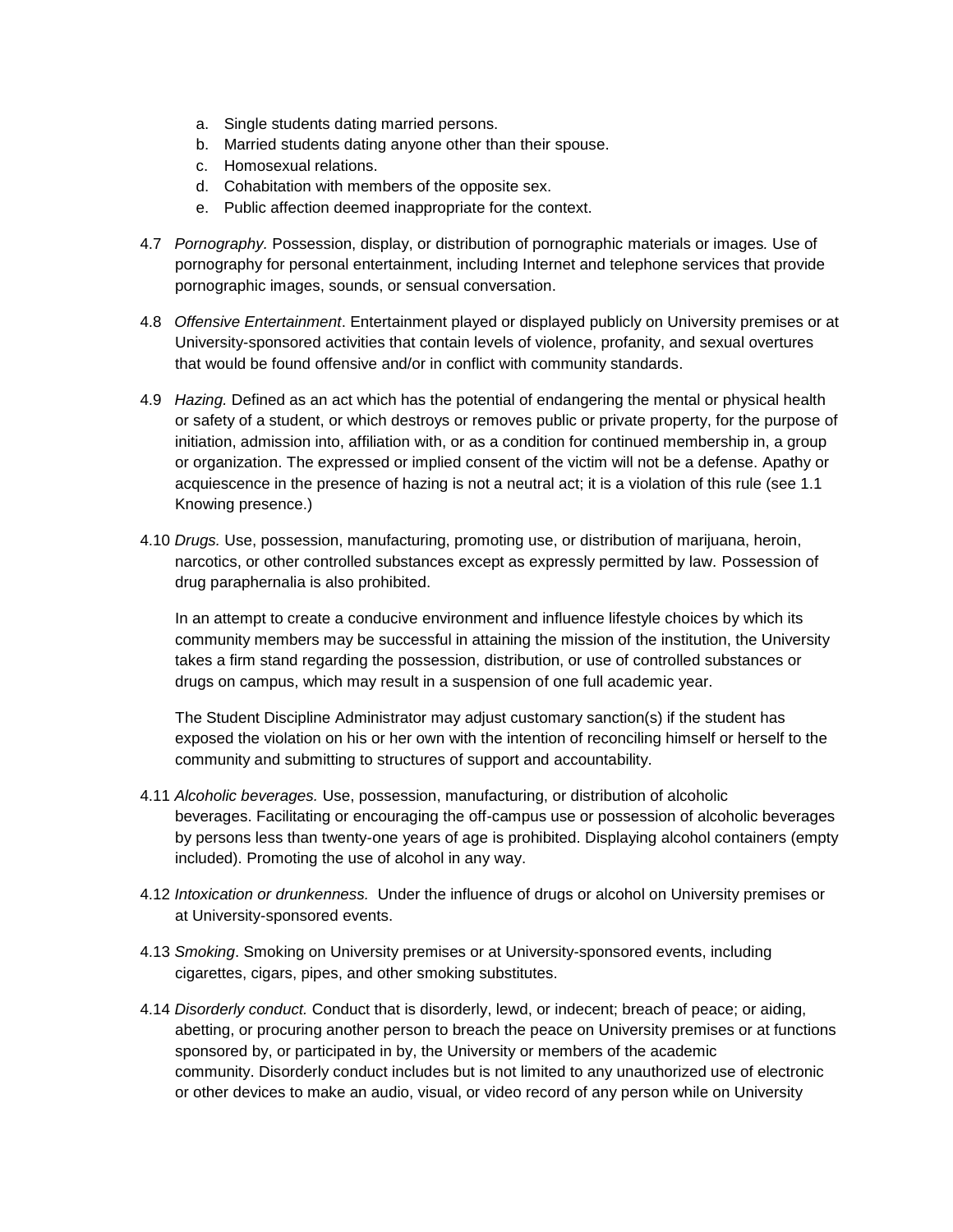a. Single students dating married persons.
b. Married students dating anyone other than their spouse.
c. Homosexual relations.
d. Cohabitation with members of the opposite sex.
e. Public affection deemed inappropriate for the context.

4.7 *Pornography.* Possession, display, or distribution of pornographic materials or images. Use of pornography for personal entertainment, including Internet and telephone services that provide pornographic images, sounds, or sensual conversation.

4.8 *Offensive Entertainment*. Entertainment played or displayed publicly on University premises or at University-sponsored activities that contain levels of violence, profanity, and sexual overtures that would be found offensive and/or in conflict with community standards.

4.9 *Hazing.* Defined as an act which has the potential of endangering the mental or physical health or safety of a student, or which destroys or removes public or private property, for the purpose of initiation, admission into, affiliation with, or as a condition for continued membership in, a group or organization. The expressed or implied consent of the victim will not be a defense. Apathy or acquiescence in the presence of hazing is not a neutral act; it is a violation of this rule (see 1.1 Knowing presence.)

4.10 *Drugs.* Use, possession, manufacturing, promoting use, or distribution of marijuana, heroin, narcotics, or other controlled substances except as expressly permitted by law. Possession of drug paraphernalia is also prohibited.

In an attempt to create a conducive environment and influence lifestyle choices by which its community members may be successful in attaining the mission of the institution, the University takes a firm stand regarding the possession, distribution, or use of controlled substances or drugs on campus, which may result in a suspension of one full academic year.

The Student Discipline Administrator may adjust customary sanction(s) if the student has exposed the violation on his or her own with the intention of reconciling himself or herself to the community and submitting to structures of support and accountability.

4.11 *Alcoholic beverages.* Use, possession, manufacturing, or distribution of alcoholic beverages. Facilitating or encouraging the off-campus use or possession of alcoholic beverages by persons less than twenty-one years of age is prohibited. Displaying alcohol containers (empty included). Promoting the use of alcohol in any way.

4.12 *Intoxication or drunkenness.* Under the influence of drugs or alcohol on University premises or at University-sponsored events.

4.13 *Smoking*. Smoking on University premises or at University-sponsored events, including cigarettes, cigars, pipes, and other smoking substitutes.

4.14 *Disorderly conduct.* Conduct that is disorderly, lewd, or indecent; breach of peace; or aiding, abetting, or procuring another person to breach the peace on University premises or at functions sponsored by, or participated in by, the University or members of the academic community. Disorderly conduct includes but is not limited to any unauthorized use of electronic or other devices to make an audio, visual, or video record of any person while on University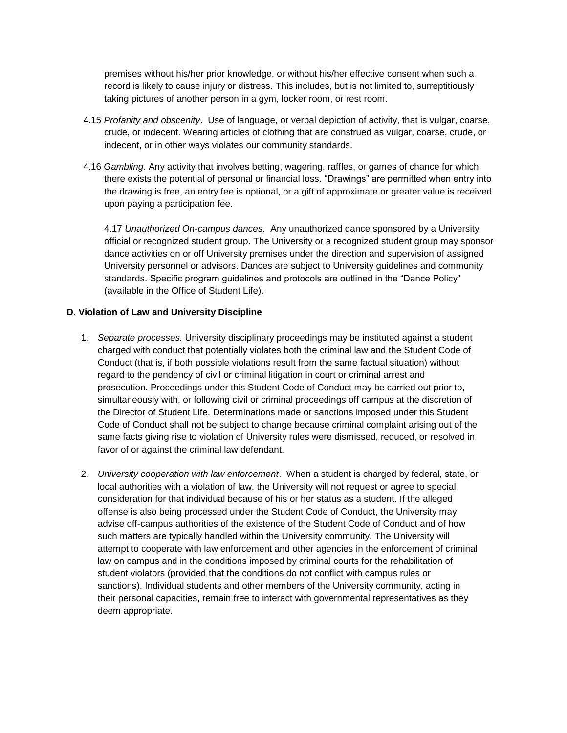premises without his/her prior knowledge, or without his/her effective consent when such a record is likely to cause injury or distress. This includes, but is not limited to, surreptitiously taking pictures of another person in a gym, locker room, or rest room.

4.15 *Profanity and obscenity*. Use of language, or verbal depiction of activity, that is vulgar, coarse, crude, or indecent. Wearing articles of clothing that are construed as vulgar, coarse, crude, or indecent, or in other ways violates our community standards.

4.16 *Gambling.* Any activity that involves betting, wagering, raffles, or games of chance for which there exists the potential of personal or financial loss. "Drawings" are permitted when entry into the drawing is free, an entry fee is optional, or a gift of approximate or greater value is received upon paying a participation fee.

4.17 *Unauthorized On-campus dances.* Any unauthorized dance sponsored by a University official or recognized student group. The University or a recognized student group may sponsor dance activities on or off University premises under the direction and supervision of assigned University personnel or advisors. Dances are subject to University guidelines and community standards. Specific program guidelines and protocols are outlined in the "Dance Policy" (available in the Office of Student Life).

**D. Violation of Law and University Discipline**

1. *Separate processes.* University disciplinary proceedings may be instituted against a student charged with conduct that potentially violates both the criminal law and the Student Code of Conduct (that is, if both possible violations result from the same factual situation) without regard to the pendency of civil or criminal litigation in court or criminal arrest and prosecution. Proceedings under this Student Code of Conduct may be carried out prior to, simultaneously with, or following civil or criminal proceedings off campus at the discretion of the Director of Student Life. Determinations made or sanctions imposed under this Student Code of Conduct shall not be subject to change because criminal complaint arising out of the same facts giving rise to violation of University rules were dismissed, reduced, or resolved in favor of or against the criminal law defendant.

2. *University cooperation with law enforcement*. When a student is charged by federal, state, or local authorities with a violation of law, the University will not request or agree to special consideration for that individual because of his or her status as a student. If the alleged offense is also being processed under the Student Code of Conduct, the University may advise off-campus authorities of the existence of the Student Code of Conduct and of how such matters are typically handled within the University community. The University will attempt to cooperate with law enforcement and other agencies in the enforcement of criminal law on campus and in the conditions imposed by criminal courts for the rehabilitation of student violators (provided that the conditions do not conflict with campus rules or sanctions). Individual students and other members of the University community, acting in their personal capacities, remain free to interact with governmental representatives as they deem appropriate.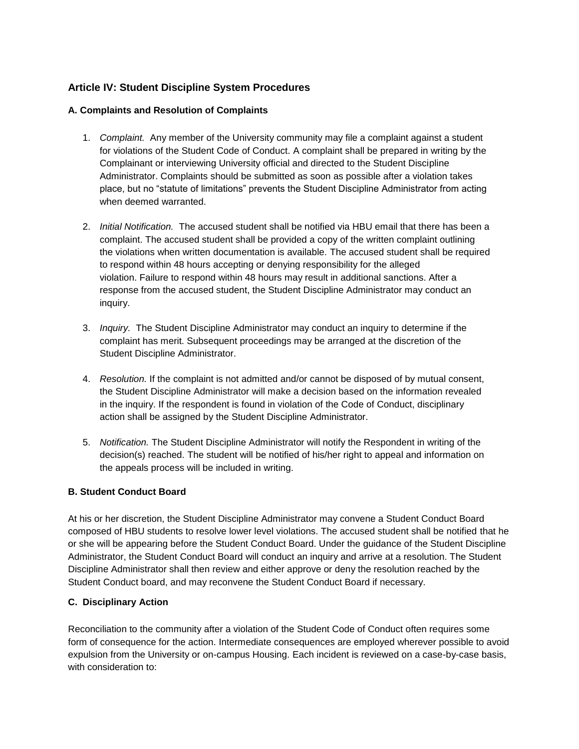## Article IV: Student Discipline System Procedures

### A. Complaints and Resolution of Complaints

1. *Complaint.* Any member of the University community may file a complaint against a student for violations of the Student Code of Conduct. A complaint shall be prepared in writing by the Complainant or interviewing University official and directed to the Student Discipline Administrator. Complaints should be submitted as soon as possible after a violation takes place, but no "statute of limitations" prevents the Student Discipline Administrator from acting when deemed warranted.

2. *Initial Notification.* The accused student shall be notified via HBU email that there has been a complaint. The accused student shall be provided a copy of the written complaint outlining the violations when written documentation is available. The accused student shall be required to respond within 48 hours accepting or denying responsibility for the alleged violation. Failure to respond within 48 hours may result in additional sanctions. After a response from the accused student, the Student Discipline Administrator may conduct an inquiry.

3. *Inquiry.* The Student Discipline Administrator may conduct an inquiry to determine if the complaint has merit. Subsequent proceedings may be arranged at the discretion of the Student Discipline Administrator.

4. *Resolution.* If the complaint is not admitted and/or cannot be disposed of by mutual consent, the Student Discipline Administrator will make a decision based on the information revealed in the inquiry. If the respondent is found in violation of the Code of Conduct, disciplinary action shall be assigned by the Student Discipline Administrator.

5. *Notification.* The Student Discipline Administrator will notify the Respondent in writing of the decision(s) reached. The student will be notified of his/her right to appeal and information on the appeals process will be included in writing.

### B. Student Conduct Board

At his or her discretion, the Student Discipline Administrator may convene a Student Conduct Board composed of HBU students to resolve lower level violations. The accused student shall be notified that he or she will be appearing before the Student Conduct Board. Under the guidance of the Student Discipline Administrator, the Student Conduct Board will conduct an inquiry and arrive at a resolution. The Student Discipline Administrator shall then review and either approve or deny the resolution reached by the Student Conduct board, and may reconvene the Student Conduct Board if necessary.

### C. Disciplinary Action

Reconciliation to the community after a violation of the Student Code of Conduct often requires some form of consequence for the action. Intermediate consequences are employed wherever possible to avoid expulsion from the University or on-campus Housing. Each incident is reviewed on a case-by-case basis, with consideration to: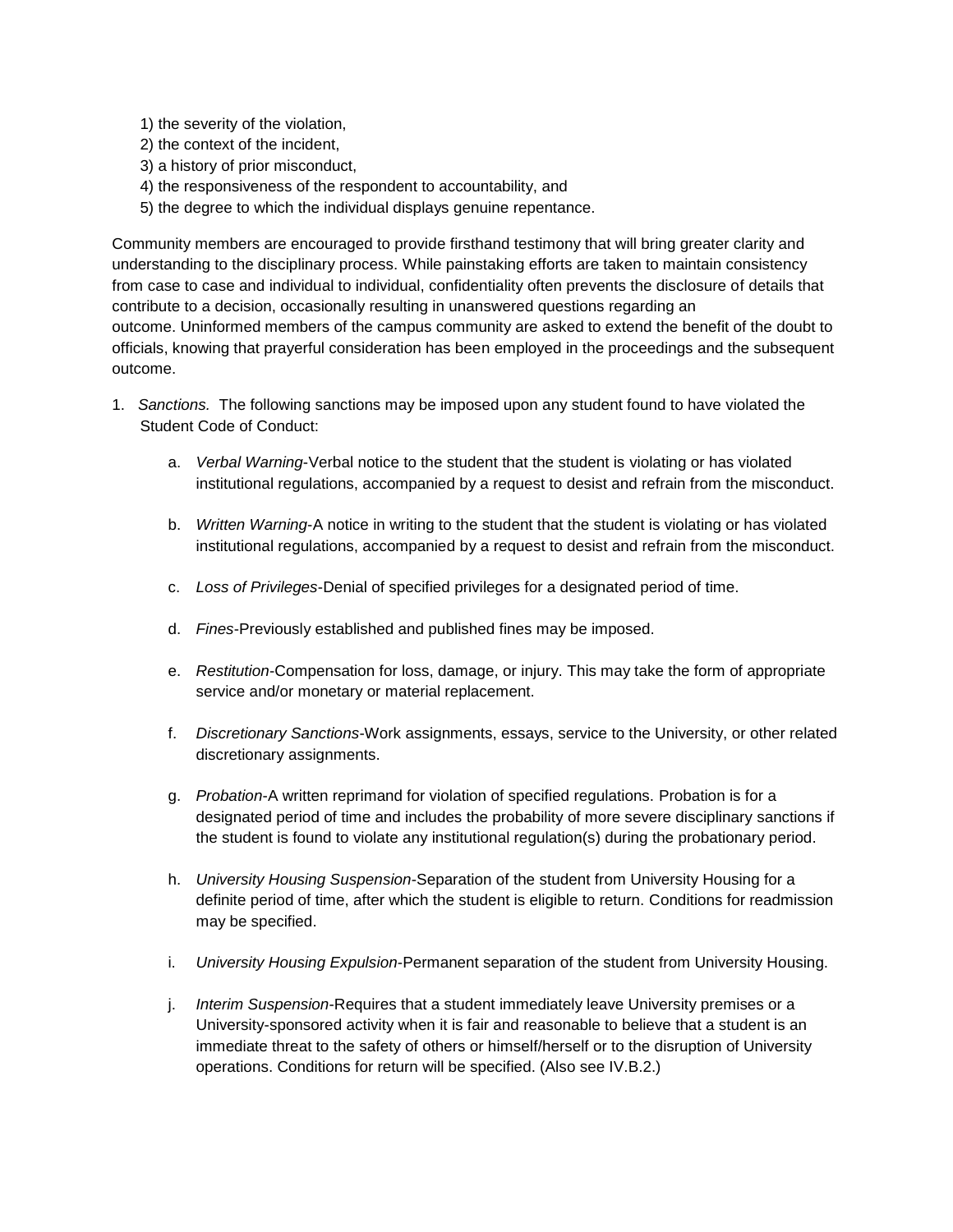1) the severity of the violation,
2) the context of the incident,
3) a history of prior misconduct,
4) the responsiveness of the respondent to accountability, and
5) the degree to which the individual displays genuine repentance.

Community members are encouraged to provide firsthand testimony that will bring greater clarity and understanding to the disciplinary process. While painstaking efforts are taken to maintain consistency from case to case and individual to individual, confidentiality often prevents the disclosure of details that contribute to a decision, occasionally resulting in unanswered questions regarding an outcome. Uninformed members of the campus community are asked to extend the benefit of the doubt to officials, knowing that prayerful consideration has been employed in the proceedings and the subsequent outcome.

1. *Sanctions.* The following sanctions may be imposed upon any student found to have violated the Student Code of Conduct:

   a. *Verbal Warning*-Verbal notice to the student that the student is violating or has violated institutional regulations, accompanied by a request to desist and refrain from the misconduct.

   b. *Written Warning*-A notice in writing to the student that the student is violating or has violated institutional regulations, accompanied by a request to desist and refrain from the misconduct.

   c. *Loss of Privileges*-Denial of specified privileges for a designated period of time.

   d. *Fines*-Previously established and published fines may be imposed.

   e. *Restitution*-Compensation for loss, damage, or injury. This may take the form of appropriate service and/or monetary or material replacement.

   f. *Discretionary Sanctions*-Work assignments, essays, service to the University, or other related discretionary assignments.

   g. *Probation*-A written reprimand for violation of specified regulations. Probation is for a designated period of time and includes the probability of more severe disciplinary sanctions if the student is found to violate any institutional regulation(s) during the probationary period.

   h. *University Housing Suspension*-Separation of the student from University Housing for a definite period of time, after which the student is eligible to return. Conditions for readmission may be specified.

   i. *University Housing Expulsion*-Permanent separation of the student from University Housing.

   j. *Interim Suspension*-Requires that a student immediately leave University premises or a University-sponsored activity when it is fair and reasonable to believe that a student is an immediate threat to the safety of others or himself/herself or to the disruption of University operations. Conditions for return will be specified. (Also see IV.B.2.)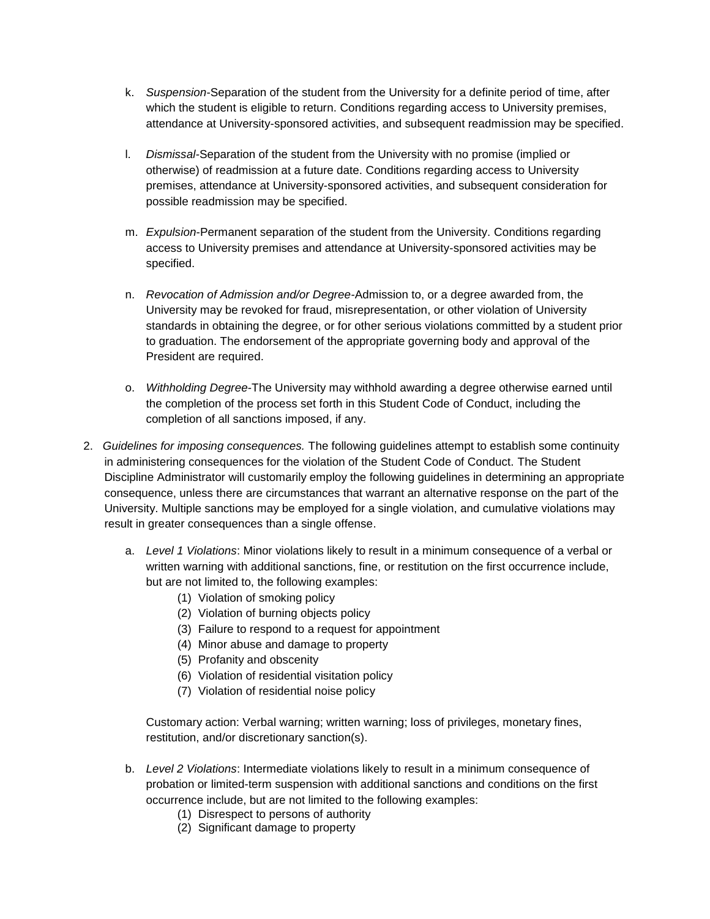k. *Suspension*-Separation of the student from the University for a definite period of time, after which the student is eligible to return. Conditions regarding access to University premises, attendance at University-sponsored activities, and subsequent readmission may be specified.

l. *Dismissal*-Separation of the student from the University with no promise (implied or otherwise) of readmission at a future date. Conditions regarding access to University premises, attendance at University-sponsored activities, and subsequent consideration for possible readmission may be specified.

m. *Expulsion*-Permanent separation of the student from the University. Conditions regarding access to University premises and attendance at University-sponsored activities may be specified.

n. *Revocation of Admission and/or Degree*-Admission to, or a degree awarded from, the University may be revoked for fraud, misrepresentation, or other violation of University standards in obtaining the degree, or for other serious violations committed by a student prior to graduation. The endorsement of the appropriate governing body and approval of the President are required.

o. *Withholding Degree*-The University may withhold awarding a degree otherwise earned until the completion of the process set forth in this Student Code of Conduct, including the completion of all sanctions imposed, if any.

2. *Guidelines for imposing consequences.* The following guidelines attempt to establish some continuity in administering consequences for the violation of the Student Code of Conduct. The Student Discipline Administrator will customarily employ the following guidelines in determining an appropriate consequence, unless there are circumstances that warrant an alternative response on the part of the University. Multiple sanctions may be employed for a single violation, and cumulative violations may result in greater consequences than a single offense.

   a. *Level 1 Violations*: Minor violations likely to result in a minimum consequence of a verbal or written warning with additional sanctions, fine, or restitution on the first occurrence include, but are not limited to, the following examples:
      (1) Violation of smoking policy
      (2) Violation of burning objects policy
      (3) Failure to respond to a request for appointment
      (4) Minor abuse and damage to property
      (5) Profanity and obscenity
      (6) Violation of residential visitation policy
      (7) Violation of residential noise policy

      Customary action: Verbal warning; written warning; loss of privileges, monetary fines, restitution, and/or discretionary sanction(s).

   b. *Level 2 Violations*: Intermediate violations likely to result in a minimum consequence of probation or limited-term suspension with additional sanctions and conditions on the first occurrence include, but are not limited to the following examples:
      (1) Disrespect to persons of authority
      (2) Significant damage to property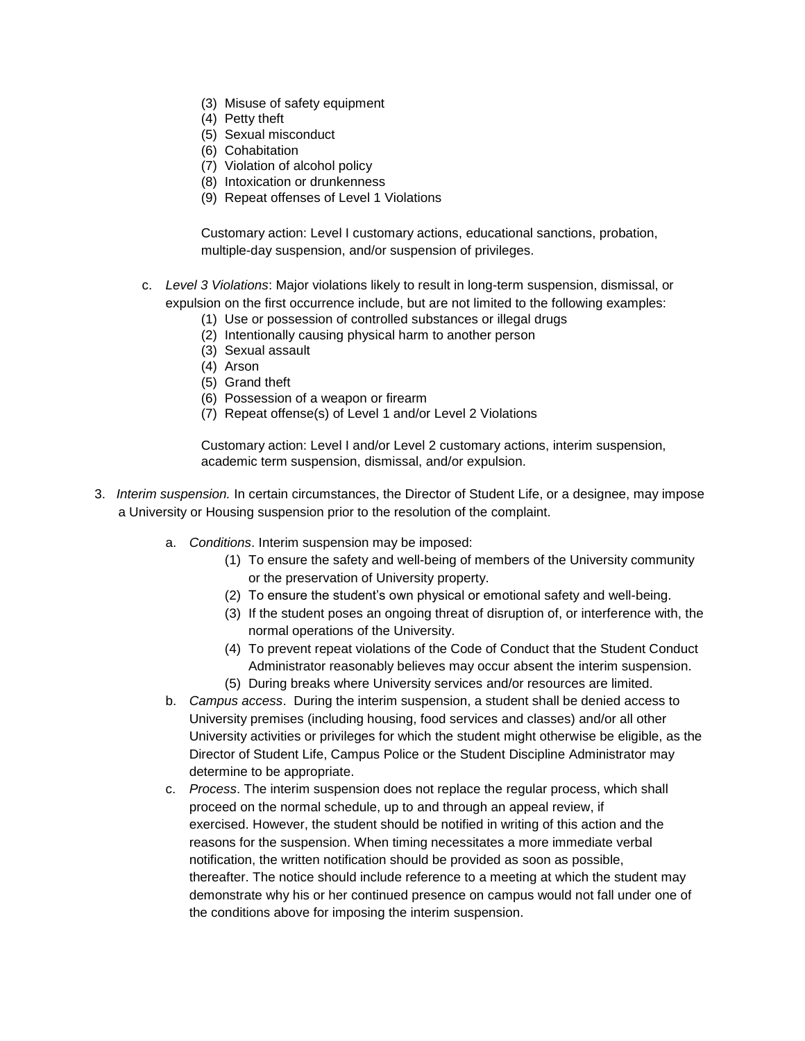(3) Misuse of safety equipment
(4) Petty theft
(5) Sexual misconduct
(6) Cohabitation
(7) Violation of alcohol policy
(8) Intoxication or drunkenness
(9) Repeat offenses of Level 1 Violations

Customary action: Level I customary actions, educational sanctions, probation, multiple-day suspension, and/or suspension of privileges.

c. *Level 3 Violations*: Major violations likely to result in long-term suspension, dismissal, or expulsion on the first occurrence include, but are not limited to the following examples:

(1) Use or possession of controlled substances or illegal drugs
(2) Intentionally causing physical harm to another person
(3) Sexual assault
(4) Arson
(5) Grand theft
(6) Possession of a weapon or firearm
(7) Repeat offense(s) of Level 1 and/or Level 2 Violations

Customary action: Level I and/or Level 2 customary actions, interim suspension, academic term suspension, dismissal, and/or expulsion.

3. *Interim suspension.* In certain circumstances, the Director of Student Life, or a designee, may impose a University or Housing suspension prior to the resolution of the complaint.

a. *Conditions*. Interim suspension may be imposed:
   (1) To ensure the safety and well-being of members of the University community or the preservation of University property.
   (2) To ensure the student's own physical or emotional safety and well-being.
   (3) If the student poses an ongoing threat of disruption of, or interference with, the normal operations of the University.
   (4) To prevent repeat violations of the Code of Conduct that the Student Conduct Administrator reasonably believes may occur absent the interim suspension.
   (5) During breaks where University services and/or resources are limited.

b. *Campus access*. During the interim suspension, a student shall be denied access to University premises (including housing, food services and classes) and/or all other University activities or privileges for which the student might otherwise be eligible, as the Director of Student Life, Campus Police or the Student Discipline Administrator may determine to be appropriate.

c. *Process*. The interim suspension does not replace the regular process, which shall proceed on the normal schedule, up to and through an appeal review, if exercised. However, the student should be notified in writing of this action and the reasons for the suspension. When timing necessitates a more immediate verbal notification, the written notification should be provided as soon as possible, thereafter. The notice should include reference to a meeting at which the student may demonstrate why his or her continued presence on campus would not fall under one of the conditions above for imposing the interim suspension.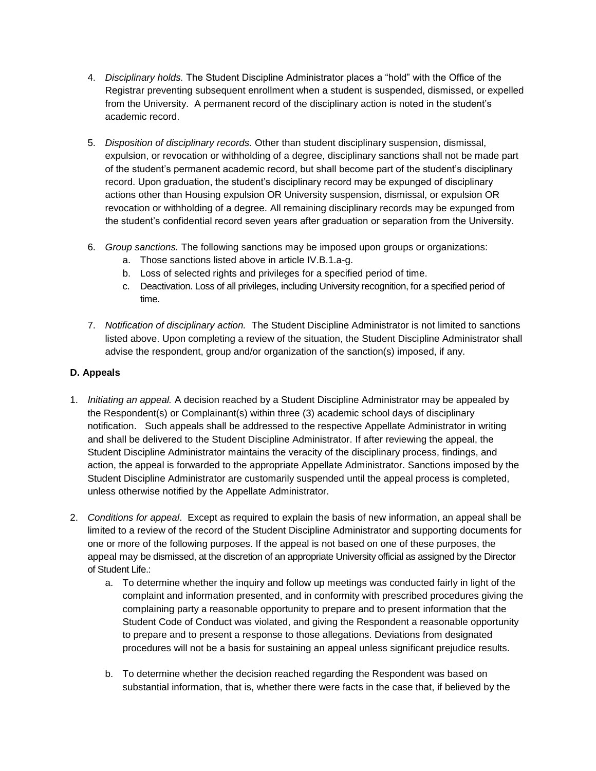4. *Disciplinary holds.* The Student Discipline Administrator places a "hold" with the Office of the Registrar preventing subsequent enrollment when a student is suspended, dismissed, or expelled from the University. A permanent record of the disciplinary action is noted in the student's academic record.

5. *Disposition of disciplinary records.* Other than student disciplinary suspension, dismissal, expulsion, or revocation or withholding of a degree, disciplinary sanctions shall not be made part of the student's permanent academic record, but shall become part of the student's disciplinary record. Upon graduation, the student's disciplinary record may be expunged of disciplinary actions other than Housing expulsion OR University suspension, dismissal, or expulsion OR revocation or withholding of a degree. All remaining disciplinary records may be expunged from the student's confidential record seven years after graduation or separation from the University.

6. *Group sanctions.* The following sanctions may be imposed upon groups or organizations:
   a. Those sanctions listed above in article IV.B.1.a-g.
   b. Loss of selected rights and privileges for a specified period of time.
   c. Deactivation. Loss of all privileges, including University recognition, for a specified period of time.

7. *Notification of disciplinary action.* The Student Discipline Administrator is not limited to sanctions listed above. Upon completing a review of the situation, the Student Discipline Administrator shall advise the respondent, group and/or organization of the sanction(s) imposed, if any.

**D. Appeals**

1. *Initiating an appeal.* A decision reached by a Student Discipline Administrator may be appealed by the Respondent(s) or Complainant(s) within three (3) academic school days of disciplinary notification. Such appeals shall be addressed to the respective Appellate Administrator in writing and shall be delivered to the Student Discipline Administrator. If after reviewing the appeal, the Student Discipline Administrator maintains the veracity of the disciplinary process, findings, and action, the appeal is forwarded to the appropriate Appellate Administrator. Sanctions imposed by the Student Discipline Administrator are customarily suspended until the appeal process is completed, unless otherwise notified by the Appellate Administrator.

2. *Conditions for appeal*. Except as required to explain the basis of new information, an appeal shall be limited to a review of the record of the Student Discipline Administrator and supporting documents for one or more of the following purposes. If the appeal is not based on one of these purposes, the appeal may be dismissed, at the discretion of an appropriate University official as assigned by the Director of Student Life.:
   a. To determine whether the inquiry and follow up meetings was conducted fairly in light of the complaint and information presented, and in conformity with prescribed procedures giving the complaining party a reasonable opportunity to prepare and to present information that the Student Code of Conduct was violated, and giving the Respondent a reasonable opportunity to prepare and to present a response to those allegations. Deviations from designated procedures will not be a basis for sustaining an appeal unless significant prejudice results.

   b. To determine whether the decision reached regarding the Respondent was based on substantial information, that is, whether there were facts in the case that, if believed by the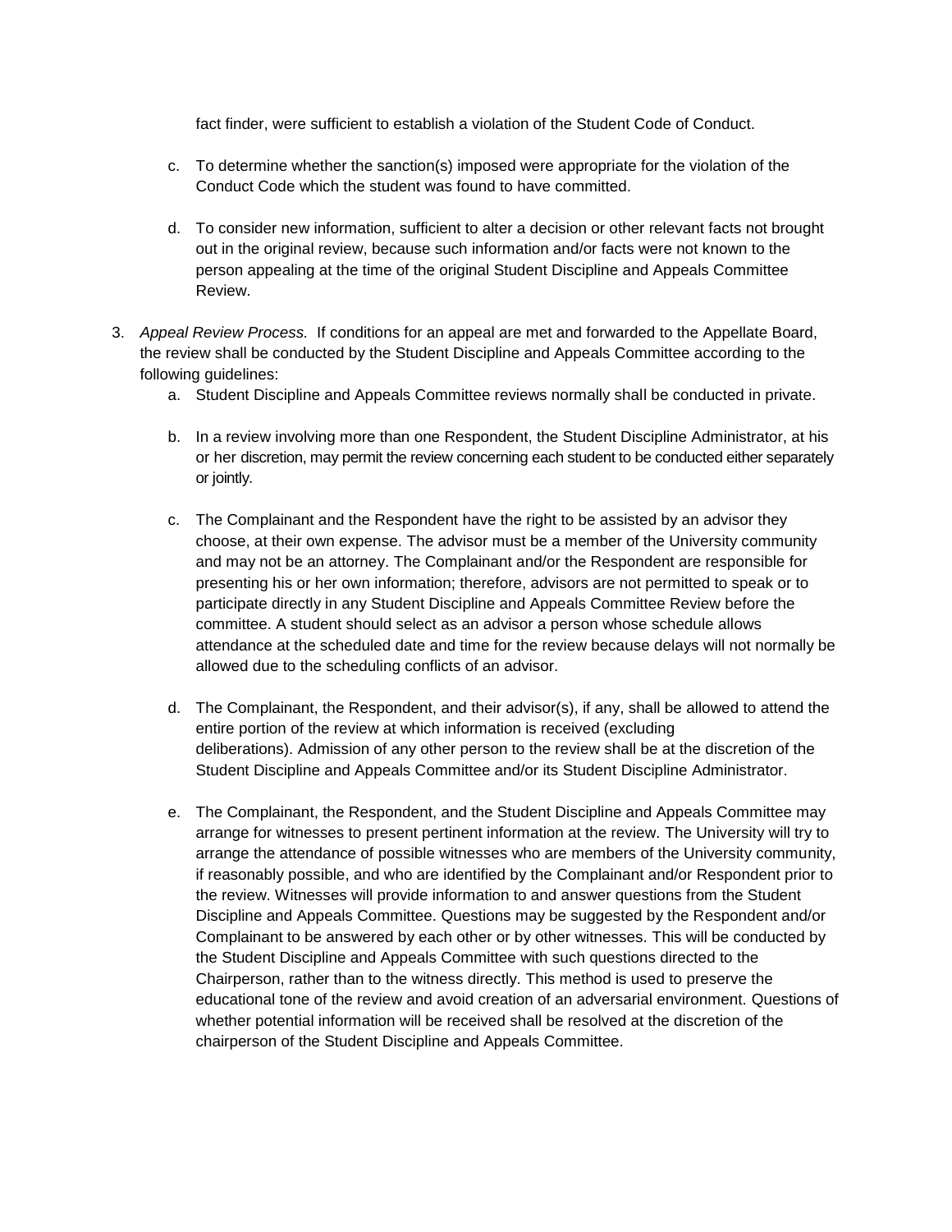fact finder, were sufficient to establish a violation of the Student Code of Conduct.

c. To determine whether the sanction(s) imposed were appropriate for the violation of the Conduct Code which the student was found to have committed.

d. To consider new information, sufficient to alter a decision or other relevant facts not brought out in the original review, because such information and/or facts were not known to the person appealing at the time of the original Student Discipline and Appeals Committee Review.

3. *Appeal Review Process.* If conditions for an appeal are met and forwarded to the Appellate Board, the review shall be conducted by the Student Discipline and Appeals Committee according to the following guidelines:

   a. Student Discipline and Appeals Committee reviews normally shall be conducted in private.

   b. In a review involving more than one Respondent, the Student Discipline Administrator, at his or her discretion, may permit the review concerning each student to be conducted either separately or jointly.

   c. The Complainant and the Respondent have the right to be assisted by an advisor they choose, at their own expense. The advisor must be a member of the University community and may not be an attorney. The Complainant and/or the Respondent are responsible for presenting his or her own information; therefore, advisors are not permitted to speak or to participate directly in any Student Discipline and Appeals Committee Review before the committee. A student should select as an advisor a person whose schedule allows attendance at the scheduled date and time for the review because delays will not normally be allowed due to the scheduling conflicts of an advisor.

   d. The Complainant, the Respondent, and their advisor(s), if any, shall be allowed to attend the entire portion of the review at which information is received (excluding deliberations). Admission of any other person to the review shall be at the discretion of the Student Discipline and Appeals Committee and/or its Student Discipline Administrator.

   e. The Complainant, the Respondent, and the Student Discipline and Appeals Committee may arrange for witnesses to present pertinent information at the review. The University will try to arrange the attendance of possible witnesses who are members of the University community, if reasonably possible, and who are identified by the Complainant and/or Respondent prior to the review. Witnesses will provide information to and answer questions from the Student Discipline and Appeals Committee. Questions may be suggested by the Respondent and/or Complainant to be answered by each other or by other witnesses. This will be conducted by the Student Discipline and Appeals Committee with such questions directed to the Chairperson, rather than to the witness directly. This method is used to preserve the educational tone of the review and avoid creation of an adversarial environment. Questions of whether potential information will be received shall be resolved at the discretion of the chairperson of the Student Discipline and Appeals Committee.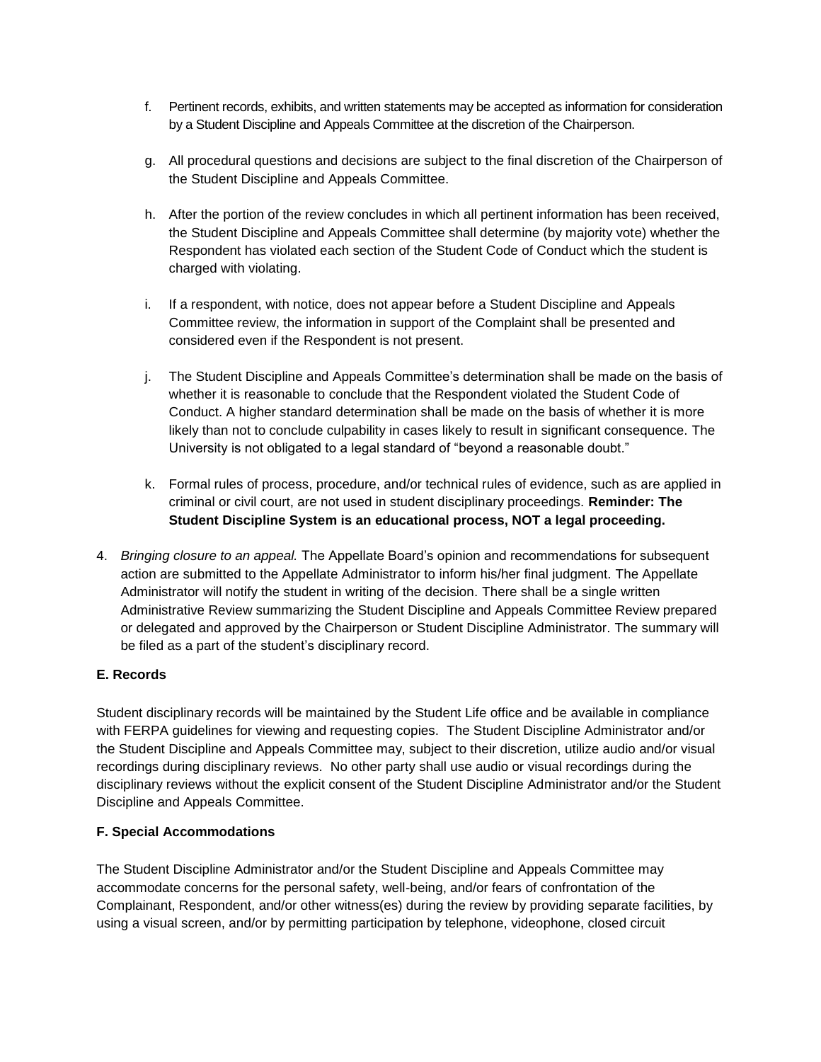f. Pertinent records, exhibits, and written statements may be accepted as information for consideration by a Student Discipline and Appeals Committee at the discretion of the Chairperson.

g. All procedural questions and decisions are subject to the final discretion of the Chairperson of the Student Discipline and Appeals Committee.

h. After the portion of the review concludes in which all pertinent information has been received, the Student Discipline and Appeals Committee shall determine (by majority vote) whether the Respondent has violated each section of the Student Code of Conduct which the student is charged with violating.

i. If a respondent, with notice, does not appear before a Student Discipline and Appeals Committee review, the information in support of the Complaint shall be presented and considered even if the Respondent is not present.

j. The Student Discipline and Appeals Committee's determination shall be made on the basis of whether it is reasonable to conclude that the Respondent violated the Student Code of Conduct. A higher standard determination shall be made on the basis of whether it is more likely than not to conclude culpability in cases likely to result in significant consequence. The University is not obligated to a legal standard of "beyond a reasonable doubt."

k. Formal rules of process, procedure, and/or technical rules of evidence, such as are applied in criminal or civil court, are not used in student disciplinary proceedings. **Reminder: The Student Discipline System is an educational process, NOT a legal proceeding.**

4. *Bringing closure to an appeal.* The Appellate Board's opinion and recommendations for subsequent action are submitted to the Appellate Administrator to inform his/her final judgment. The Appellate Administrator will notify the student in writing of the decision. There shall be a single written Administrative Review summarizing the Student Discipline and Appeals Committee Review prepared or delegated and approved by the Chairperson or Student Discipline Administrator. The summary will be filed as a part of the student's disciplinary record.

**E. Records**

Student disciplinary records will be maintained by the Student Life office and be available in compliance with FERPA guidelines for viewing and requesting copies. The Student Discipline Administrator and/or the Student Discipline and Appeals Committee may, subject to their discretion, utilize audio and/or visual recordings during disciplinary reviews. No other party shall use audio or visual recordings during the disciplinary reviews without the explicit consent of the Student Discipline Administrator and/or the Student Discipline and Appeals Committee.

**F. Special Accommodations**

The Student Discipline Administrator and/or the Student Discipline and Appeals Committee may accommodate concerns for the personal safety, well-being, and/or fears of confrontation of the Complainant, Respondent, and/or other witness(es) during the review by providing separate facilities, by using a visual screen, and/or by permitting participation by telephone, videophone, closed circuit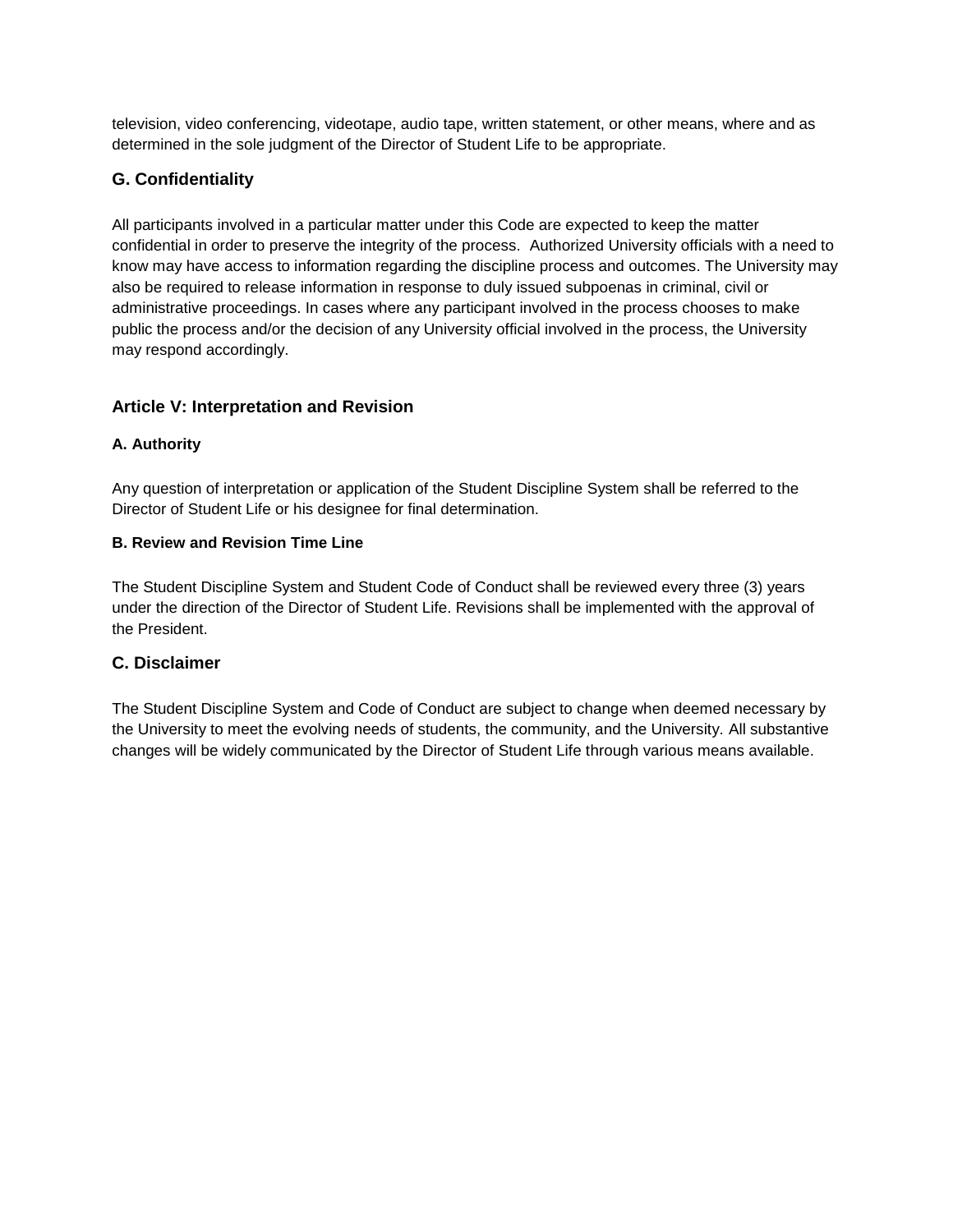television, video conferencing, videotape, audio tape, written statement, or other means, where and as determined in the sole judgment of the Director of Student Life to be appropriate.

### G. Confidentiality

All participants involved in a particular matter under this Code are expected to keep the matter confidential in order to preserve the integrity of the process. Authorized University officials with a need to know may have access to information regarding the discipline process and outcomes. The University may also be required to release information in response to duly issued subpoenas in criminal, civil or administrative proceedings. In cases where any participant involved in the process chooses to make public the process and/or the decision of any University official involved in the process, the University may respond accordingly.

## Article V: Interpretation and Revision

#### A. Authority

Any question of interpretation or application of the Student Discipline System shall be referred to the Director of Student Life or his designee for final determination.

#### B. Review and Revision Time Line

The Student Discipline System and Student Code of Conduct shall be reviewed every three (3) years under the direction of the Director of Student Life. Revisions shall be implemented with the approval of the President.

### C. Disclaimer

The Student Discipline System and Code of Conduct are subject to change when deemed necessary by the University to meet the evolving needs of students, the community, and the University. All substantive changes will be widely communicated by the Director of Student Life through various means available.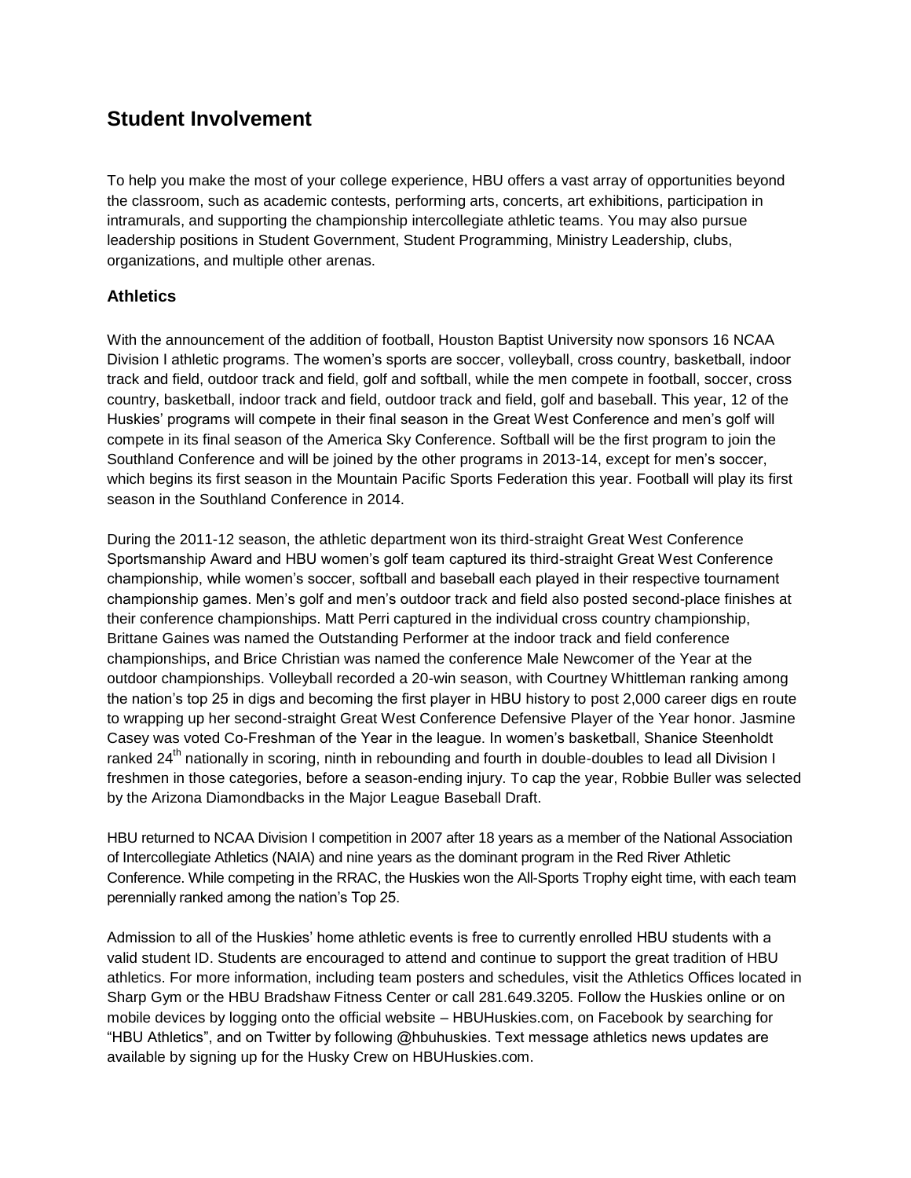## Student Involvement

To help you make the most of your college experience, HBU offers a vast array of opportunities beyond the classroom, such as academic contests, performing arts, concerts, art exhibitions, participation in intramurals, and supporting the championship intercollegiate athletic teams. You may also pursue leadership positions in Student Government, Student Programming, Ministry Leadership, clubs, organizations, and multiple other arenas.

### Athletics

With the announcement of the addition of football, Houston Baptist University now sponsors 16 NCAA Division I athletic programs. The women's sports are soccer, volleyball, cross country, basketball, indoor track and field, outdoor track and field, golf and softball, while the men compete in football, soccer, cross country, basketball, indoor track and field, outdoor track and field, golf and baseball. This year, 12 of the Huskies' programs will compete in their final season in the Great West Conference and men's golf will compete in its final season of the America Sky Conference. Softball will be the first program to join the Southland Conference and will be joined by the other programs in 2013-14, except for men's soccer, which begins its first season in the Mountain Pacific Sports Federation this year. Football will play its first season in the Southland Conference in 2014.

During the 2011-12 season, the athletic department won its third-straight Great West Conference Sportsmanship Award and HBU women's golf team captured its third-straight Great West Conference championship, while women's soccer, softball and baseball each played in their respective tournament championship games. Men's golf and men's outdoor track and field also posted second-place finishes at their conference championships. Matt Perri captured in the individual cross country championship, Brittane Gaines was named the Outstanding Performer at the indoor track and field conference championships, and Brice Christian was named the conference Male Newcomer of the Year at the outdoor championships. Volleyball recorded a 20-win season, with Courtney Whittleman ranking among the nation's top 25 in digs and becoming the first player in HBU history to post 2,000 career digs en route to wrapping up her second-straight Great West Conference Defensive Player of the Year honor. Jasmine Casey was voted Co-Freshman of the Year in the league. In women's basketball, Shanice Steenholdt ranked 24th nationally in scoring, ninth in rebounding and fourth in double-doubles to lead all Division I freshmen in those categories, before a season-ending injury. To cap the year, Robbie Buller was selected by the Arizona Diamondbacks in the Major League Baseball Draft.

HBU returned to NCAA Division I competition in 2007 after 18 years as a member of the National Association of Intercollegiate Athletics (NAIA) and nine years as the dominant program in the Red River Athletic Conference. While competing in the RRAC, the Huskies won the All-Sports Trophy eight time, with each team perennially ranked among the nation's Top 25.

Admission to all of the Huskies' home athletic events is free to currently enrolled HBU students with a valid student ID. Students are encouraged to attend and continue to support the great tradition of HBU athletics. For more information, including team posters and schedules, visit the Athletics Offices located in Sharp Gym or the HBU Bradshaw Fitness Center or call 281.649.3205. Follow the Huskies online or on mobile devices by logging onto the official website – HBUHuskies.com, on Facebook by searching for "HBU Athletics", and on Twitter by following @hbuhuskies. Text message athletics news updates are available by signing up for the Husky Crew on HBUHuskies.com.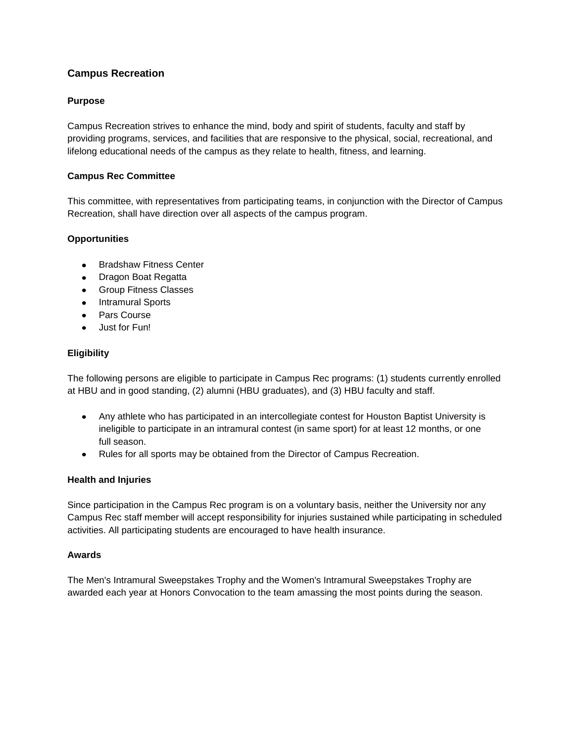## Campus Recreation

### Purpose

Campus Recreation strives to enhance the mind, body and spirit of students, faculty and staff by providing programs, services, and facilities that are responsive to the physical, social, recreational, and lifelong educational needs of the campus as they relate to health, fitness, and learning.

### Campus Rec Committee

This committee, with representatives from participating teams, in conjunction with the Director of Campus Recreation, shall have direction over all aspects of the campus program.

### Opportunities

- Bradshaw Fitness Center
- Dragon Boat Regatta
- Group Fitness Classes
- Intramural Sports
- Pars Course
- Just for Fun!

### Eligibility

The following persons are eligible to participate in Campus Rec programs: (1) students currently enrolled at HBU and in good standing, (2) alumni (HBU graduates), and (3) HBU faculty and staff.

- Any athlete who has participated in an intercollegiate contest for Houston Baptist University is ineligible to participate in an intramural contest (in same sport) for at least 12 months, or one full season.
- Rules for all sports may be obtained from the Director of Campus Recreation.

### Health and Injuries

Since participation in the Campus Rec program is on a voluntary basis, neither the University nor any Campus Rec staff member will accept responsibility for injuries sustained while participating in scheduled activities. All participating students are encouraged to have health insurance.

### Awards

The Men's Intramural Sweepstakes Trophy and the Women's Intramural Sweepstakes Trophy are awarded each year at Honors Convocation to the team amassing the most points during the season.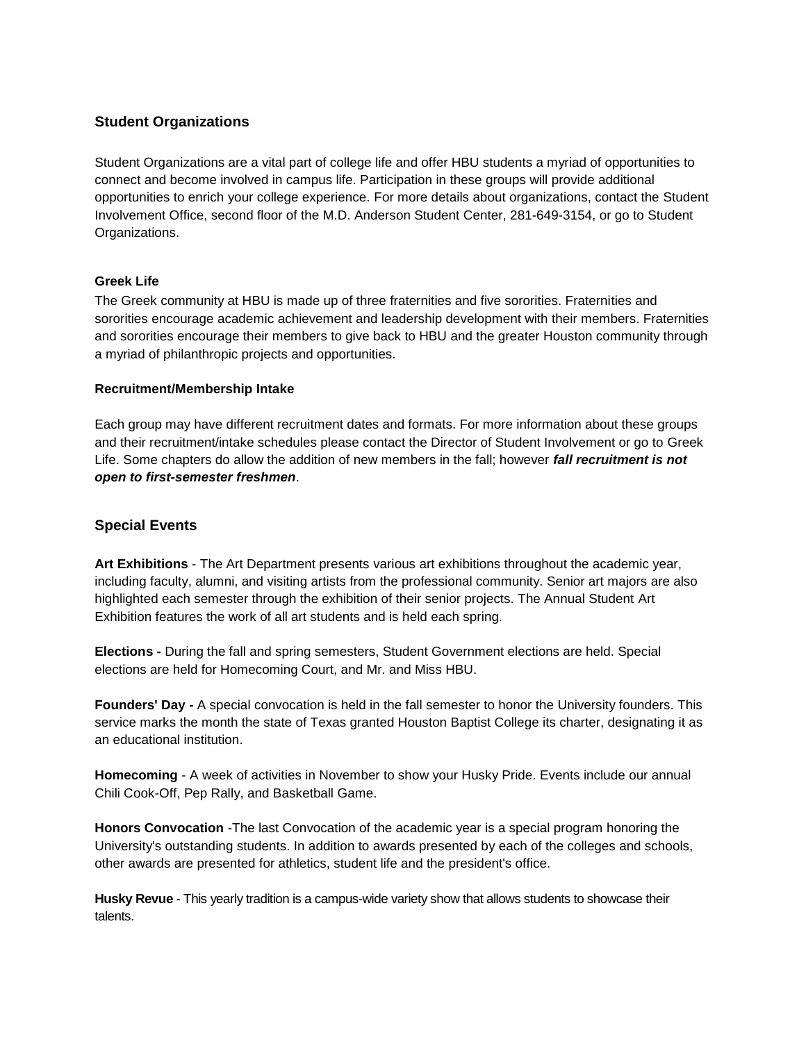## Student Organizations

Student Organizations are a vital part of college life and offer HBU students a myriad of opportunities to connect and become involved in campus life. Participation in these groups will provide additional opportunities to enrich your college experience. For more details about organizations, contact the Student Involvement Office, second floor of the M.D. Anderson Student Center, 281-649-3154, or go to Student Organizations.

### Greek Life

The Greek community at HBU is made up of three fraternities and five sororities. Fraternities and sororities encourage academic achievement and leadership development with their members. Fraternities and sororities encourage their members to give back to HBU and the greater Houston community through a myriad of philanthropic projects and opportunities.

### Recruitment/Membership Intake

Each group may have different recruitment dates and formats. For more information about these groups and their recruitment/intake schedules please contact the Director of Student Involvement or go to Greek Life. Some chapters do allow the addition of new members in the fall; however ***fall recruitment is not open to first-semester freshmen***.

## Special Events

**Art Exhibitions** - The Art Department presents various art exhibitions throughout the academic year, including faculty, alumni, and visiting artists from the professional community. Senior art majors are also highlighted each semester through the exhibition of their senior projects. The Annual Student Art Exhibition features the work of all art students and is held each spring.

**Elections -** During the fall and spring semesters, Student Government elections are held. Special elections are held for Homecoming Court, and Mr. and Miss HBU.

**Founders' Day -** A special convocation is held in the fall semester to honor the University founders. This service marks the month the state of Texas granted Houston Baptist College its charter, designating it as an educational institution.

**Homecoming** - A week of activities in November to show your Husky Pride. Events include our annual Chili Cook-Off, Pep Rally, and Basketball Game.

**Honors Convocation** -The last Convocation of the academic year is a special program honoring the University's outstanding students. In addition to awards presented by each of the colleges and schools, other awards are presented for athletics, student life and the president's office.

**Husky Revue** - This yearly tradition is a campus-wide variety show that allows students to showcase their talents.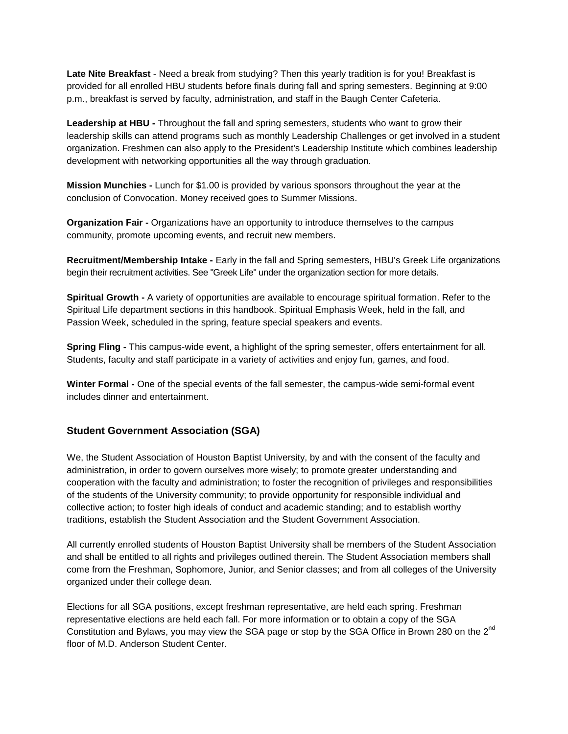**Late Nite Breakfast** - Need a break from studying? Then this yearly tradition is for you! Breakfast is provided for all enrolled HBU students before finals during fall and spring semesters. Beginning at 9:00 p.m., breakfast is served by faculty, administration, and staff in the Baugh Center Cafeteria.

**Leadership at HBU -** Throughout the fall and spring semesters, students who want to grow their leadership skills can attend programs such as monthly Leadership Challenges or get involved in a student organization. Freshmen can also apply to the President's Leadership Institute which combines leadership development with networking opportunities all the way through graduation.

**Mission Munchies -** Lunch for $1.00 is provided by various sponsors throughout the year at the conclusion of Convocation. Money received goes to Summer Missions.

**Organization Fair -** Organizations have an opportunity to introduce themselves to the campus community, promote upcoming events, and recruit new members.

**Recruitment/Membership Intake -** Early in the fall and Spring semesters, HBU's Greek Life organizations begin their recruitment activities. See "Greek Life" under the organization section for more details.

**Spiritual Growth -** A variety of opportunities are available to encourage spiritual formation. Refer to the Spiritual Life department sections in this handbook. Spiritual Emphasis Week, held in the fall, and Passion Week, scheduled in the spring, feature special speakers and events.

**Spring Fling -** This campus-wide event, a highlight of the spring semester, offers entertainment for all. Students, faculty and staff participate in a variety of activities and enjoy fun, games, and food.

**Winter Formal -** One of the special events of the fall semester, the campus-wide semi-formal event includes dinner and entertainment.

### Student Government Association (SGA)

We, the Student Association of Houston Baptist University, by and with the consent of the faculty and administration, in order to govern ourselves more wisely; to promote greater understanding and cooperation with the faculty and administration; to foster the recognition of privileges and responsibilities of the students of the University community; to provide opportunity for responsible individual and collective action; to foster high ideals of conduct and academic standing; and to establish worthy traditions, establish the Student Association and the Student Government Association.

All currently enrolled students of Houston Baptist University shall be members of the Student Association and shall be entitled to all rights and privileges outlined therein. The Student Association members shall come from the Freshman, Sophomore, Junior, and Senior classes; and from all colleges of the University organized under their college dean.

Elections for all SGA positions, except freshman representative, are held each spring. Freshman representative elections are held each fall. For more information or to obtain a copy of the SGA Constitution and Bylaws, you may view the SGA page or stop by the SGA Office in Brown 280 on the 2nd floor of M.D. Anderson Student Center.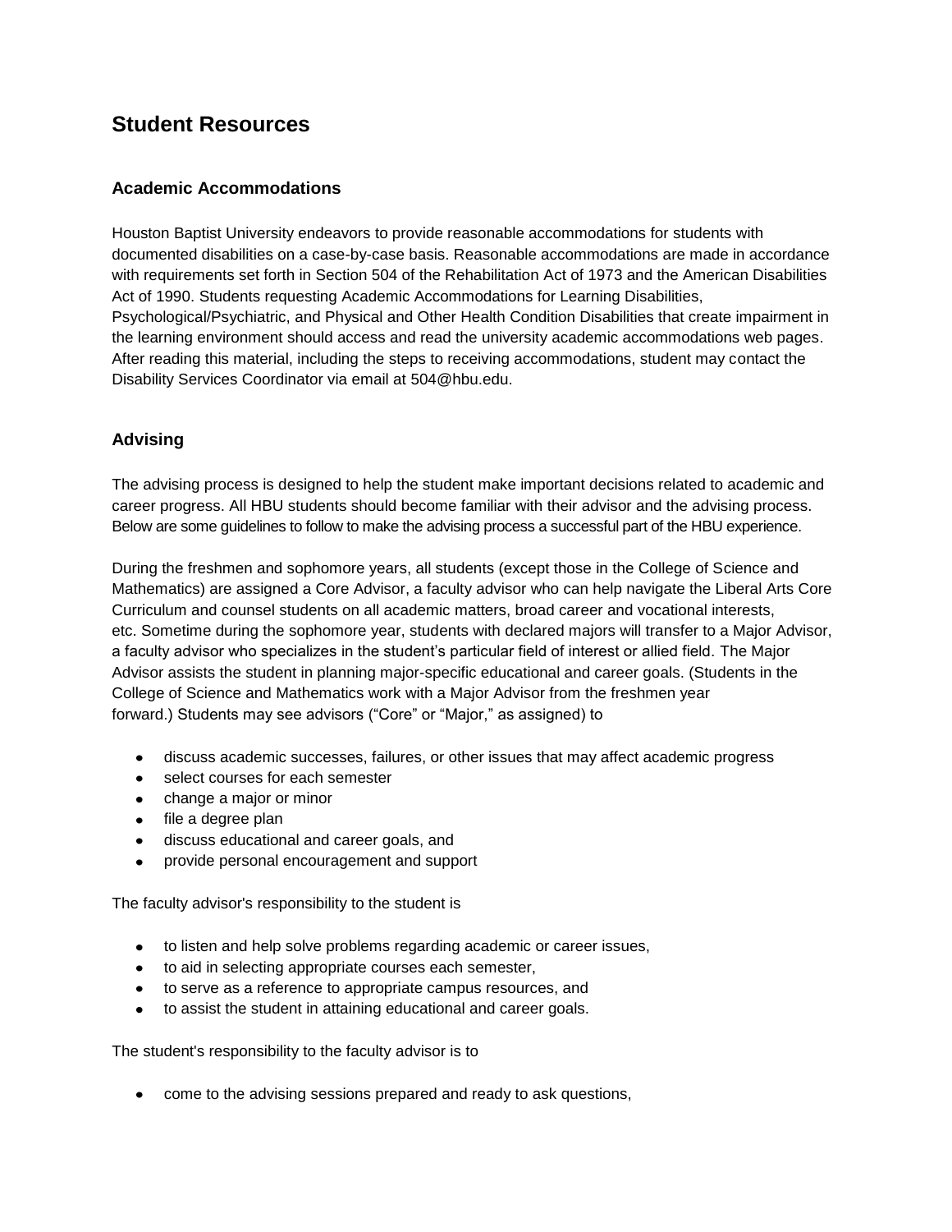# Student Resources

## Academic Accommodations

Houston Baptist University endeavors to provide reasonable accommodations for students with documented disabilities on a case-by-case basis. Reasonable accommodations are made in accordance with requirements set forth in Section 504 of the Rehabilitation Act of 1973 and the American Disabilities Act of 1990. Students requesting Academic Accommodations for Learning Disabilities, Psychological/Psychiatric, and Physical and Other Health Condition Disabilities that create impairment in the learning environment should access and read the university academic accommodations web pages. After reading this material, including the steps to receiving accommodations, student may contact the Disability Services Coordinator via email at 504@hbu.edu.

## Advising

The advising process is designed to help the student make important decisions related to academic and career progress. All HBU students should become familiar with their advisor and the advising process. Below are some guidelines to follow to make the advising process a successful part of the HBU experience.

During the freshmen and sophomore years, all students (except those in the College of Science and Mathematics) are assigned a Core Advisor, a faculty advisor who can help navigate the Liberal Arts Core Curriculum and counsel students on all academic matters, broad career and vocational interests, etc. Sometime during the sophomore year, students with declared majors will transfer to a Major Advisor, a faculty advisor who specializes in the student's particular field of interest or allied field. The Major Advisor assists the student in planning major-specific educational and career goals. (Students in the College of Science and Mathematics work with a Major Advisor from the freshmen year forward.) Students may see advisors ("Core" or "Major," as assigned) to

- discuss academic successes, failures, or other issues that may affect academic progress
- select courses for each semester
- change a major or minor
- file a degree plan
- discuss educational and career goals, and
- provide personal encouragement and support

The faculty advisor's responsibility to the student is

- to listen and help solve problems regarding academic or career issues,
- to aid in selecting appropriate courses each semester,
- to serve as a reference to appropriate campus resources, and
- to assist the student in attaining educational and career goals.

The student's responsibility to the faculty advisor is to

- come to the advising sessions prepared and ready to ask questions,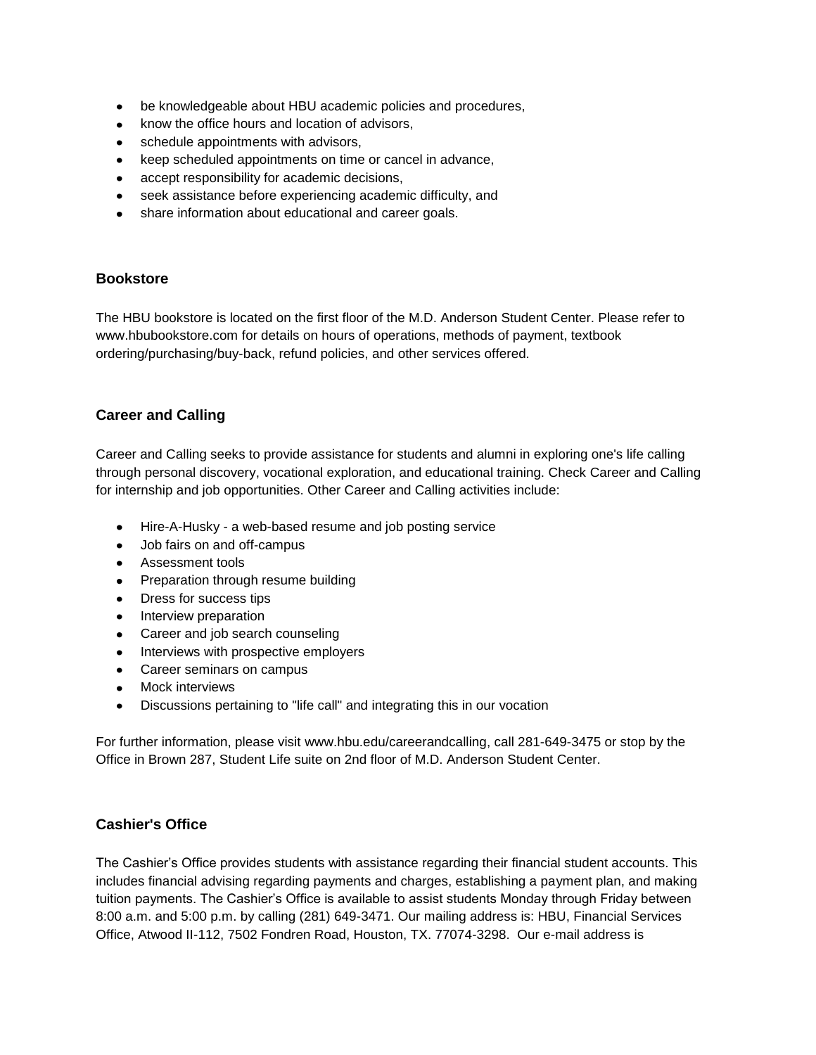- be knowledgeable about HBU academic policies and procedures,
- know the office hours and location of advisors,
- schedule appointments with advisors,
- keep scheduled appointments on time or cancel in advance,
- accept responsibility for academic decisions,
- seek assistance before experiencing academic difficulty, and
- share information about educational and career goals.

### Bookstore

The HBU bookstore is located on the first floor of the M.D. Anderson Student Center. Please refer to www.hbubookstore.com for details on hours of operations, methods of payment, textbook ordering/purchasing/buy-back, refund policies, and other services offered.

### Career and Calling

Career and Calling seeks to provide assistance for students and alumni in exploring one's life calling through personal discovery, vocational exploration, and educational training. Check Career and Calling for internship and job opportunities. Other Career and Calling activities include:

- Hire-A-Husky - a web-based resume and job posting service
- Job fairs on and off-campus
- Assessment tools
- Preparation through resume building
- Dress for success tips
- Interview preparation
- Career and job search counseling
- Interviews with prospective employers
- Career seminars on campus
- Mock interviews
- Discussions pertaining to "life call" and integrating this in our vocation

For further information, please visit www.hbu.edu/careerandcalling, call 281-649-3475 or stop by the Office in Brown 287, Student Life suite on 2nd floor of M.D. Anderson Student Center.

### Cashier's Office

The Cashier's Office provides students with assistance regarding their financial student accounts. This includes financial advising regarding payments and charges, establishing a payment plan, and making tuition payments. The Cashier's Office is available to assist students Monday through Friday between 8:00 a.m. and 5:00 p.m. by calling (281) 649-3471. Our mailing address is: HBU, Financial Services Office, Atwood II-112, 7502 Fondren Road, Houston, TX. 77074-3298. Our e-mail address is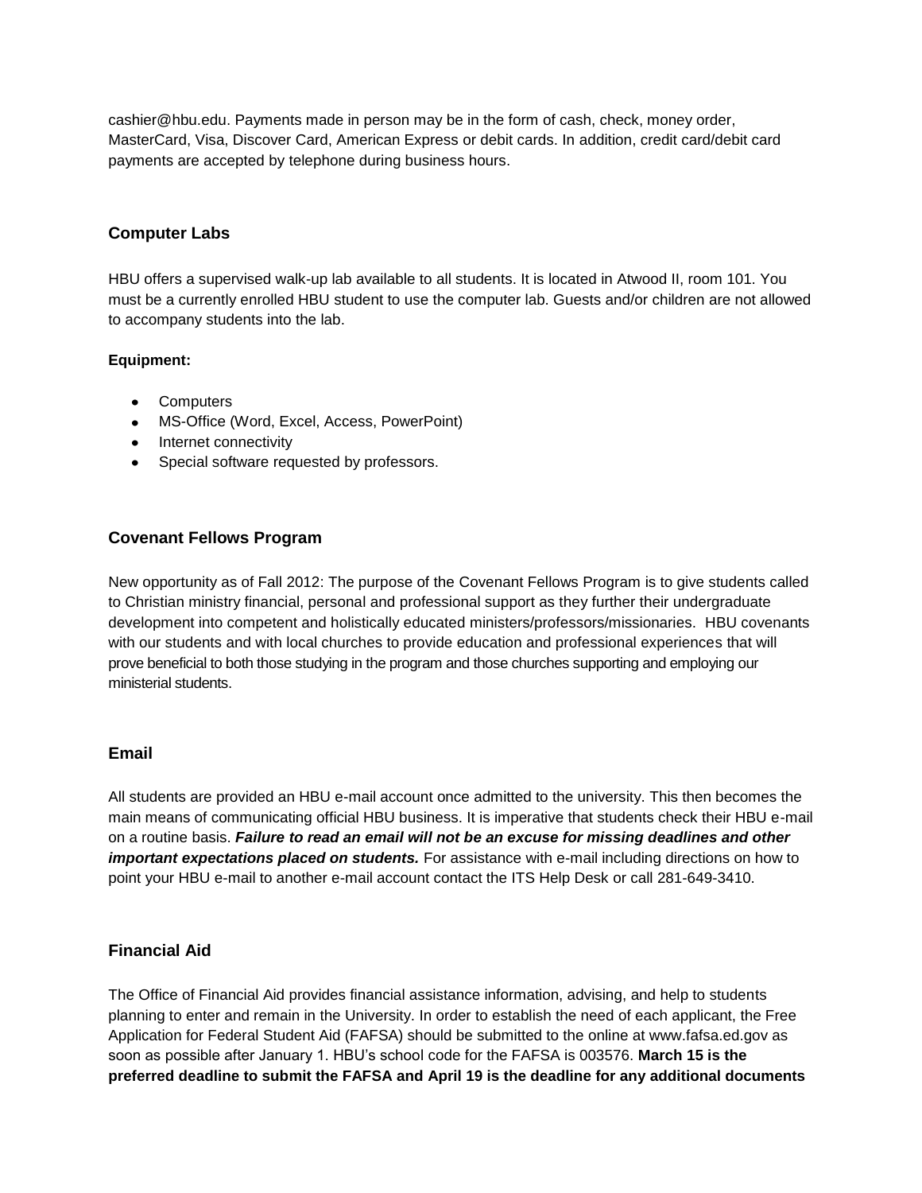cashier@hbu.edu. Payments made in person may be in the form of cash, check, money order, MasterCard, Visa, Discover Card, American Express or debit cards. In addition, credit card/debit card payments are accepted by telephone during business hours.

### Computer Labs

HBU offers a supervised walk-up lab available to all students. It is located in Atwood II, room 101. You must be a currently enrolled HBU student to use the computer lab. Guests and/or children are not allowed to accompany students into the lab.

**Equipment:**

- Computers
- MS-Office (Word, Excel, Access, PowerPoint)
- Internet connectivity
- Special software requested by professors.

### Covenant Fellows Program

New opportunity as of Fall 2012: The purpose of the Covenant Fellows Program is to give students called to Christian ministry financial, personal and professional support as they further their undergraduate development into competent and holistically educated ministers/professors/missionaries. HBU covenants with our students and with local churches to provide education and professional experiences that will prove beneficial to both those studying in the program and those churches supporting and employing our ministerial students.

### Email

All students are provided an HBU e-mail account once admitted to the university. This then becomes the main means of communicating official HBU business. It is imperative that students check their HBU e-mail on a routine basis. ***Failure to read an email will not be an excuse for missing deadlines and other important expectations placed on students.*** For assistance with e-mail including directions on how to point your HBU e-mail to another e-mail account contact the ITS Help Desk or call 281-649-3410.

### Financial Aid

The Office of Financial Aid provides financial assistance information, advising, and help to students planning to enter and remain in the University. In order to establish the need of each applicant, the Free Application for Federal Student Aid (FAFSA) should be submitted to the online at www.fafsa.ed.gov as soon as possible after January 1. HBU's school code for the FAFSA is 003576. **March 15 is the preferred deadline to submit the FAFSA and April 19 is the deadline for any additional documents**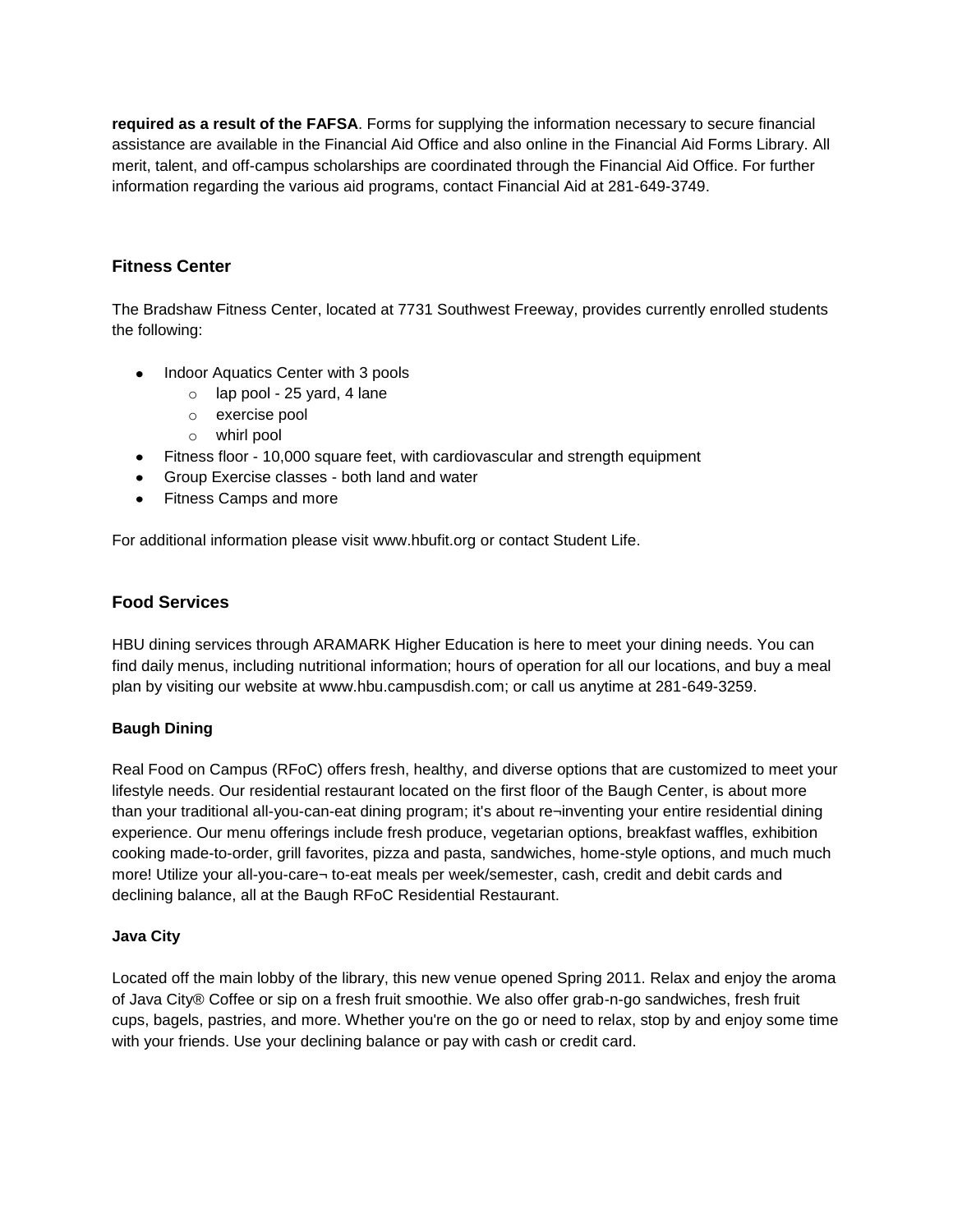**required as a result of the FAFSA**. Forms for supplying the information necessary to secure financial assistance are available in the Financial Aid Office and also online in the Financial Aid Forms Library. All merit, talent, and off-campus scholarships are coordinated through the Financial Aid Office. For further information regarding the various aid programs, contact Financial Aid at 281-649-3749.

## Fitness Center

The Bradshaw Fitness Center, located at 7731 Southwest Freeway, provides currently enrolled students the following:

- Indoor Aquatics Center with 3 pools
  - lap pool - 25 yard, 4 lane
  - exercise pool
  - whirl pool
- Fitness floor - 10,000 square feet, with cardiovascular and strength equipment
- Group Exercise classes - both land and water
- Fitness Camps and more

For additional information please visit www.hbufit.org or contact Student Life.

## Food Services

HBU dining services through ARAMARK Higher Education is here to meet your dining needs. You can find daily menus, including nutritional information; hours of operation for all our locations, and buy a meal plan by visiting our website at www.hbu.campusdish.com; or call us anytime at 281-649-3259.

### Baugh Dining

Real Food on Campus (RFoC) offers fresh, healthy, and diverse options that are customized to meet your lifestyle needs. Our residential restaurant located on the first floor of the Baugh Center, is about more than your traditional all-you-can-eat dining program; it's about re¬inventing your entire residential dining experience. Our menu offerings include fresh produce, vegetarian options, breakfast waffles, exhibition cooking made-to-order, grill favorites, pizza and pasta, sandwiches, home-style options, and much much more! Utilize your all-you-care¬ to-eat meals per week/semester, cash, credit and debit cards and declining balance, all at the Baugh RFoC Residential Restaurant.

### Java City

Located off the main lobby of the library, this new venue opened Spring 2011. Relax and enjoy the aroma of Java City® Coffee or sip on a fresh fruit smoothie. We also offer grab-n-go sandwiches, fresh fruit cups, bagels, pastries, and more. Whether you're on the go or need to relax, stop by and enjoy some time with your friends. Use your declining balance or pay with cash or credit card.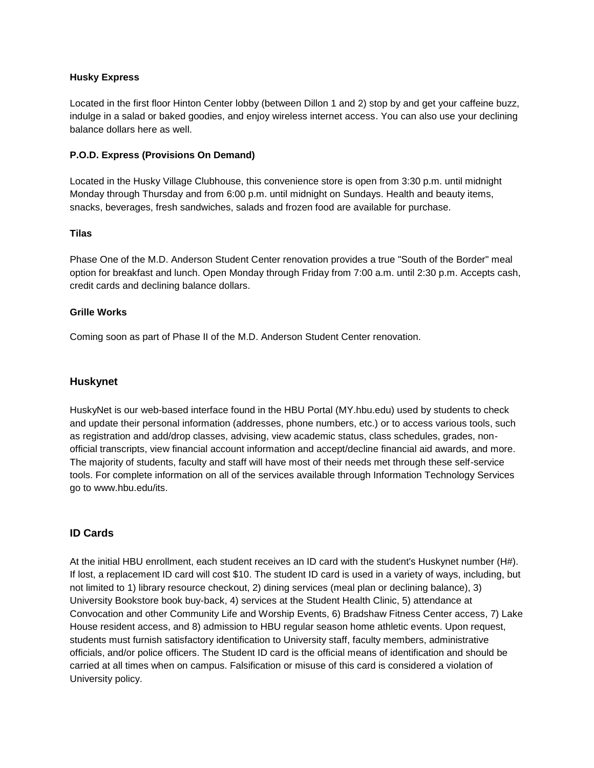#### Husky Express

Located in the first floor Hinton Center lobby (between Dillon 1 and 2) stop by and get your caffeine buzz, indulge in a salad or baked goodies, and enjoy wireless internet access. You can also use your declining balance dollars here as well.

#### P.O.D. Express (Provisions On Demand)

Located in the Husky Village Clubhouse, this convenience store is open from 3:30 p.m. until midnight Monday through Thursday and from 6:00 p.m. until midnight on Sundays. Health and beauty items, snacks, beverages, fresh sandwiches, salads and frozen food are available for purchase.

#### Tilas

Phase One of the M.D. Anderson Student Center renovation provides a true "South of the Border" meal option for breakfast and lunch. Open Monday through Friday from 7:00 a.m. until 2:30 p.m. Accepts cash, credit cards and declining balance dollars.

#### Grille Works

Coming soon as part of Phase II of the M.D. Anderson Student Center renovation.

### Huskynet

HuskyNet is our web-based interface found in the HBU Portal (MY.hbu.edu) used by students to check and update their personal information (addresses, phone numbers, etc.) or to access various tools, such as registration and add/drop classes, advising, view academic status, class schedules, grades, non-official transcripts, view financial account information and accept/decline financial aid awards, and more. The majority of students, faculty and staff will have most of their needs met through these self-service tools. For complete information on all of the services available through Information Technology Services go to www.hbu.edu/its.

### ID Cards

At the initial HBU enrollment, each student receives an ID card with the student's Huskynet number (H#). If lost, a replacement ID card will cost $10. The student ID card is used in a variety of ways, including, but not limited to 1) library resource checkout, 2) dining services (meal plan or declining balance), 3) University Bookstore book buy-back, 4) services at the Student Health Clinic, 5) attendance at Convocation and other Community Life and Worship Events, 6) Bradshaw Fitness Center access, 7) Lake House resident access, and 8) admission to HBU regular season home athletic events. Upon request, students must furnish satisfactory identification to University staff, faculty members, administrative officials, and/or police officers. The Student ID card is the official means of identification and should be carried at all times when on campus. Falsification or misuse of this card is considered a violation of University policy.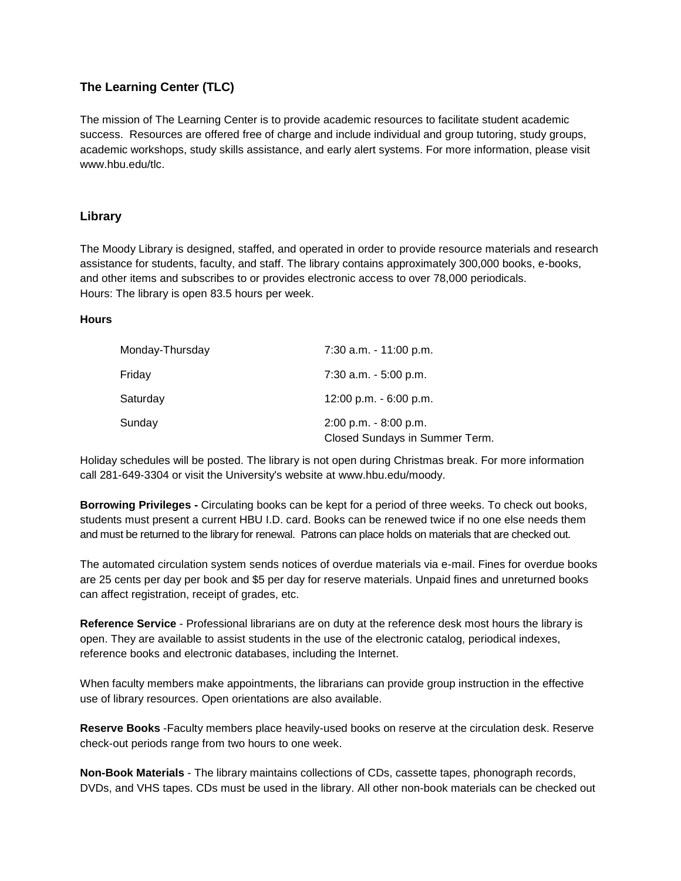## The Learning Center (TLC)

The mission of The Learning Center is to provide academic resources to facilitate student academic success. Resources are offered free of charge and include individual and group tutoring, study groups, academic workshops, study skills assistance, and early alert systems. For more information, please visit www.hbu.edu/tlc.

## Library

The Moody Library is designed, staffed, and operated in order to provide resource materials and research assistance for students, faculty, and staff. The library contains approximately 300,000 books, e-books, and other items and subscribes to or provides electronic access to over 78,000 periodicals.
Hours: The library is open 83.5 hours per week.

**Hours**

| | |
|---|---|
| Monday-Thursday | 7:30 a.m. - 11:00 p.m. |
| Friday | 7:30 a.m. - 5:00 p.m. |
| Saturday | 12:00 p.m. - 6:00 p.m. |
| Sunday | 2:00 p.m. - 8:00 p.m.<br>Closed Sundays in Summer Term. |

Holiday schedules will be posted. The library is not open during Christmas break. For more information call 281-649-3304 or visit the University's website at www.hbu.edu/moody.

**Borrowing Privileges -** Circulating books can be kept for a period of three weeks. To check out books, students must present a current HBU I.D. card. Books can be renewed twice if no one else needs them and must be returned to the library for renewal. Patrons can place holds on materials that are checked out.

The automated circulation system sends notices of overdue materials via e-mail. Fines for overdue books are 25 cents per day per book and $5 per day for reserve materials. Unpaid fines and unreturned books can affect registration, receipt of grades, etc.

**Reference Service** - Professional librarians are on duty at the reference desk most hours the library is open. They are available to assist students in the use of the electronic catalog, periodical indexes, reference books and electronic databases, including the Internet.

When faculty members make appointments, the librarians can provide group instruction in the effective use of library resources. Open orientations are also available.

**Reserve Books** -Faculty members place heavily-used books on reserve at the circulation desk. Reserve check-out periods range from two hours to one week.

**Non-Book Materials** - The library maintains collections of CDs, cassette tapes, phonograph records, DVDs, and VHS tapes. CDs must be used in the library. All other non-book materials can be checked out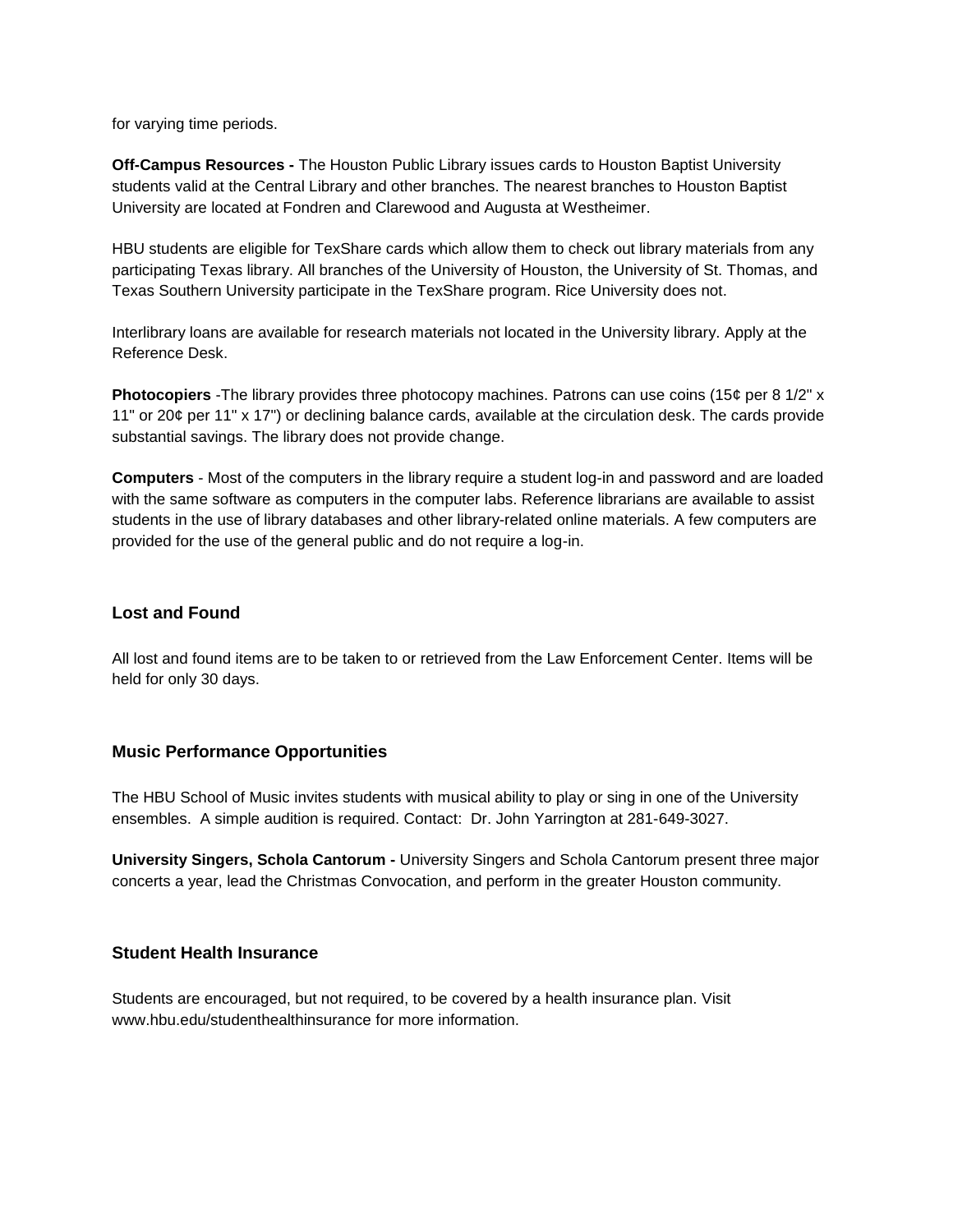for varying time periods.

**Off-Campus Resources -** The Houston Public Library issues cards to Houston Baptist University students valid at the Central Library and other branches. The nearest branches to Houston Baptist University are located at Fondren and Clarewood and Augusta at Westheimer.

HBU students are eligible for TexShare cards which allow them to check out library materials from any participating Texas library. All branches of the University of Houston, the University of St. Thomas, and Texas Southern University participate in the TexShare program. Rice University does not.

Interlibrary loans are available for research materials not located in the University library. Apply at the Reference Desk.

**Photocopiers** -The library provides three photocopy machines. Patrons can use coins (15¢ per 8 1/2" x 11" or 20¢ per 11" x 17") or declining balance cards, available at the circulation desk. The cards provide substantial savings. The library does not provide change.

**Computers** - Most of the computers in the library require a student log-in and password and are loaded with the same software as computers in the computer labs. Reference librarians are available to assist students in the use of library databases and other library-related online materials. A few computers are provided for the use of the general public and do not require a log-in.

### Lost and Found

All lost and found items are to be taken to or retrieved from the Law Enforcement Center. Items will be held for only 30 days.

### Music Performance Opportunities

The HBU School of Music invites students with musical ability to play or sing in one of the University ensembles. A simple audition is required. Contact: Dr. John Yarrington at 281-649-3027.

**University Singers, Schola Cantorum -** University Singers and Schola Cantorum present three major concerts a year, lead the Christmas Convocation, and perform in the greater Houston community.

### Student Health Insurance

Students are encouraged, but not required, to be covered by a health insurance plan. Visit www.hbu.edu/studenthealthinsurance for more information.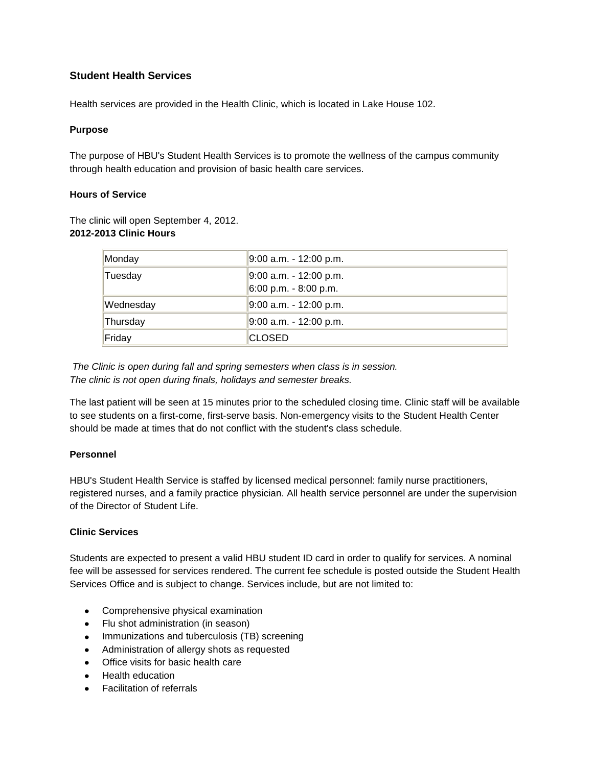## Student Health Services

Health services are provided in the Health Clinic, which is located in Lake House 102.

### Purpose

The purpose of HBU's Student Health Services is to promote the wellness of the campus community through health education and provision of basic health care services.

### Hours of Service

The clinic will open September 4, 2012.
**2012-2013 Clinic Hours**

| Monday | 9:00 a.m. - 12:00 p.m. |
|---|---|
| Tuesday | 9:00 a.m. - 12:00 p.m.<br>6:00 p.m. - 8:00 p.m. |
| Wednesday | 9:00 a.m. - 12:00 p.m. |
| Thursday | 9:00 a.m. - 12:00 p.m. |
| Friday | CLOSED |

*The Clinic is open during fall and spring semesters when class is in session.*
*The clinic is not open during finals, holidays and semester breaks.*

The last patient will be seen at 15 minutes prior to the scheduled closing time. Clinic staff will be available to see students on a first-come, first-serve basis. Non-emergency visits to the Student Health Center should be made at times that do not conflict with the student's class schedule.

### Personnel

HBU's Student Health Service is staffed by licensed medical personnel: family nurse practitioners, registered nurses, and a family practice physician. All health service personnel are under the supervision of the Director of Student Life.

### Clinic Services

Students are expected to present a valid HBU student ID card in order to qualify for services. A nominal fee will be assessed for services rendered. The current fee schedule is posted outside the Student Health Services Office and is subject to change. Services include, but are not limited to:

- Comprehensive physical examination
- Flu shot administration (in season)
- Immunizations and tuberculosis (TB) screening
- Administration of allergy shots as requested
- Office visits for basic health care
- Health education
- Facilitation of referrals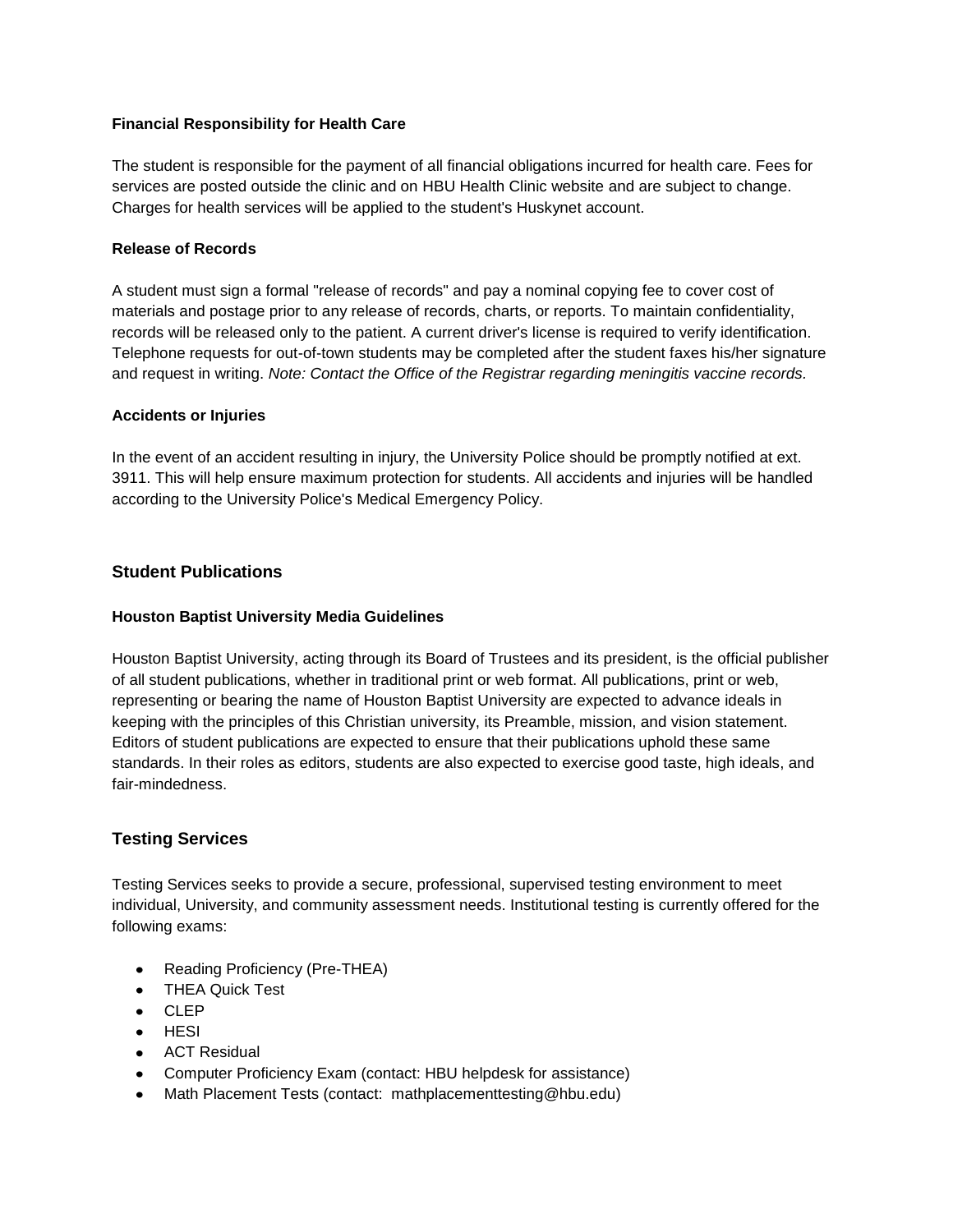#### Financial Responsibility for Health Care

The student is responsible for the payment of all financial obligations incurred for health care. Fees for services are posted outside the clinic and on HBU Health Clinic website and are subject to change. Charges for health services will be applied to the student's Huskynet account.

#### Release of Records

A student must sign a formal "release of records" and pay a nominal copying fee to cover cost of materials and postage prior to any release of records, charts, or reports. To maintain confidentiality, records will be released only to the patient. A current driver's license is required to verify identification. Telephone requests for out-of-town students may be completed after the student faxes his/her signature and request in writing. *Note: Contact the Office of the Registrar regarding meningitis vaccine records.*

#### Accidents or Injuries

In the event of an accident resulting in injury, the University Police should be promptly notified at ext. 3911. This will help ensure maximum protection for students. All accidents and injuries will be handled according to the University Police's Medical Emergency Policy.

### Student Publications

#### Houston Baptist University Media Guidelines

Houston Baptist University, acting through its Board of Trustees and its president, is the official publisher of all student publications, whether in traditional print or web format. All publications, print or web, representing or bearing the name of Houston Baptist University are expected to advance ideals in keeping with the principles of this Christian university, its Preamble, mission, and vision statement. Editors of student publications are expected to ensure that their publications uphold these same standards. In their roles as editors, students are also expected to exercise good taste, high ideals, and fair-mindedness.

### Testing Services

Testing Services seeks to provide a secure, professional, supervised testing environment to meet individual, University, and community assessment needs. Institutional testing is currently offered for the following exams:

- Reading Proficiency (Pre-THEA)
- THEA Quick Test
- CLEP
- HESI
- ACT Residual
- Computer Proficiency Exam (contact: HBU helpdesk for assistance)
- Math Placement Tests (contact: mathplacementtesting@hbu.edu)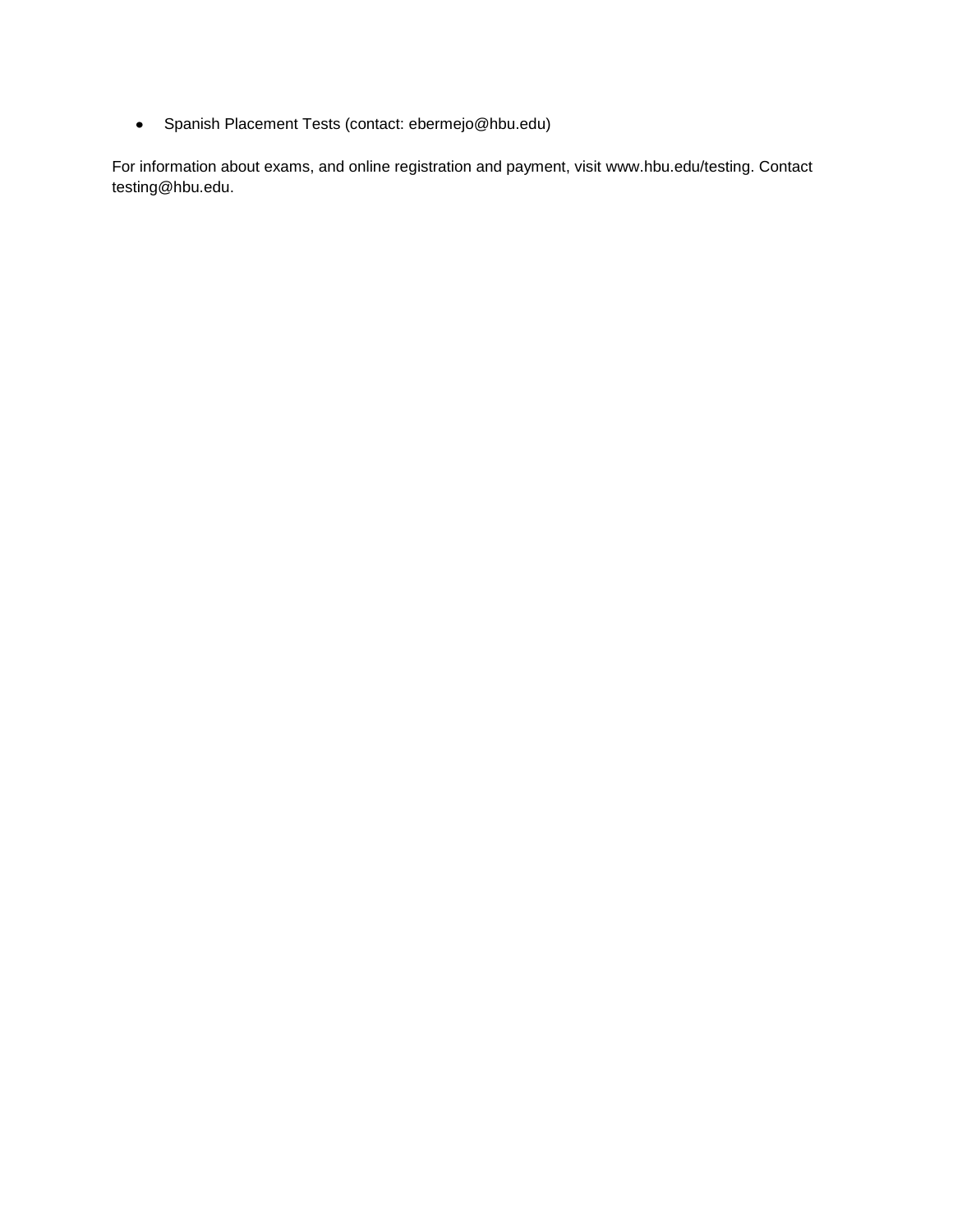- Spanish Placement Tests (contact: ebermejo@hbu.edu)

For information about exams, and online registration and payment, visit www.hbu.edu/testing. Contact testing@hbu.edu.